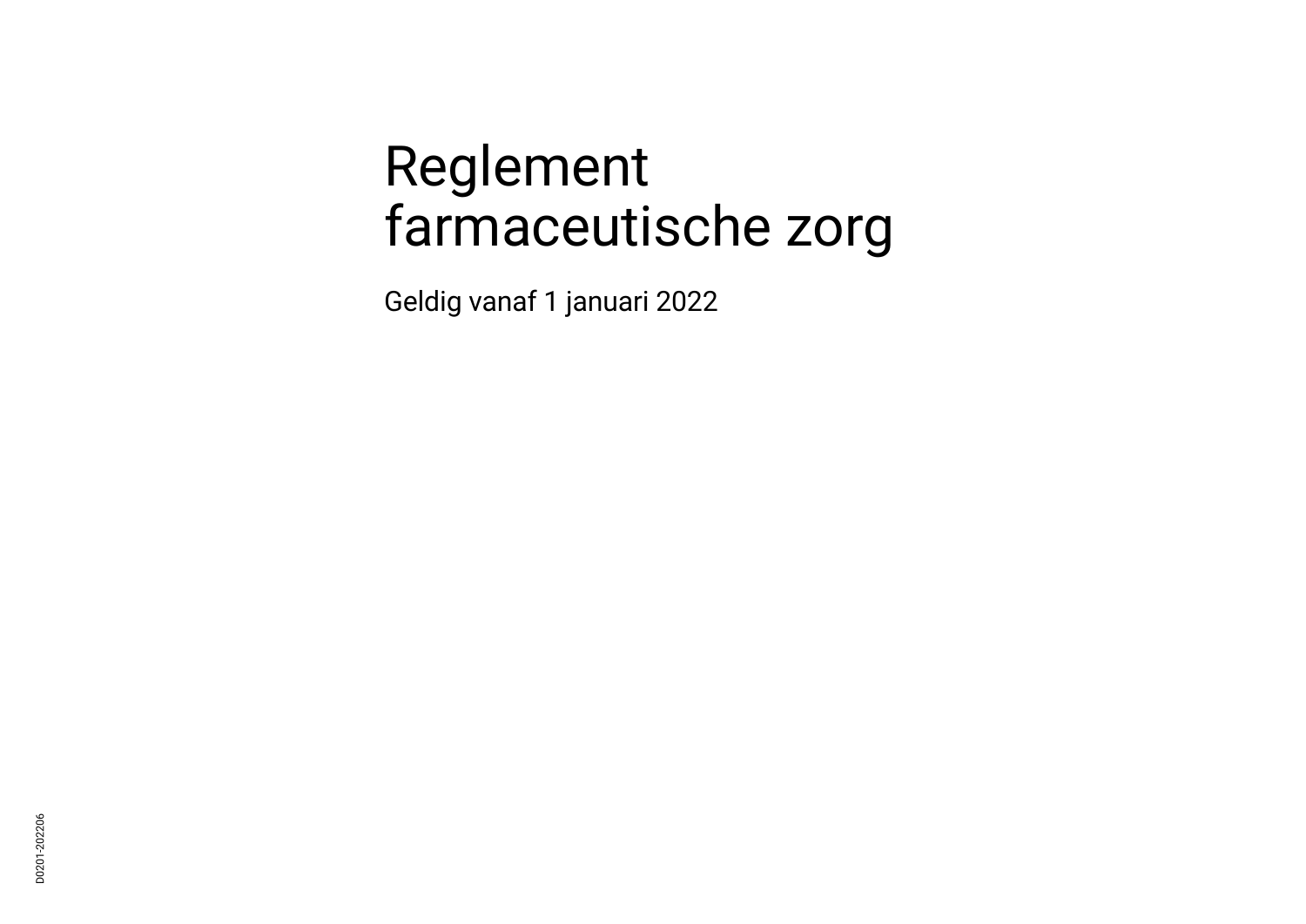# Reglement farmaceutische zorg

Geldig vanaf 1 januari 2022

D0201-202206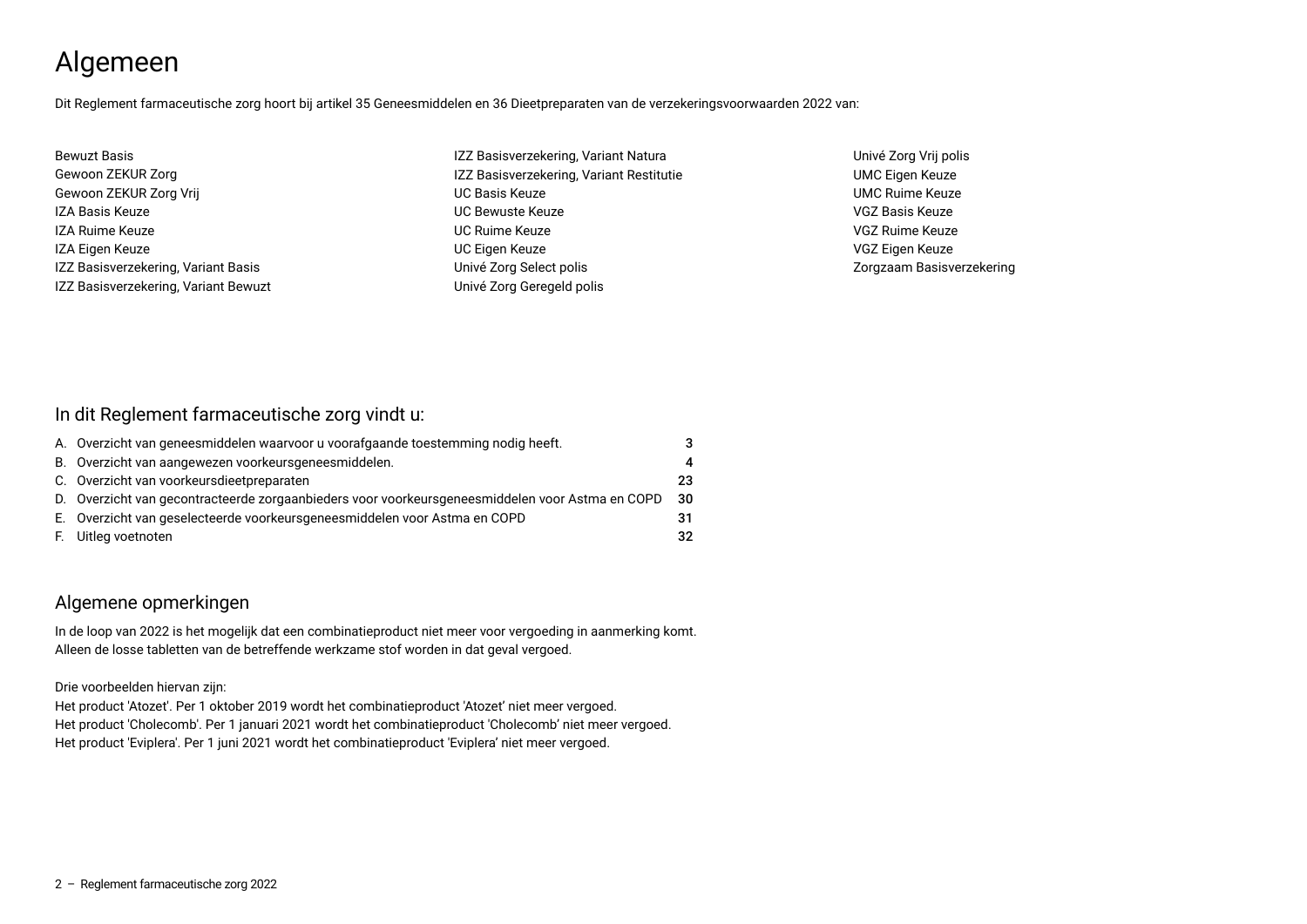# Algemeen

Dit Reglement farmaceutische zorg hoort bij artikel 35 Geneesmiddelen en 36 Dieetpreparaten van de verzekeringsvoorwaarden 2022 van:

Bewuzt Basis
Gewoon ZEKUR Zorg
Gewoon ZEKUR Zorg Vrij
IZA Basis Keuze
IZA Ruime Keuze
IZA Eigen Keuze
IZZ Basisverzekering, Variant Basis
IZZ Basisverzekering, Variant Bewuzt
IZZ Basisverzekering, Variant Natura
IZZ Basisverzekering, Variant Restitutie
UC Basis Keuze
UC Bewuste Keuze
UC Ruime Keuze
UC Eigen Keuze
Univé Zorg Select polis
Univé Zorg Geregeld polis
Univé Zorg Vrij polis
UMC Eigen Keuze
UMC Ruime Keuze
VGZ Basis Keuze
VGZ Ruime Keuze
VGZ Eigen Keuze
Zorgzaam Basisverzekering

## In dit Reglement farmaceutische zorg vindt u:

| | | |
|---|---|---|
| A. | Overzicht van geneesmiddelen waarvoor u voorafgaande toestemming nodig heeft. | **3** |
| B. | Overzicht van aangewezen voorkeursgeneesmiddelen. | **4** |
| C. | Overzicht van voorkeursdieetpreparaten | **23** |
| D. | Overzicht van gecontracteerde zorgaanbieders voor voorkeursgeneesmiddelen voor Astma en COPD | **30** |
| E. | Overzicht van geselecteerde voorkeursgeneesmiddelen voor Astma en COPD | **31** |
| F. | Uitleg voetnoten | **32** |

## Algemene opmerkingen

In de loop van 2022 is het mogelijk dat een combinatieproduct niet meer voor vergoeding in aanmerking komt.
Alleen de losse tabletten van de betreffende werkzame stof worden in dat geval vergoed.

Drie voorbeelden hiervan zijn:
Het product 'Atozet'. Per 1 oktober 2019 wordt het combinatieproduct 'Atozet' niet meer vergoed.
Het product 'Cholecomb'. Per 1 januari 2021 wordt het combinatieproduct 'Cholecomb' niet meer vergoed.
Het product 'Eviplera'. Per 1 juni 2021 wordt het combinatieproduct 'Eviplera' niet meer vergoed.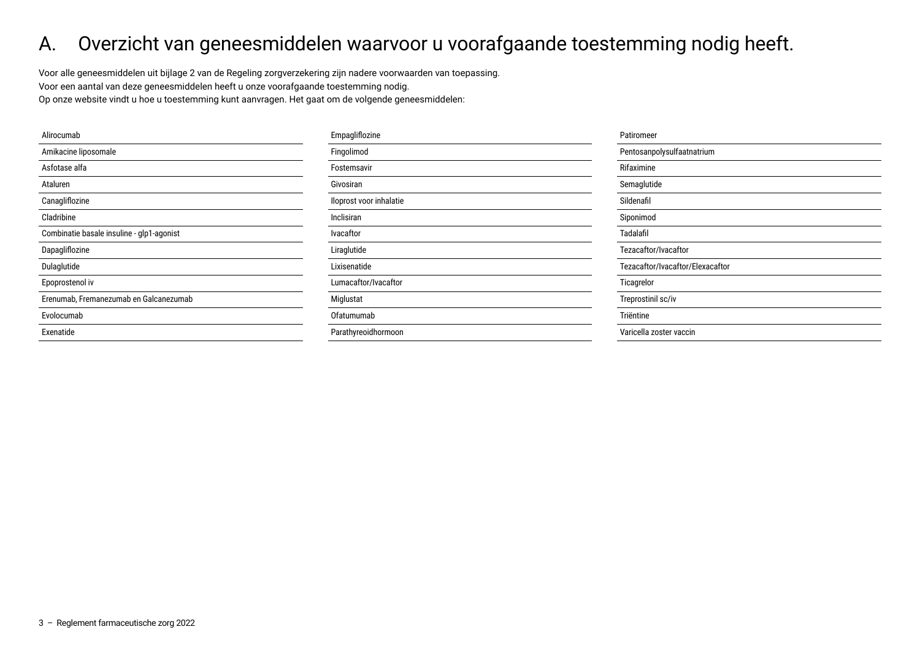# A. Overzicht van geneesmiddelen waarvoor u voorafgaande toestemming nodig heeft.

Voor alle geneesmiddelen uit bijlage 2 van de Regeling zorgverzekering zijn nadere voorwaarden van toepassing.
Voor een aantal van deze geneesmiddelen heeft u onze voorafgaande toestemming nodig.
Op onze website vindt u hoe u toestemming kunt aanvragen. Het gaat om de volgende geneesmiddelen:

- Alirocumab
- Amikacine liposomale
- Asfotase alfa
- Ataluren
- Canagliflozine
- Cladribine
- Combinatie basale insuline - glp1-agonist
- Dapagliflozine
- Dulaglutide
- Epoprostenol iv
- Erenumab, Fremanezumab en Galcanezumab
- Evolocumab
- Exenatide
- Empagliflozine
- Fingolimod
- Fostemsavir
- Givosiran
- Iloprost voor inhalatie
- Inclisiran
- Ivacaftor
- Liraglutide
- Lixisenatide
- Lumacaftor/Ivacaftor
- Miglustat
- Ofatumumab
- Parathyreoidhormoon
- Patiromeer
- Pentosanpolysulfaatnatrium
- Rifaximine
- Semaglutide
- Sildenafil
- Siponimod
- Tadalafil
- Tezacaftor/Ivacaftor
- Tezacaftor/Ivacaftor/Elexacaftor
- Ticagrelor
- Treprostinil sc/iv
- Triëntine
- Varicella zoster vaccin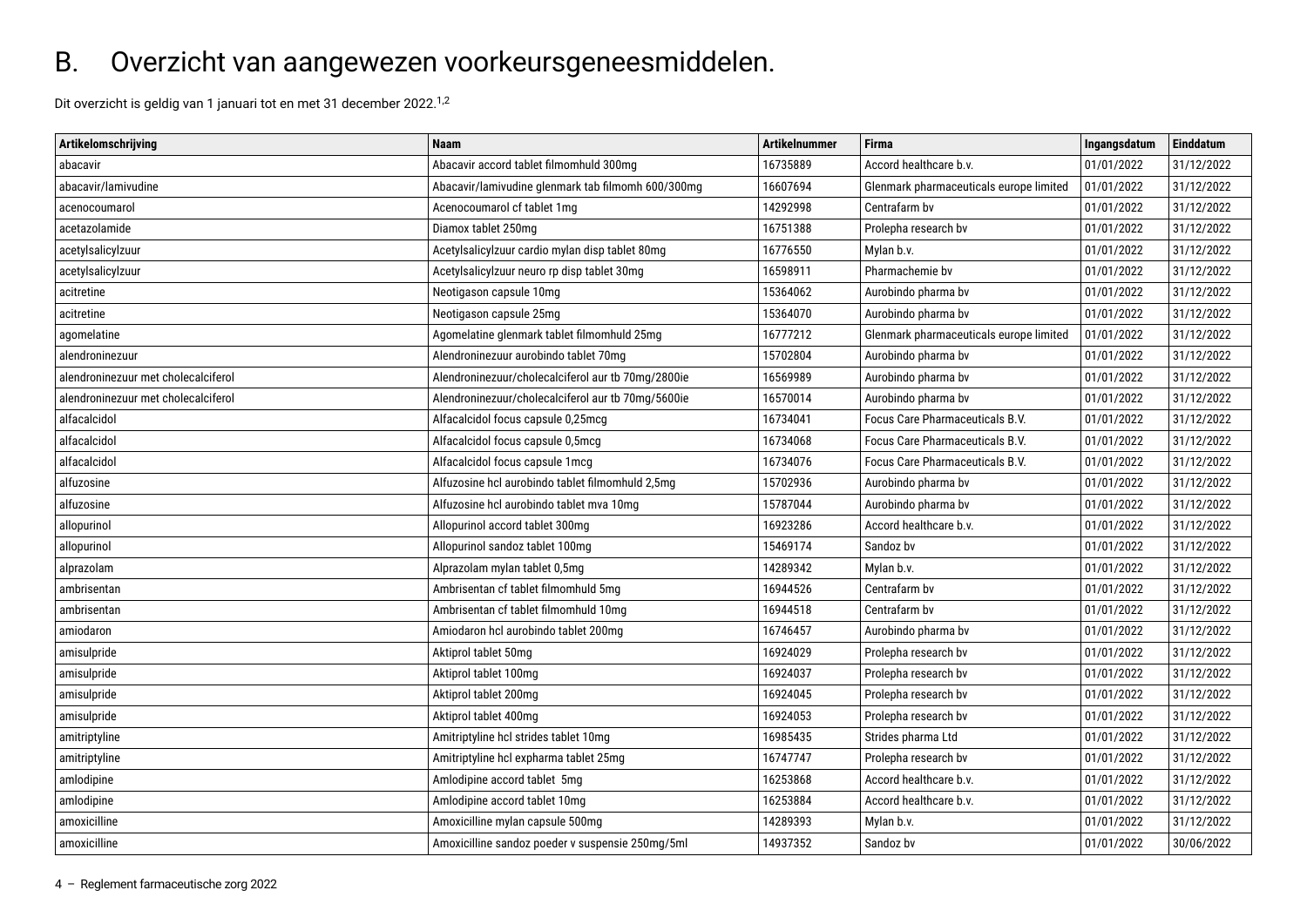# B. Overzicht van aangewezen voorkeursgeneesmiddelen.

Dit overzicht is geldig van 1 januari tot en met 31 december 2022.[1,2]

| Artikelomschrijving | Naam | Artikelnummer | Firma | Ingangsdatum | Einddatum |
|---|---|---|---|---|---|
| abacavir | Abacavir accord tablet filmomhuld 300mg | 16735889 | Accord healthcare b.v. | 01/01/2022 | 31/12/2022 |
| abacavir/lamivudine | Abacavir/lamivudine glenmark tab filmomh 600/300mg | 16607694 | Glenmark pharmaceuticals europe limited | 01/01/2022 | 31/12/2022 |
| acenocoumarol | Acenocoumarol cf tablet 1mg | 14292998 | Centrafarm bv | 01/01/2022 | 31/12/2022 |
| acetazolamide | Diamox tablet 250mg | 16751388 | Prolepha research bv | 01/01/2022 | 31/12/2022 |
| acetylsalicylzuur | Acetylsalicylzuur cardio mylan disp tablet 80mg | 16776550 | Mylan b.v. | 01/01/2022 | 31/12/2022 |
| acetylsalicylzuur | Acetylsalicylzuur neuro rp disp tablet 30mg | 16598911 | Pharmachemie bv | 01/01/2022 | 31/12/2022 |
| acitretine | Neotigason capsule 10mg | 15364062 | Aurobindo pharma bv | 01/01/2022 | 31/12/2022 |
| acitretine | Neotigason capsule 25mg | 15364070 | Aurobindo pharma bv | 01/01/2022 | 31/12/2022 |
| agomelatine | Agomelatine glenmark tablet filmomhuld 25mg | 16777212 | Glenmark pharmaceuticals europe limited | 01/01/2022 | 31/12/2022 |
| alendroninezuur | Alendroninezuur aurobindo tablet 70mg | 15702804 | Aurobindo pharma bv | 01/01/2022 | 31/12/2022 |
| alendroninezuur met cholecalciferol | Alendroninezuur/cholecalciferol aur tb 70mg/2800ie | 16569989 | Aurobindo pharma bv | 01/01/2022 | 31/12/2022 |
| alendroninezuur met cholecalciferol | Alendroninezuur/cholecalciferol aur tb 70mg/5600ie | 16570014 | Aurobindo pharma bv | 01/01/2022 | 31/12/2022 |
| alfacalcidol | Alfacalcidol focus capsule 0,25mcg | 16734041 | Focus Care Pharmaceuticals B.V. | 01/01/2022 | 31/12/2022 |
| alfacalcidol | Alfacalcidol focus capsule 0,5mcg | 16734068 | Focus Care Pharmaceuticals B.V. | 01/01/2022 | 31/12/2022 |
| alfacalcidol | Alfacalcidol focus capsule 1mcg | 16734076 | Focus Care Pharmaceuticals B.V. | 01/01/2022 | 31/12/2022 |
| alfuzosine | Alfuzosine hcl aurobindo tablet filmomhuld 2,5mg | 15702936 | Aurobindo pharma bv | 01/01/2022 | 31/12/2022 |
| alfuzosine | Alfuzosine hcl aurobindo tablet mva 10mg | 15787044 | Aurobindo pharma bv | 01/01/2022 | 31/12/2022 |
| allopurinol | Allopurinol accord tablet 300mg | 16923286 | Accord healthcare b.v. | 01/01/2022 | 31/12/2022 |
| allopurinol | Allopurinol sandoz tablet 100mg | 15469174 | Sandoz bv | 01/01/2022 | 31/12/2022 |
| alprazolam | Alprazolam mylan tablet 0,5mg | 14289342 | Mylan b.v. | 01/01/2022 | 31/12/2022 |
| ambrisentan | Ambrisentan cf tablet filmomhuld 5mg | 16944526 | Centrafarm bv | 01/01/2022 | 31/12/2022 |
| ambrisentan | Ambrisentan cf tablet filmomhuld 10mg | 16944518 | Centrafarm bv | 01/01/2022 | 31/12/2022 |
| amiodaron | Amiodaron hcl aurobindo tablet 200mg | 16746457 | Aurobindo pharma bv | 01/01/2022 | 31/12/2022 |
| amisulpride | Aktiprol tablet 50mg | 16924029 | Prolepha research bv | 01/01/2022 | 31/12/2022 |
| amisulpride | Aktiprol tablet 100mg | 16924037 | Prolepha research bv | 01/01/2022 | 31/12/2022 |
| amisulpride | Aktiprol tablet 200mg | 16924045 | Prolepha research bv | 01/01/2022 | 31/12/2022 |
| amisulpride | Aktiprol tablet 400mg | 16924053 | Prolepha research bv | 01/01/2022 | 31/12/2022 |
| amitriptyline | Amitriptyline hcl strides tablet 10mg | 16985435 | Strides pharma Ltd | 01/01/2022 | 31/12/2022 |
| amitriptyline | Amitriptyline hcl expharma tablet 25mg | 16747747 | Prolepha research bv | 01/01/2022 | 31/12/2022 |
| amlodipine | Amlodipine accord tablet 5mg | 16253868 | Accord healthcare b.v. | 01/01/2022 | 31/12/2022 |
| amlodipine | Amlodipine accord tablet 10mg | 16253884 | Accord healthcare b.v. | 01/01/2022 | 31/12/2022 |
| amoxicilline | Amoxicilline mylan capsule 500mg | 14289393 | Mylan b.v. | 01/01/2022 | 31/12/2022 |
| amoxicilline | Amoxicilline sandoz poeder v suspensie 250mg/5ml | 14937352 | Sandoz bv | 01/01/2022 | 30/06/2022 |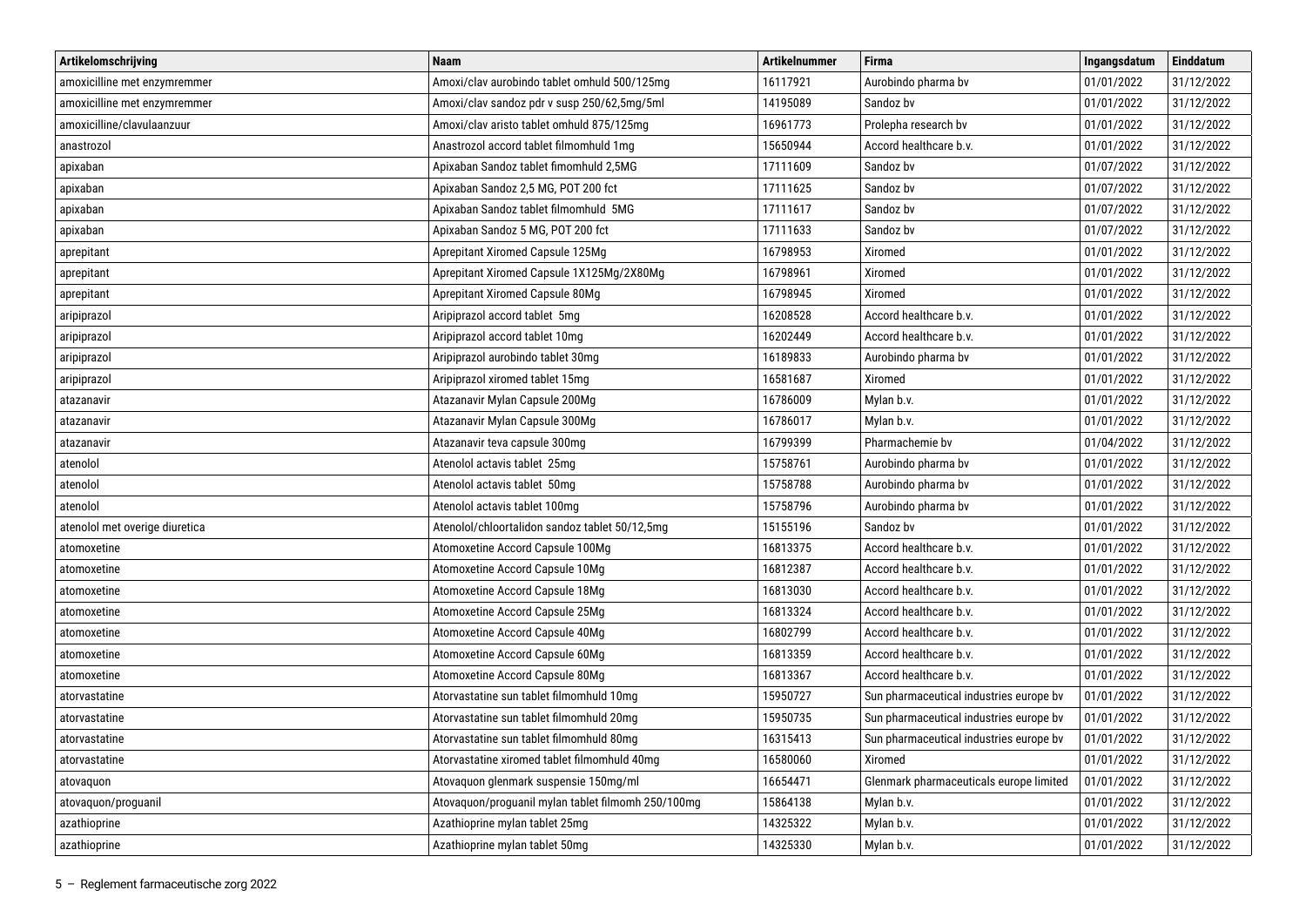| Artikelomschrijving | Naam | Artikelnummer | Firma | Ingangsdatum | Einddatum |
|---|---|---|---|---|---|
| amoxicilline met enzymremmer | Amoxi/clav aurobindo tablet omhuld 500/125mg | 16117921 | Aurobindo pharma bv | 01/01/2022 | 31/12/2022 |
| amoxicilline met enzymremmer | Amoxi/clav sandoz pdr v susp 250/62,5mg/5ml | 14195089 | Sandoz bv | 01/01/2022 | 31/12/2022 |
| amoxicilline/clavulaanzuur | Amoxi/clav aristo tablet omhuld 875/125mg | 16961773 | Prolepha research bv | 01/01/2022 | 31/12/2022 |
| anastrozol | Anastrozol accord tablet filmomhuld 1mg | 15650944 | Accord healthcare b.v. | 01/01/2022 | 31/12/2022 |
| apixaban | Apixaban Sandoz tablet fimomhuld 2,5MG | 17111609 | Sandoz bv | 01/07/2022 | 31/12/2022 |
| apixaban | Apixaban Sandoz 2,5 MG, POT 200 fct | 17111625 | Sandoz bv | 01/07/2022 | 31/12/2022 |
| apixaban | Apixaban Sandoz tablet filmomhuld 5MG | 17111617 | Sandoz bv | 01/07/2022 | 31/12/2022 |
| apixaban | Apixaban Sandoz 5 MG, POT 200 fct | 17111633 | Sandoz bv | 01/07/2022 | 31/12/2022 |
| aprepitant | Aprepitant Xiromed Capsule 125Mg | 16798953 | Xiromed | 01/01/2022 | 31/12/2022 |
| aprepitant | Aprepitant Xiromed Capsule 1X125Mg/2X80Mg | 16798961 | Xiromed | 01/01/2022 | 31/12/2022 |
| aprepitant | Aprepitant Xiromed Capsule 80Mg | 16798945 | Xiromed | 01/01/2022 | 31/12/2022 |
| aripiprazol | Aripiprazol accord tablet 5mg | 16208528 | Accord healthcare b.v. | 01/01/2022 | 31/12/2022 |
| aripiprazol | Aripiprazol accord tablet 10mg | 16202449 | Accord healthcare b.v. | 01/01/2022 | 31/12/2022 |
| aripiprazol | Aripiprazol aurobindo tablet 30mg | 16189833 | Aurobindo pharma bv | 01/01/2022 | 31/12/2022 |
| aripiprazol | Aripiprazol xiromed tablet 15mg | 16581687 | Xiromed | 01/01/2022 | 31/12/2022 |
| atazanavir | Atazanavir Mylan Capsule 200Mg | 16786009 | Mylan b.v. | 01/01/2022 | 31/12/2022 |
| atazanavir | Atazanavir Mylan Capsule 300Mg | 16786017 | Mylan b.v. | 01/01/2022 | 31/12/2022 |
| atazanavir | Atazanavir teva capsule 300mg | 16799399 | Pharmachemie bv | 01/04/2022 | 31/12/2022 |
| atenolol | Atenolol actavis tablet 25mg | 15758761 | Aurobindo pharma bv | 01/01/2022 | 31/12/2022 |
| atenolol | Atenolol actavis tablet 50mg | 15758788 | Aurobindo pharma bv | 01/01/2022 | 31/12/2022 |
| atenolol | Atenolol actavis tablet 100mg | 15758796 | Aurobindo pharma bv | 01/01/2022 | 31/12/2022 |
| atenolol met overige diuretica | Atenolol/chloortalidon sandoz tablet 50/12,5mg | 15155196 | Sandoz bv | 01/01/2022 | 31/12/2022 |
| atomoxetine | Atomoxetine Accord Capsule 100Mg | 16813375 | Accord healthcare b.v. | 01/01/2022 | 31/12/2022 |
| atomoxetine | Atomoxetine Accord Capsule 10Mg | 16812387 | Accord healthcare b.v. | 01/01/2022 | 31/12/2022 |
| atomoxetine | Atomoxetine Accord Capsule 18Mg | 16813030 | Accord healthcare b.v. | 01/01/2022 | 31/12/2022 |
| atomoxetine | Atomoxetine Accord Capsule 25Mg | 16813324 | Accord healthcare b.v. | 01/01/2022 | 31/12/2022 |
| atomoxetine | Atomoxetine Accord Capsule 40Mg | 16802799 | Accord healthcare b.v. | 01/01/2022 | 31/12/2022 |
| atomoxetine | Atomoxetine Accord Capsule 60Mg | 16813359 | Accord healthcare b.v. | 01/01/2022 | 31/12/2022 |
| atomoxetine | Atomoxetine Accord Capsule 80Mg | 16813367 | Accord healthcare b.v. | 01/01/2022 | 31/12/2022 |
| atorvastatine | Atorvastatine sun tablet filmomhuld 10mg | 15950727 | Sun pharmaceutical industries europe bv | 01/01/2022 | 31/12/2022 |
| atorvastatine | Atorvastatine sun tablet filmomhuld 20mg | 15950735 | Sun pharmaceutical industries europe bv | 01/01/2022 | 31/12/2022 |
| atorvastatine | Atorvastatine sun tablet filmomhuld 80mg | 16315413 | Sun pharmaceutical industries europe bv | 01/01/2022 | 31/12/2022 |
| atorvastatine | Atorvastatine xiromed tablet filmomhuld 40mg | 16580060 | Xiromed | 01/01/2022 | 31/12/2022 |
| atovaquon | Atovaquon glenmark suspensie 150mg/ml | 16654471 | Glenmark pharmaceuticals europe limited | 01/01/2022 | 31/12/2022 |
| atovaquon/proguanil | Atovaquon/proguanil mylan tablet filmomh 250/100mg | 15864138 | Mylan b.v. | 01/01/2022 | 31/12/2022 |
| azathioprine | Azathioprine mylan tablet 25mg | 14325322 | Mylan b.v. | 01/01/2022 | 31/12/2022 |
| azathioprine | Azathioprine mylan tablet 50mg | 14325330 | Mylan b.v. | 01/01/2022 | 31/12/2022 |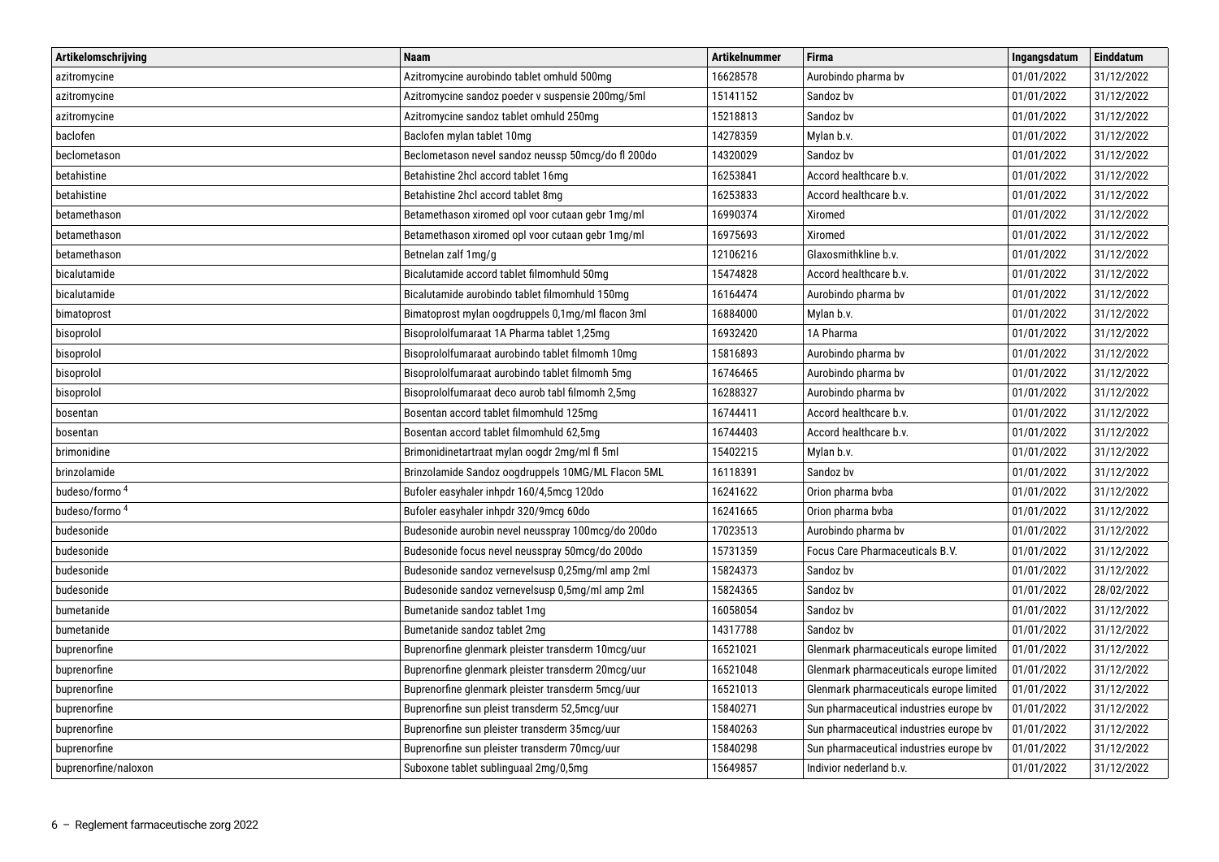| Artikelomschrijving | Naam | Artikelnummer | Firma | Ingangsdatum | Einddatum |
|---|---|---|---|---|---|
| azitromycine | Azitromycine aurobindo tablet omhuld 500mg | 16628578 | Aurobindo pharma bv | 01/01/2022 | 31/12/2022 |
| azitromycine | Azitromycine sandoz poeder v suspensie 200mg/5ml | 15141152 | Sandoz bv | 01/01/2022 | 31/12/2022 |
| azitromycine | Azitromycine sandoz tablet omhuld 250mg | 15218813 | Sandoz bv | 01/01/2022 | 31/12/2022 |
| baclofen | Baclofen mylan tablet 10mg | 14278359 | Mylan b.v. | 01/01/2022 | 31/12/2022 |
| beclometason | Beclometason nevel sandoz neussp 50mcg/do fl 200do | 14320029 | Sandoz bv | 01/01/2022 | 31/12/2022 |
| betahistine | Betahistine 2hcl accord tablet 16mg | 16253841 | Accord healthcare b.v. | 01/01/2022 | 31/12/2022 |
| betahistine | Betahistine 2hcl accord tablet 8mg | 16253833 | Accord healthcare b.v. | 01/01/2022 | 31/12/2022 |
| betamethason | Betamethason xiromed opl voor cutaan gebr 1mg/ml | 16990374 | Xiromed | 01/01/2022 | 31/12/2022 |
| betamethason | Betamethason xiromed opl voor cutaan gebr 1mg/ml | 16975693 | Xiromed | 01/01/2022 | 31/12/2022 |
| betamethason | Betnelan zalf 1mg/g | 12106216 | Glaxosmithkline b.v. | 01/01/2022 | 31/12/2022 |
| bicalutamide | Bicalutamide accord tablet filmomhuld 50mg | 15474828 | Accord healthcare b.v. | 01/01/2022 | 31/12/2022 |
| bicalutamide | Bicalutamide aurobindo tablet filmomhuld 150mg | 16164474 | Aurobindo pharma bv | 01/01/2022 | 31/12/2022 |
| bimatoprost | Bimatoprost mylan oogdruppels 0,1mg/ml flacon 3ml | 16884000 | Mylan b.v. | 01/01/2022 | 31/12/2022 |
| bisoprolol | Bisoprololfumaraat 1A Pharma tablet 1,25mg | 16932420 | 1A Pharma | 01/01/2022 | 31/12/2022 |
| bisoprolol | Bisoprololfumaraat aurobindo tablet filmomh 10mg | 15816893 | Aurobindo pharma bv | 01/01/2022 | 31/12/2022 |
| bisoprolol | Bisoprololfumaraat aurobindo tablet filmomh 5mg | 16746465 | Aurobindo pharma bv | 01/01/2022 | 31/12/2022 |
| bisoprolol | Bisoprololfumaraat deco aurob tabl filmomh 2,5mg | 16288327 | Aurobindo pharma bv | 01/01/2022 | 31/12/2022 |
| bosentan | Bosentan accord tablet filmomhuld 125mg | 16744411 | Accord healthcare b.v. | 01/01/2022 | 31/12/2022 |
| bosentan | Bosentan accord tablet filmomhuld 62,5mg | 16744403 | Accord healthcare b.v. | 01/01/2022 | 31/12/2022 |
| brimonidine | Brimonidinetartraat mylan oogdr 2mg/ml fl 5ml | 15402215 | Mylan b.v. | 01/01/2022 | 31/12/2022 |
| brinzolamide | Brinzolamide Sandoz oogdruppels 10MG/ML Flacon 5ML | 16118391 | Sandoz bv | 01/01/2022 | 31/12/2022 |
| budeso/formo [4] | Bufoler easyhaler inhpdr 160/4,5mcg 120do | 16241622 | Orion pharma bvba | 01/01/2022 | 31/12/2022 |
| budeso/formo [4] | Bufoler easyhaler inhpdr 320/9mcg 60do | 16241665 | Orion pharma bvba | 01/01/2022 | 31/12/2022 |
| budesonide | Budesonide aurobin nevel neusspray 100mcg/do 200do | 17023513 | Aurobindo pharma bv | 01/01/2022 | 31/12/2022 |
| budesonide | Budesonide focus nevel neusspray 50mcg/do 200do | 15731359 | Focus Care Pharmaceuticals B.V. | 01/01/2022 | 31/12/2022 |
| budesonide | Budesonide sandoz vernevelsusp 0,25mg/ml amp 2ml | 15824373 | Sandoz bv | 01/01/2022 | 31/12/2022 |
| budesonide | Budesonide sandoz vernevelsusp 0,5mg/ml amp 2ml | 15824365 | Sandoz bv | 01/01/2022 | 28/02/2022 |
| bumetanide | Bumetanide sandoz tablet 1mg | 16058054 | Sandoz bv | 01/01/2022 | 31/12/2022 |
| bumetanide | Bumetanide sandoz tablet 2mg | 14317788 | Sandoz bv | 01/01/2022 | 31/12/2022 |
| buprenorfine | Buprenorfine glenmark pleister transderm 10mcg/uur | 16521021 | Glenmark pharmaceuticals europe limited | 01/01/2022 | 31/12/2022 |
| buprenorfine | Buprenorfine glenmark pleister transderm 20mcg/uur | 16521048 | Glenmark pharmaceuticals europe limited | 01/01/2022 | 31/12/2022 |
| buprenorfine | Buprenorfine glenmark pleister transderm 5mcg/uur | 16521013 | Glenmark pharmaceuticals europe limited | 01/01/2022 | 31/12/2022 |
| buprenorfine | Buprenorfine sun pleist transderm 52,5mcg/uur | 15840271 | Sun pharmaceutical industries europe bv | 01/01/2022 | 31/12/2022 |
| buprenorfine | Buprenorfine sun pleister transderm 35mcg/uur | 15840263 | Sun pharmaceutical industries europe bv | 01/01/2022 | 31/12/2022 |
| buprenorfine | Buprenorfine sun pleister transderm 70mcg/uur | 15840298 | Sun pharmaceutical industries europe bv | 01/01/2022 | 31/12/2022 |
| buprenorfine/naloxon | Suboxone tablet sublinguaal 2mg/0,5mg | 15649857 | Indivior nederland b.v. | 01/01/2022 | 31/12/2022 |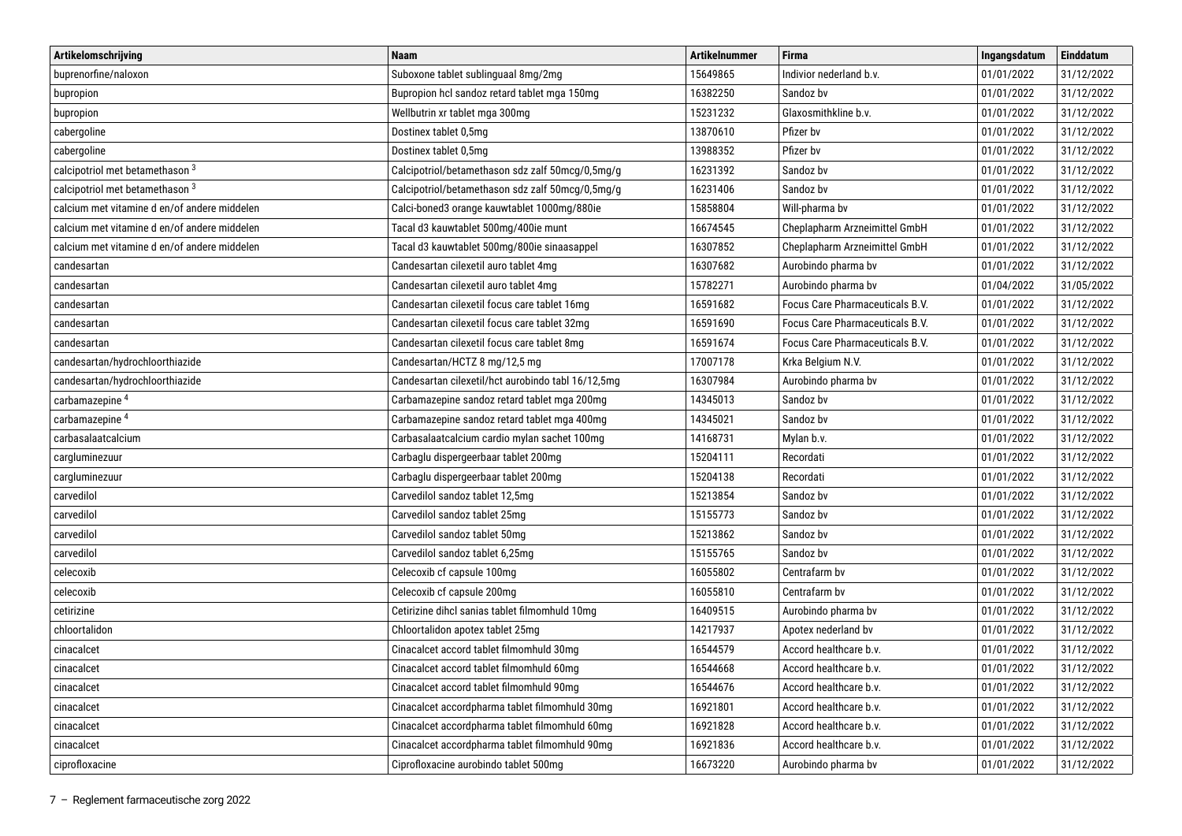| Artikelomschrijving | Naam | Artikelnummer | Firma | Ingangsdatum | Einddatum |
|---|---|---|---|---|---|
| buprenorfine/naloxon | Suboxone tablet sublinguaal 8mg/2mg | 15649865 | Indivior nederland b.v. | 01/01/2022 | 31/12/2022 |
| bupropion | Bupropion hcl sandoz retard tablet mga 150mg | 16382250 | Sandoz bv | 01/01/2022 | 31/12/2022 |
| bupropion | Wellbutrin xr tablet mga 300mg | 15231232 | Glaxosmithkline b.v. | 01/01/2022 | 31/12/2022 |
| cabergoline | Dostinex tablet 0,5mg | 13870610 | Pfizer bv | 01/01/2022 | 31/12/2022 |
| cabergoline | Dostinex tablet 0,5mg | 13988352 | Pfizer bv | 01/01/2022 | 31/12/2022 |
| calcipotriol met betamethason [3] | Calcipotriol/betamethason sdz zalf 50mcg/0,5mg/g | 16231392 | Sandoz bv | 01/01/2022 | 31/12/2022 |
| calcipotriol met betamethason [3] | Calcipotriol/betamethason sdz zalf 50mcg/0,5mg/g | 16231406 | Sandoz bv | 01/01/2022 | 31/12/2022 |
| calcium met vitamine d en/of andere middelen | Calci-boned3 orange kauwtablet 1000mg/880ie | 15858804 | Will-pharma bv | 01/01/2022 | 31/12/2022 |
| calcium met vitamine d en/of andere middelen | Tacal d3 kauwtablet 500mg/400ie munt | 16674545 | Cheplapharm Arzneimittel GmbH | 01/01/2022 | 31/12/2022 |
| calcium met vitamine d en/of andere middelen | Tacal d3 kauwtablet 500mg/800ie sinaasappel | 16307852 | Cheplapharm Arzneimittel GmbH | 01/01/2022 | 31/12/2022 |
| candesartan | Candesartan cilexetil auro tablet 4mg | 16307682 | Aurobindo pharma bv | 01/01/2022 | 31/12/2022 |
| candesartan | Candesartan cilexetil auro tablet 4mg | 15782271 | Aurobindo pharma bv | 01/04/2022 | 31/05/2022 |
| candesartan | Candesartan cilexetil focus care tablet 16mg | 16591682 | Focus Care Pharmaceuticals B.V. | 01/01/2022 | 31/12/2022 |
| candesartan | Candesartan cilexetil focus care tablet 32mg | 16591690 | Focus Care Pharmaceuticals B.V. | 01/01/2022 | 31/12/2022 |
| candesartan | Candesartan cilexetil focus care tablet 8mg | 16591674 | Focus Care Pharmaceuticals B.V. | 01/01/2022 | 31/12/2022 |
| candesartan/hydrochloorthiazide | Candesartan/HCTZ 8 mg/12,5 mg | 17007178 | Krka Belgium N.V. | 01/01/2022 | 31/12/2022 |
| candesartan/hydrochloorthiazide | Candesartan cilexetil/hct aurobindo tabl 16/12,5mg | 16307984 | Aurobindo pharma bv | 01/01/2022 | 31/12/2022 |
| carbamazepine [4] | Carbamazepine sandoz retard tablet mga 200mg | 14345013 | Sandoz bv | 01/01/2022 | 31/12/2022 |
| carbamazepine [4] | Carbamazepine sandoz retard tablet mga 400mg | 14345021 | Sandoz bv | 01/01/2022 | 31/12/2022 |
| carbasalaatcalcium | Carbasalaatcalcium cardio mylan sachet 100mg | 14168731 | Mylan b.v. | 01/01/2022 | 31/12/2022 |
| cargluminezuur | Carbaglu dispergeerbaar tablet 200mg | 15204111 | Recordati | 01/01/2022 | 31/12/2022 |
| cargluminezuur | Carbaglu dispergeerbaar tablet 200mg | 15204138 | Recordati | 01/01/2022 | 31/12/2022 |
| carvedilol | Carvedilol sandoz tablet 12,5mg | 15213854 | Sandoz bv | 01/01/2022 | 31/12/2022 |
| carvedilol | Carvedilol sandoz tablet 25mg | 15155773 | Sandoz bv | 01/01/2022 | 31/12/2022 |
| carvedilol | Carvedilol sandoz tablet 50mg | 15213862 | Sandoz bv | 01/01/2022 | 31/12/2022 |
| carvedilol | Carvedilol sandoz tablet 6,25mg | 15155765 | Sandoz bv | 01/01/2022 | 31/12/2022 |
| celecoxib | Celecoxib cf capsule 100mg | 16055802 | Centrafarm bv | 01/01/2022 | 31/12/2022 |
| celecoxib | Celecoxib cf capsule 200mg | 16055810 | Centrafarm bv | 01/01/2022 | 31/12/2022 |
| cetirizine | Cetirizine dihcl sanias tablet filmomhuld 10mg | 16409515 | Aurobindo pharma bv | 01/01/2022 | 31/12/2022 |
| chloortalidon | Chloortalidon apotex tablet 25mg | 14217937 | Apotex nederland bv | 01/01/2022 | 31/12/2022 |
| cinacalcet | Cinacalcet accord tablet filmomhuld 30mg | 16544579 | Accord healthcare b.v. | 01/01/2022 | 31/12/2022 |
| cinacalcet | Cinacalcet accord tablet filmomhuld 60mg | 16544668 | Accord healthcare b.v. | 01/01/2022 | 31/12/2022 |
| cinacalcet | Cinacalcet accord tablet filmomhuld 90mg | 16544676 | Accord healthcare b.v. | 01/01/2022 | 31/12/2022 |
| cinacalcet | Cinacalcet accordpharma tablet filmomhuld 30mg | 16921801 | Accord healthcare b.v. | 01/01/2022 | 31/12/2022 |
| cinacalcet | Cinacalcet accordpharma tablet filmomhuld 60mg | 16921828 | Accord healthcare b.v. | 01/01/2022 | 31/12/2022 |
| cinacalcet | Cinacalcet accordpharma tablet filmomhuld 90mg | 16921836 | Accord healthcare b.v. | 01/01/2022 | 31/12/2022 |
| ciprofloxacine | Ciprofloxacine aurobindo tablet 500mg | 16673220 | Aurobindo pharma bv | 01/01/2022 | 31/12/2022 |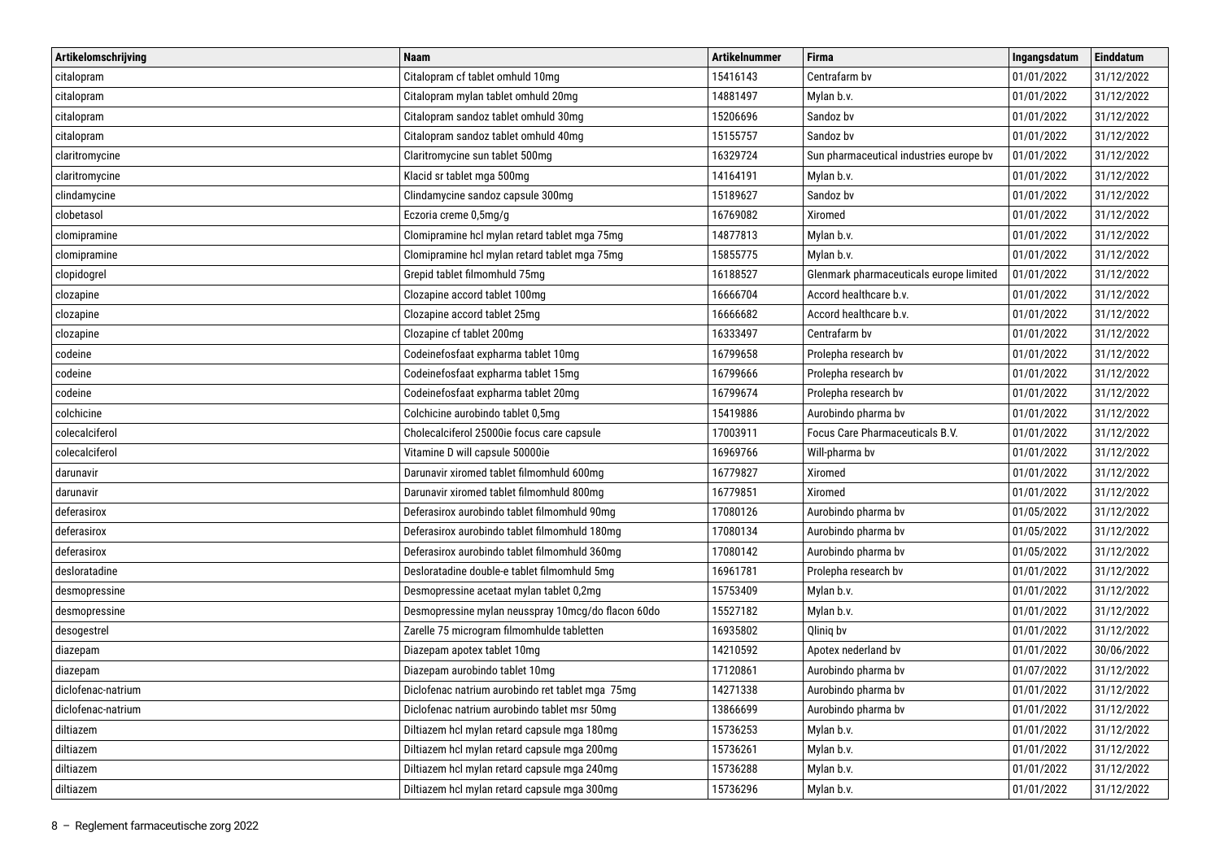| Artikelomschrijving | Naam | Artikelnummer | Firma | Ingangsdatum | Einddatum |
|---|---|---|---|---|---|
| citalopram | Citalopram cf tablet omhuld 10mg | 15416143 | Centrafarm bv | 01/01/2022 | 31/12/2022 |
| citalopram | Citalopram mylan tablet omhuld 20mg | 14881497 | Mylan b.v. | 01/01/2022 | 31/12/2022 |
| citalopram | Citalopram sandoz tablet omhuld 30mg | 15206696 | Sandoz bv | 01/01/2022 | 31/12/2022 |
| citalopram | Citalopram sandoz tablet omhuld 40mg | 15155757 | Sandoz bv | 01/01/2022 | 31/12/2022 |
| claritromycine | Claritromycine sun tablet 500mg | 16329724 | Sun pharmaceutical industries europe bv | 01/01/2022 | 31/12/2022 |
| claritromycine | Klacid sr tablet mga 500mg | 14164191 | Mylan b.v. | 01/01/2022 | 31/12/2022 |
| clindamycine | Clindamycine sandoz capsule 300mg | 15189627 | Sandoz bv | 01/01/2022 | 31/12/2022 |
| clobetasol | Eczoria creme 0,5mg/g | 16769082 | Xiromed | 01/01/2022 | 31/12/2022 |
| clomipramine | Clomipramine hcl mylan retard tablet mga 75mg | 14877813 | Mylan b.v. | 01/01/2022 | 31/12/2022 |
| clomipramine | Clomipramine hcl mylan retard tablet mga 75mg | 15855775 | Mylan b.v. | 01/01/2022 | 31/12/2022 |
| clopidogrel | Grepid tablet filmomhuld 75mg | 16188527 | Glenmark pharmaceuticals europe limited | 01/01/2022 | 31/12/2022 |
| clozapine | Clozapine accord tablet 100mg | 16666704 | Accord healthcare b.v. | 01/01/2022 | 31/12/2022 |
| clozapine | Clozapine accord tablet 25mg | 16666682 | Accord healthcare b.v. | 01/01/2022 | 31/12/2022 |
| clozapine | Clozapine cf tablet 200mg | 16333497 | Centrafarm bv | 01/01/2022 | 31/12/2022 |
| codeine | Codeinefosfaat expharma tablet 10mg | 16799658 | Prolepha research bv | 01/01/2022 | 31/12/2022 |
| codeine | Codeinefosfaat expharma tablet 15mg | 16799666 | Prolepha research bv | 01/01/2022 | 31/12/2022 |
| codeine | Codeinefosfaat expharma tablet 20mg | 16799674 | Prolepha research bv | 01/01/2022 | 31/12/2022 |
| colchicine | Colchicine aurobindo tablet 0,5mg | 15419886 | Aurobindo pharma bv | 01/01/2022 | 31/12/2022 |
| colecalciferol | Cholecalciferol 25000ie focus care capsule | 17003911 | Focus Care Pharmaceuticals B.V. | 01/01/2022 | 31/12/2022 |
| colecalciferol | Vitamine D will capsule 50000ie | 16969766 | Will-pharma bv | 01/01/2022 | 31/12/2022 |
| darunavir | Darunavir xiromed tablet filmomhuld 600mg | 16779827 | Xiromed | 01/01/2022 | 31/12/2022 |
| darunavir | Darunavir xiromed tablet filmomhuld 800mg | 16779851 | Xiromed | 01/01/2022 | 31/12/2022 |
| deferasirox | Deferasirox aurobindo tablet filmomhuld 90mg | 17080126 | Aurobindo pharma bv | 01/05/2022 | 31/12/2022 |
| deferasirox | Deferasirox aurobindo tablet filmomhuld 180mg | 17080134 | Aurobindo pharma bv | 01/05/2022 | 31/12/2022 |
| deferasirox | Deferasirox aurobindo tablet filmomhuld 360mg | 17080142 | Aurobindo pharma bv | 01/05/2022 | 31/12/2022 |
| desloratadine | Desloratadine double-e tablet filmomhuld 5mg | 16961781 | Prolepha research bv | 01/01/2022 | 31/12/2022 |
| desmopressine | Desmopressine acetaat mylan tablet 0,2mg | 15753409 | Mylan b.v. | 01/01/2022 | 31/12/2022 |
| desmopressine | Desmopressine mylan neusspray 10mcg/do flacon 60do | 15527182 | Mylan b.v. | 01/01/2022 | 31/12/2022 |
| desogestrel | Zarelle 75 microgram filmomhulde tabletten | 16935802 | Qliniq bv | 01/01/2022 | 31/12/2022 |
| diazepam | Diazepam apotex tablet 10mg | 14210592 | Apotex nederland bv | 01/01/2022 | 30/06/2022 |
| diazepam | Diazepam aurobindo tablet 10mg | 17120861 | Aurobindo pharma bv | 01/07/2022 | 31/12/2022 |
| diclofenac-natrium | Diclofenac natrium aurobindo ret tablet mga 75mg | 14271338 | Aurobindo pharma bv | 01/01/2022 | 31/12/2022 |
| diclofenac-natrium | Diclofenac natrium aurobindo tablet msr 50mg | 13866699 | Aurobindo pharma bv | 01/01/2022 | 31/12/2022 |
| diltiazem | Diltiazem hcl mylan retard capsule mga 180mg | 15736253 | Mylan b.v. | 01/01/2022 | 31/12/2022 |
| diltiazem | Diltiazem hcl mylan retard capsule mga 200mg | 15736261 | Mylan b.v. | 01/01/2022 | 31/12/2022 |
| diltiazem | Diltiazem hcl mylan retard capsule mga 240mg | 15736288 | Mylan b.v. | 01/01/2022 | 31/12/2022 |
| diltiazem | Diltiazem hcl mylan retard capsule mga 300mg | 15736296 | Mylan b.v. | 01/01/2022 | 31/12/2022 |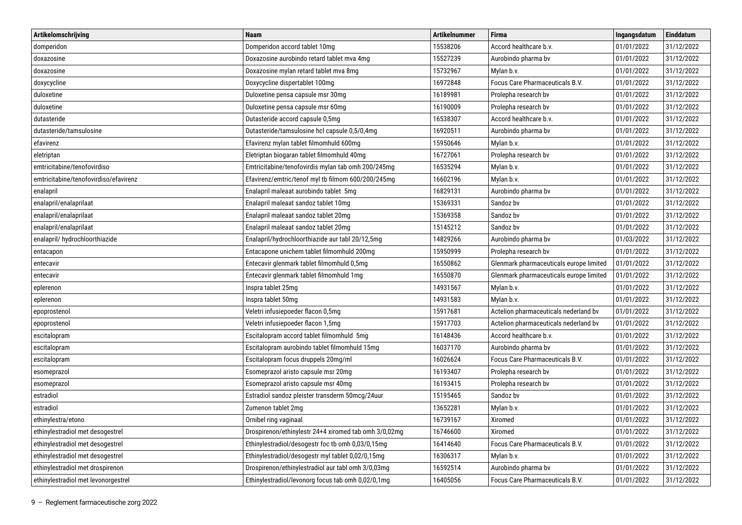| Artikelomschrijving | Naam | Artikelnummer | Firma | Ingangsdatum | Einddatum |
|---|---|---|---|---|---|
| domperidon | Domperidon accord tablet 10mg | 15538206 | Accord healthcare b.v. | 01/01/2022 | 31/12/2022 |
| doxazosine | Doxazosine aurobindo retard tablet mva 4mg | 15527239 | Aurobindo pharma bv | 01/01/2022 | 31/12/2022 |
| doxazosine | Doxazosine mylan retard tablet mva 8mg | 15732967 | Mylan b.v. | 01/01/2022 | 31/12/2022 |
| doxycycline | Doxycycline dispertablet 100mg | 16972848 | Focus Care Pharmaceuticals B.V. | 01/01/2022 | 31/12/2022 |
| duloxetine | Duloxetine pensa capsule msr 30mg | 16189981 | Prolepha research bv | 01/01/2022 | 31/12/2022 |
| duloxetine | Duloxetine pensa capsule msr 60mg | 16190009 | Prolepha research bv | 01/01/2022 | 31/12/2022 |
| dutasteride | Dutasteride accord capsule 0,5mg | 16538307 | Accord healthcare b.v. | 01/01/2022 | 31/12/2022 |
| dutasteride/tamsulosine | Dutasteride/tamsulosine hcl capsule 0,5/0,4mg | 16920511 | Aurobindo pharma bv | 01/01/2022 | 31/12/2022 |
| efavirenz | Efavirenz mylan tablet filmomhuld 600mg | 15950646 | Mylan b.v. | 01/01/2022 | 31/12/2022 |
| eletriptan | Eletriptan biogaran tablet filmomhuld 40mg | 16727061 | Prolepha research bv | 01/01/2022 | 31/12/2022 |
| emtricitabine/tenofovirdiso | Emtricitabine/tenofovirdis mylan tab omh 200/245mg | 16535294 | Mylan b.v. | 01/01/2022 | 31/12/2022 |
| emtricitabine/tenofovirdiso/efavirenz | Efavirenz/emtric/tenof myl tb filmom 600/200/245mg | 16602196 | Mylan b.v. | 01/01/2022 | 31/12/2022 |
| enalapril | Enalapril maleaat aurobindo tablet 5mg | 16829131 | Aurobindo pharma bv | 01/01/2022 | 31/12/2022 |
| enalapril/enalaprilaat | Enalapril maleaat sandoz tablet 10mg | 15369331 | Sandoz bv | 01/01/2022 | 31/12/2022 |
| enalapril/enalaprilaat | Enalapril maleaat sandoz tablet 20mg | 15369358 | Sandoz bv | 01/01/2022 | 31/12/2022 |
| enalapril/enalaprilaat | Enalapril maleaat sandoz tablet 20mg | 15145212 | Sandoz bv | 01/01/2022 | 31/12/2022 |
| enalapril/ hydrochloorthiazide | Enalapril/hydrochloorthiazide aur tabl 20/12,5mg | 14829266 | Aurobindo pharma bv | 01/03/2022 | 31/12/2022 |
| entacapon | Entacapone unichem tablet filmomhuld 200mg | 15950999 | Prolepha research bv | 01/01/2022 | 31/12/2022 |
| entecavir | Entecavir glenmark tablet filmomhuld 0,5mg | 16550862 | Glenmark pharmaceuticals europe limited | 01/01/2022 | 31/12/2022 |
| entecavir | Entecavir glenmark tablet filmomhuld 1mg | 16550870 | Glenmark pharmaceuticals europe limited | 01/01/2022 | 31/12/2022 |
| eplerenon | Inspra tablet 25mg | 14931567 | Mylan b.v. | 01/01/2022 | 31/12/2022 |
| eplerenon | Inspra tablet 50mg | 14931583 | Mylan b.v. | 01/01/2022 | 31/12/2022 |
| epoprostenol | Veletri infusiepoeder flacon 0,5mg | 15917681 | Actelion pharmaceuticals nederland bv | 01/01/2022 | 31/12/2022 |
| epoprostenol | Veletri infusiepoeder flacon 1,5mg | 15917703 | Actelion pharmaceuticals nederland bv | 01/01/2022 | 31/12/2022 |
| escitalopram | Escitalopram accord tablet filmomhuld 5mg | 16148436 | Accord healthcare b.v. | 01/01/2022 | 31/12/2022 |
| escitalopram | Escitalopram aurobindo tablet filmomhuld 15mg | 16037170 | Aurobindo pharma bv | 01/01/2022 | 31/12/2022 |
| escitalopram | Escitalopram focus druppels 20mg/ml | 16026624 | Focus Care Pharmaceuticals B.V. | 01/01/2022 | 31/12/2022 |
| esomeprazol | Esomeprazol aristo capsule msr 20mg | 16193407 | Prolepha research bv | 01/01/2022 | 31/12/2022 |
| esomeprazol | Esomeprazol aristo capsule msr 40mg | 16193415 | Prolepha research bv | 01/01/2022 | 31/12/2022 |
| estradiol | Estradiol sandoz pleister transderm 50mcg/24uur | 15195465 | Sandoz bv | 01/01/2022 | 31/12/2022 |
| estradiol | Zumenon tablet 2mg | 13652281 | Mylan b.v. | 01/01/2022 | 31/12/2022 |
| ethinylestra/etono | Ornibel ring vaginaal | 16739167 | Xiromed | 01/01/2022 | 31/12/2022 |
| ethinylestradiol met desogestrel | Drospirenon/ethinylestr 24+4 xiromed tab omh 3/0,02mg | 16746600 | Xiromed | 01/01/2022 | 31/12/2022 |
| ethinylestradiol met desogestrel | Ethinylestradiol/desogestr foc tb omh 0,03/0,15mg | 16414640 | Focus Care Pharmaceuticals B.V. | 01/01/2022 | 31/12/2022 |
| ethinylestradiol met desogestrel | Ethinylestradiol/desogestr myl tablet 0,02/0,15mg | 16306317 | Mylan b.v. | 01/01/2022 | 31/12/2022 |
| ethinylestradiol met drospirenon | Drospirenon/ethinylestradiol aur tabl omh 3/0,03mg | 16592514 | Aurobindo pharma bv | 01/01/2022 | 31/12/2022 |
| ethinylestradiol met levonorgestrel | Ethinylestradiol/levonorg focus tab omh 0,02/0,1mg | 16405056 | Focus Care Pharmaceuticals B.V. | 01/01/2022 | 31/12/2022 |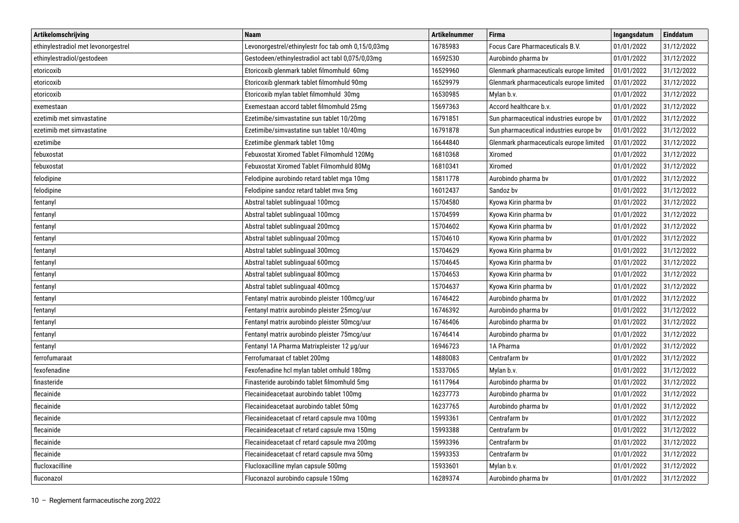| Artikelomschrijving | Naam | Artikelnummer | Firma | Ingangsdatum | Einddatum |
|---|---|---|---|---|---|
| ethinylestradiol met levonorgestrel | Levonorgestrel/ethinylestr foc tab omh 0,15/0,03mg | 16785983 | Focus Care Pharmaceuticals B.V. | 01/01/2022 | 31/12/2022 |
| ethinylestradiol/gestodeen | Gestodeen/ethinylestradiol act tabl 0,075/0,03mg | 16592530 | Aurobindo pharma bv | 01/01/2022 | 31/12/2022 |
| etoricoxib | Etoricoxib glenmark tablet filmomhuld 60mg | 16529960 | Glenmark pharmaceuticals europe limited | 01/01/2022 | 31/12/2022 |
| etoricoxib | Etoricoxib glenmark tablet filmomhuld 90mg | 16529979 | Glenmark pharmaceuticals europe limited | 01/01/2022 | 31/12/2022 |
| etoricoxib | Etoricoxib mylan tablet filmomhuld 30mg | 16530985 | Mylan b.v. | 01/01/2022 | 31/12/2022 |
| exemestaan | Exemestaan accord tablet filmomhuld 25mg | 15697363 | Accord healthcare b.v. | 01/01/2022 | 31/12/2022 |
| ezetimib met simvastatine | Ezetimibe/simvastatine sun tablet 10/20mg | 16791851 | Sun pharmaceutical industries europe bv | 01/01/2022 | 31/12/2022 |
| ezetimib met simvastatine | Ezetimibe/simvastatine sun tablet 10/40mg | 16791878 | Sun pharmaceutical industries europe bv | 01/01/2022 | 31/12/2022 |
| ezetimibe | Ezetimibe glenmark tablet 10mg | 16644840 | Glenmark pharmaceuticals europe limited | 01/01/2022 | 31/12/2022 |
| febuxostat | Febuxostat Xiromed Tablet Filmomhuld 120Mg | 16810368 | Xiromed | 01/01/2022 | 31/12/2022 |
| febuxostat | Febuxostat Xiromed Tablet Filmomhuld 80Mg | 16810341 | Xiromed | 01/01/2022 | 31/12/2022 |
| felodipine | Felodipine aurobindo retard tablet mga 10mg | 15811778 | Aurobindo pharma bv | 01/01/2022 | 31/12/2022 |
| felodipine | Felodipine sandoz retard tablet mva 5mg | 16012437 | Sandoz bv | 01/01/2022 | 31/12/2022 |
| fentanyl | Abstral tablet sublinguaal 100mcg | 15704580 | Kyowa Kirin pharma bv | 01/01/2022 | 31/12/2022 |
| fentanyl | Abstral tablet sublinguaal 100mcg | 15704599 | Kyowa Kirin pharma bv | 01/01/2022 | 31/12/2022 |
| fentanyl | Abstral tablet sublinguaal 200mcg | 15704602 | Kyowa Kirin pharma bv | 01/01/2022 | 31/12/2022 |
| fentanyl | Abstral tablet sublinguaal 200mcg | 15704610 | Kyowa Kirin pharma bv | 01/01/2022 | 31/12/2022 |
| fentanyl | Abstral tablet sublinguaal 300mcg | 15704629 | Kyowa Kirin pharma bv | 01/01/2022 | 31/12/2022 |
| fentanyl | Abstral tablet sublinguaal 600mcg | 15704645 | Kyowa Kirin pharma bv | 01/01/2022 | 31/12/2022 |
| fentanyl | Abstral tablet sublinguaal 800mcg | 15704653 | Kyowa Kirin pharma bv | 01/01/2022 | 31/12/2022 |
| fentanyl | Abstral tablet sublinguaal 400mcg | 15704637 | Kyowa Kirin pharma bv | 01/01/2022 | 31/12/2022 |
| fentanyl | Fentanyl matrix aurobindo pleister 100mcg/uur | 16746422 | Aurobindo pharma bv | 01/01/2022 | 31/12/2022 |
| fentanyl | Fentanyl matrix aurobindo pleister 25mcg/uur | 16746392 | Aurobindo pharma bv | 01/01/2022 | 31/12/2022 |
| fentanyl | Fentanyl matrix aurobindo pleister 50mcg/uur | 16746406 | Aurobindo pharma bv | 01/01/2022 | 31/12/2022 |
| fentanyl | Fentanyl matrix aurobindo pleister 75mcg/uur | 16746414 | Aurobindo pharma bv | 01/01/2022 | 31/12/2022 |
| fentanyl | Fentanyl 1A Pharma Matrixpleister 12 µg/uur | 16946723 | 1A Pharma | 01/01/2022 | 31/12/2022 |
| ferrofumaraat | Ferrofumaraat cf tablet 200mg | 14880083 | Centrafarm bv | 01/01/2022 | 31/12/2022 |
| fexofenadine | Fexofenadine hcl mylan tablet omhuld 180mg | 15337065 | Mylan b.v. | 01/01/2022 | 31/12/2022 |
| finasteride | Finasteride aurobindo tablet filmomhuld 5mg | 16117964 | Aurobindo pharma bv | 01/01/2022 | 31/12/2022 |
| flecainide | Flecainideacetaat aurobindo tablet 100mg | 16237773 | Aurobindo pharma bv | 01/01/2022 | 31/12/2022 |
| flecainide | Flecainideacetaat aurobindo tablet 50mg | 16237765 | Aurobindo pharma bv | 01/01/2022 | 31/12/2022 |
| flecainide | Flecainideacetaat cf retard capsule mva 100mg | 15993361 | Centrafarm bv | 01/01/2022 | 31/12/2022 |
| flecainide | Flecainideacetaat cf retard capsule mva 150mg | 15993388 | Centrafarm bv | 01/01/2022 | 31/12/2022 |
| flecainide | Flecainideacetaat cf retard capsule mva 200mg | 15993396 | Centrafarm bv | 01/01/2022 | 31/12/2022 |
| flecainide | Flecainideacetaat cf retard capsule mva 50mg | 15993353 | Centrafarm bv | 01/01/2022 | 31/12/2022 |
| flucloxacilline | Flucloxacilline mylan capsule 500mg | 15933601 | Mylan b.v. | 01/01/2022 | 31/12/2022 |
| fluconazol | Fluconazol aurobindo capsule 150mg | 16289374 | Aurobindo pharma bv | 01/01/2022 | 31/12/2022 |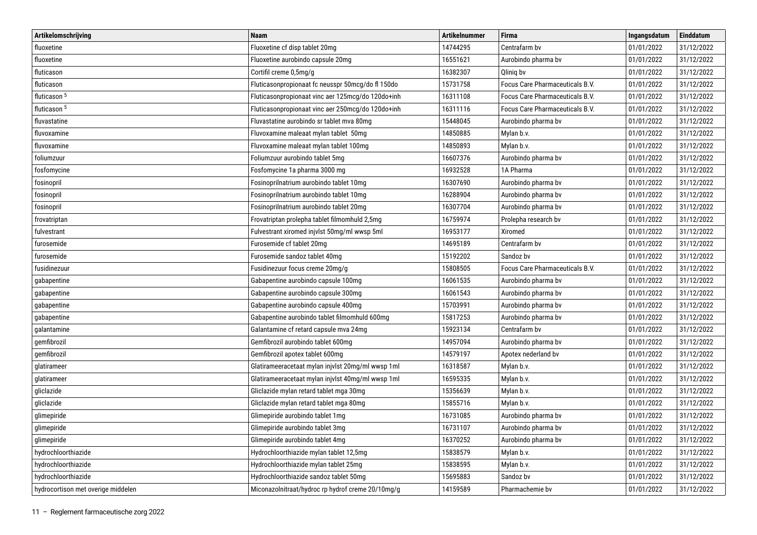| Artikelomschrijving | Naam | Artikelnummer | Firma | Ingangsdatum | Einddatum |
|---|---|---|---|---|---|
| fluoxetine | Fluoxetine cf disp tablet 20mg | 14744295 | Centrafarm bv | 01/01/2022 | 31/12/2022 |
| fluoxetine | Fluoxetine aurobindo capsule 20mg | 16551621 | Aurobindo pharma bv | 01/01/2022 | 31/12/2022 |
| fluticason | Cortifil creme 0,5mg/g | 16382307 | Qliniq bv | 01/01/2022 | 31/12/2022 |
| fluticason | Fluticasonpropionaat fc neusspr 50mcg/do fl 150do | 15731758 | Focus Care Pharmaceuticals B.V. | 01/01/2022 | 31/12/2022 |
| fluticason [5] | Fluticasonpropionaat vinc aer 125mcg/do 120do+inh | 16311108 | Focus Care Pharmaceuticals B.V. | 01/01/2022 | 31/12/2022 |
| fluticason [5] | Fluticasonpropionaat vinc aer 250mcg/do 120do+inh | 16311116 | Focus Care Pharmaceuticals B.V. | 01/01/2022 | 31/12/2022 |
| fluvastatine | Fluvastatine aurobindo sr tablet mva 80mg | 15448045 | Aurobindo pharma bv | 01/01/2022 | 31/12/2022 |
| fluvoxamine | Fluvoxamine maleaat mylan tablet 50mg | 14850885 | Mylan b.v. | 01/01/2022 | 31/12/2022 |
| fluvoxamine | Fluvoxamine maleaat mylan tablet 100mg | 14850893 | Mylan b.v. | 01/01/2022 | 31/12/2022 |
| foliumzuur | Foliumzuur aurobindo tablet 5mg | 16607376 | Aurobindo pharma bv | 01/01/2022 | 31/12/2022 |
| fosfomycine | Fosfomycine 1a pharma 3000 mg | 16932528 | 1A Pharma | 01/01/2022 | 31/12/2022 |
| fosinopril | Fosinoprilnatrium aurobindo tablet 10mg | 16307690 | Aurobindo pharma bv | 01/01/2022 | 31/12/2022 |
| fosinopril | Fosinoprilnatrium aurobindo tablet 10mg | 16288904 | Aurobindo pharma bv | 01/01/2022 | 31/12/2022 |
| fosinopril | Fosinoprilnatrium aurobindo tablet 20mg | 16307704 | Aurobindo pharma bv | 01/01/2022 | 31/12/2022 |
| frovatriptan | Frovatriptan prolepha tablet filmomhuld 2,5mg | 16759974 | Prolepha research bv | 01/01/2022 | 31/12/2022 |
| fulvestrant | Fulvestrant xiromed injvlst 50mg/ml wwsp 5ml | 16953177 | Xiromed | 01/01/2022 | 31/12/2022 |
| furosemide | Furosemide cf tablet 20mg | 14695189 | Centrafarm bv | 01/01/2022 | 31/12/2022 |
| furosemide | Furosemide sandoz tablet 40mg | 15192202 | Sandoz bv | 01/01/2022 | 31/12/2022 |
| fusidinezuur | Fusidinezuur focus creme 20mg/g | 15808505 | Focus Care Pharmaceuticals B.V. | 01/01/2022 | 31/12/2022 |
| gabapentine | Gabapentine aurobindo capsule 100mg | 16061535 | Aurobindo pharma bv | 01/01/2022 | 31/12/2022 |
| gabapentine | Gabapentine aurobindo capsule 300mg | 16061543 | Aurobindo pharma bv | 01/01/2022 | 31/12/2022 |
| gabapentine | Gabapentine aurobindo capsule 400mg | 15703991 | Aurobindo pharma bv | 01/01/2022 | 31/12/2022 |
| gabapentine | Gabapentine aurobindo tablet filmomhuld 600mg | 15817253 | Aurobindo pharma bv | 01/01/2022 | 31/12/2022 |
| galantamine | Galantamine cf retard capsule mva 24mg | 15923134 | Centrafarm bv | 01/01/2022 | 31/12/2022 |
| gemfibrozil | Gemfibrozil aurobindo tablet 600mg | 14957094 | Aurobindo pharma bv | 01/01/2022 | 31/12/2022 |
| gemfibrozil | Gemfibrozil apotex tablet 600mg | 14579197 | Apotex nederland bv | 01/01/2022 | 31/12/2022 |
| glatirameer | Glatirameeracetaat mylan injvlst 20mg/ml wwsp 1ml | 16318587 | Mylan b.v. | 01/01/2022 | 31/12/2022 |
| glatirameer | Glatirameeracetaat mylan injvlst 40mg/ml wwsp 1ml | 16595335 | Mylan b.v. | 01/01/2022 | 31/12/2022 |
| gliclazide | Gliclazide mylan retard tablet mga 30mg | 15356639 | Mylan b.v. | 01/01/2022 | 31/12/2022 |
| gliclazide | Gliclazide mylan retard tablet mga 80mg | 15855716 | Mylan b.v. | 01/01/2022 | 31/12/2022 |
| glimepiride | Glimepiride aurobindo tablet 1mg | 16731085 | Aurobindo pharma bv | 01/01/2022 | 31/12/2022 |
| glimepiride | Glimepiride aurobindo tablet 3mg | 16731107 | Aurobindo pharma bv | 01/01/2022 | 31/12/2022 |
| glimepiride | Glimepiride aurobindo tablet 4mg | 16370252 | Aurobindo pharma bv | 01/01/2022 | 31/12/2022 |
| hydrochloorthiazide | Hydrochloorthiazide mylan tablet 12,5mg | 15838579 | Mylan b.v. | 01/01/2022 | 31/12/2022 |
| hydrochloorthiazide | Hydrochloorthiazide mylan tablet 25mg | 15838595 | Mylan b.v. | 01/01/2022 | 31/12/2022 |
| hydrochloorthiazide | Hydrochloorthiazide sandoz tablet 50mg | 15695883 | Sandoz bv | 01/01/2022 | 31/12/2022 |
| hydrocortison met overige middelen | Miconazolnitraat/hydroc rp hydrof creme 20/10mg/g | 14159589 | Pharmachemie bv | 01/01/2022 | 31/12/2022 |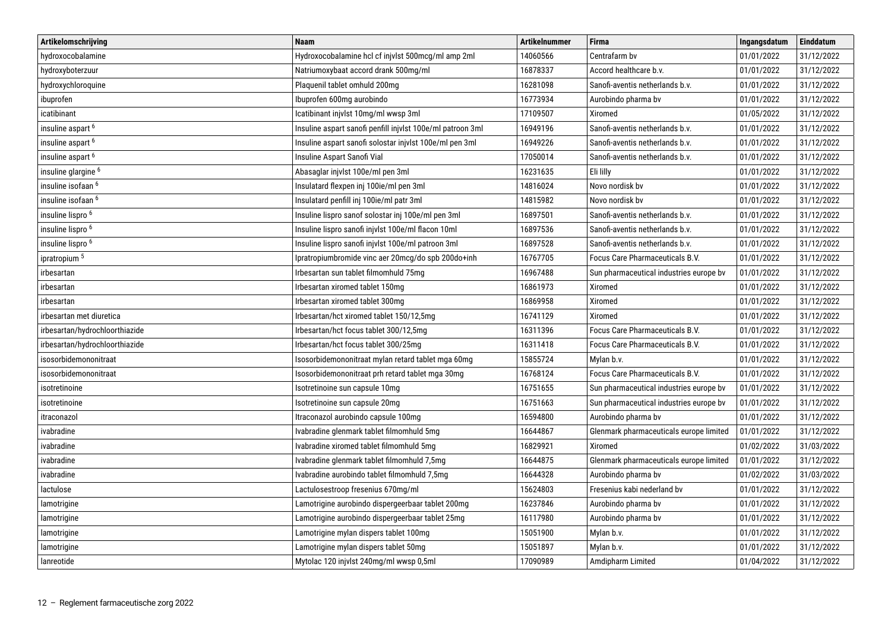| Artikelomschrijving | Naam | Artikelnummer | Firma | Ingangsdatum | Einddatum |
|---|---|---|---|---|---|
| hydroxocobalamine | Hydroxocobalamine hcl cf injvlst 500mcg/ml amp 2ml | 14060566 | Centrafarm bv | 01/01/2022 | 31/12/2022 |
| hydroxyboterzuur | Natriumoxybaat accord drank 500mg/ml | 16878337 | Accord healthcare b.v. | 01/01/2022 | 31/12/2022 |
| hydroxychloroquine | Plaquenil tablet omhuld 200mg | 16281098 | Sanofi-aventis netherlands b.v. | 01/01/2022 | 31/12/2022 |
| ibuprofen | Ibuprofen 600mg aurobindo | 16773934 | Aurobindo pharma bv | 01/01/2022 | 31/12/2022 |
| icatibinant | Icatibinant injvlst 10mg/ml wwsp 3ml | 17109507 | Xiromed | 01/05/2022 | 31/12/2022 |
| insuline aspart [6] | Insuline aspart sanofi penfill injvlst 100e/ml patroon 3ml | 16949196 | Sanofi-aventis netherlands b.v. | 01/01/2022 | 31/12/2022 |
| insuline aspart [6] | Insuline aspart sanofi solostar injvlst 100e/ml pen 3ml | 16949226 | Sanofi-aventis netherlands b.v. | 01/01/2022 | 31/12/2022 |
| insuline aspart [6] | Insuline Aspart Sanofi Vial | 17050014 | Sanofi-aventis netherlands b.v. | 01/01/2022 | 31/12/2022 |
| insuline glargine [6] | Abasaglar injvlst 100e/ml pen 3ml | 16231635 | Eli lilly | 01/01/2022 | 31/12/2022 |
| insuline isofaan [6] | Insulatard flexpen inj 100ie/ml pen 3ml | 14816024 | Novo nordisk bv | 01/01/2022 | 31/12/2022 |
| insuline isofaan [6] | Insulatard penfill inj 100ie/ml patr 3ml | 14815982 | Novo nordisk bv | 01/01/2022 | 31/12/2022 |
| insuline lispro [6] | Insuline lispro sanof solostar inj 100e/ml pen 3ml | 16897501 | Sanofi-aventis netherlands b.v. | 01/01/2022 | 31/12/2022 |
| insuline lispro [6] | Insuline lispro sanofi injvlst 100e/ml flacon 10ml | 16897536 | Sanofi-aventis netherlands b.v. | 01/01/2022 | 31/12/2022 |
| insuline lispro [6] | Insuline lispro sanofi injvlst 100e/ml patroon 3ml | 16897528 | Sanofi-aventis netherlands b.v. | 01/01/2022 | 31/12/2022 |
| ipratropium [5] | Ipratropiumbromide vinc aer 20mcg/do spb 200do+inh | 16767705 | Focus Care Pharmaceuticals B.V. | 01/01/2022 | 31/12/2022 |
| irbesartan | Irbesartan sun tablet filmomhuld 75mg | 16967488 | Sun pharmaceutical industries europe bv | 01/01/2022 | 31/12/2022 |
| irbesartan | Irbesartan xiromed tablet 150mg | 16861973 | Xiromed | 01/01/2022 | 31/12/2022 |
| irbesartan | Irbesartan xiromed tablet 300mg | 16869958 | Xiromed | 01/01/2022 | 31/12/2022 |
| irbesartan met diuretica | Irbesartan/hct xiromed tablet 150/12,5mg | 16741129 | Xiromed | 01/01/2022 | 31/12/2022 |
| irbesartan/hydrochloorthiazide | Irbesartan/hct focus tablet 300/12,5mg | 16311396 | Focus Care Pharmaceuticals B.V. | 01/01/2022 | 31/12/2022 |
| irbesartan/hydrochloorthiazide | Irbesartan/hct focus tablet 300/25mg | 16311418 | Focus Care Pharmaceuticals B.V. | 01/01/2022 | 31/12/2022 |
| isosorbidemononitraat | Isosorbidemononitraat mylan retard tablet mga 60mg | 15855724 | Mylan b.v. | 01/01/2022 | 31/12/2022 |
| isosorbidemononitraat | Isosorbidemononitraat prh retard tablet mga 30mg | 16768124 | Focus Care Pharmaceuticals B.V. | 01/01/2022 | 31/12/2022 |
| isotretinoine | Isotretinoine sun capsule 10mg | 16751655 | Sun pharmaceutical industries europe bv | 01/01/2022 | 31/12/2022 |
| isotretinoine | Isotretinoine sun capsule 20mg | 16751663 | Sun pharmaceutical industries europe bv | 01/01/2022 | 31/12/2022 |
| itraconazol | Itraconazol aurobindo capsule 100mg | 16594800 | Aurobindo pharma bv | 01/01/2022 | 31/12/2022 |
| ivabradine | Ivabradine glenmark tablet filmomhuld 5mg | 16644867 | Glenmark pharmaceuticals europe limited | 01/01/2022 | 31/12/2022 |
| ivabradine | Ivabradine xiromed tablet filmomhuld 5mg | 16829921 | Xiromed | 01/02/2022 | 31/03/2022 |
| ivabradine | Ivabradine glenmark tablet filmomhuld 7,5mg | 16644875 | Glenmark pharmaceuticals europe limited | 01/01/2022 | 31/12/2022 |
| ivabradine | Ivabradine aurobindo tablet filmomhuld 7,5mg | 16644328 | Aurobindo pharma bv | 01/02/2022 | 31/03/2022 |
| lactulose | Lactulosestroop fresenius 670mg/ml | 15624803 | Fresenius kabi nederland bv | 01/01/2022 | 31/12/2022 |
| lamotrigine | Lamotrigine aurobindo dispergeerbaar tablet 200mg | 16237846 | Aurobindo pharma bv | 01/01/2022 | 31/12/2022 |
| lamotrigine | Lamotrigine aurobindo dispergeerbaar tablet 25mg | 16117980 | Aurobindo pharma bv | 01/01/2022 | 31/12/2022 |
| lamotrigine | Lamotrigine mylan dispers tablet 100mg | 15051900 | Mylan b.v. | 01/01/2022 | 31/12/2022 |
| lamotrigine | Lamotrigine mylan dispers tablet 50mg | 15051897 | Mylan b.v. | 01/01/2022 | 31/12/2022 |
| lanreotide | Mytolac 120 injvlst 240mg/ml wwsp 0,5ml | 17090989 | Amdipharm Limited | 01/04/2022 | 31/12/2022 |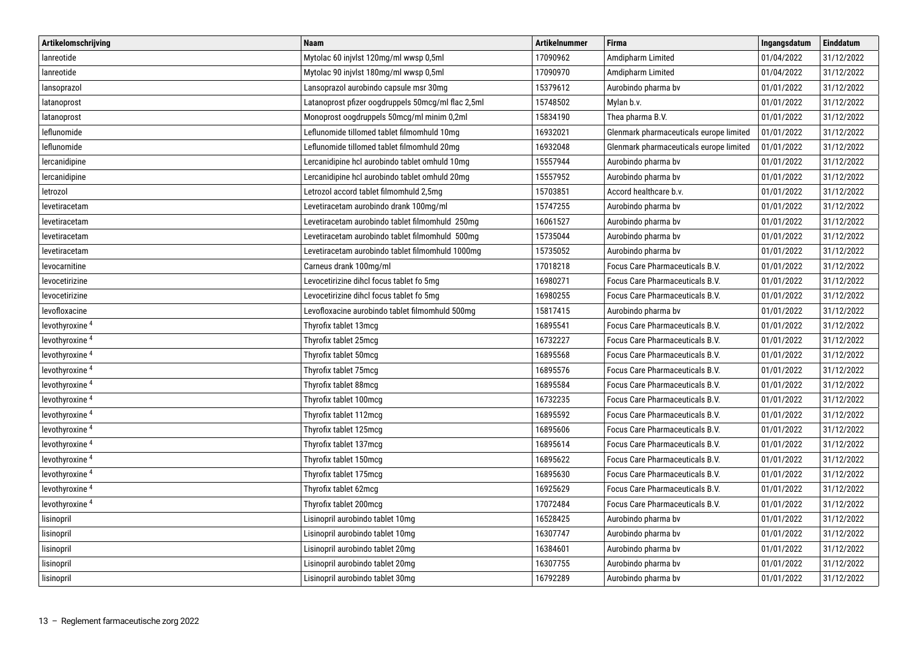| Artikelomschrijving | Naam | Artikelnummer | Firma | Ingangsdatum | Einddatum |
|---|---|---|---|---|---|
| lanreotide | Mytolac 60 injvlst 120mg/ml wwsp 0,5ml | 17090962 | Amdipharm Limited | 01/04/2022 | 31/12/2022 |
| lanreotide | Mytolac 90 injvlst 180mg/ml wwsp 0,5ml | 17090970 | Amdipharm Limited | 01/04/2022 | 31/12/2022 |
| lansoprazol | Lansoprazol aurobindo capsule msr 30mg | 15379612 | Aurobindo pharma bv | 01/01/2022 | 31/12/2022 |
| latanoprost | Latanoprost pfizer oogdruppels 50mcg/ml flac 2,5ml | 15748502 | Mylan b.v. | 01/01/2022 | 31/12/2022 |
| latanoprost | Monoprost oogdruppels 50mcg/ml minim 0,2ml | 15834190 | Thea pharma B.V. | 01/01/2022 | 31/12/2022 |
| leflunomide | Leflunomide tillomed tablet filmomhuld 10mg | 16932021 | Glenmark pharmaceuticals europe limited | 01/01/2022 | 31/12/2022 |
| leflunomide | Leflunomide tillomed tablet filmomhuld 20mg | 16932048 | Glenmark pharmaceuticals europe limited | 01/01/2022 | 31/12/2022 |
| lercanidipine | Lercanidipine hcl aurobindo tablet omhuld 10mg | 15557944 | Aurobindo pharma bv | 01/01/2022 | 31/12/2022 |
| lercanidipine | Lercanidipine hcl aurobindo tablet omhuld 20mg | 15557952 | Aurobindo pharma bv | 01/01/2022 | 31/12/2022 |
| letrozol | Letrozol accord tablet filmomhuld 2,5mg | 15703851 | Accord healthcare b.v. | 01/01/2022 | 31/12/2022 |
| levetiracetam | Levetiracetam aurobindo drank 100mg/ml | 15747255 | Aurobindo pharma bv | 01/01/2022 | 31/12/2022 |
| levetiracetam | Levetiracetam aurobindo tablet filmomhuld 250mg | 16061527 | Aurobindo pharma bv | 01/01/2022 | 31/12/2022 |
| levetiracetam | Levetiracetam aurobindo tablet filmomhuld 500mg | 15735044 | Aurobindo pharma bv | 01/01/2022 | 31/12/2022 |
| levetiracetam | Levetiracetam aurobindo tablet filmomhuld 1000mg | 15735052 | Aurobindo pharma bv | 01/01/2022 | 31/12/2022 |
| levocarnitine | Carneus drank 100mg/ml | 17018218 | Focus Care Pharmaceuticals B.V. | 01/01/2022 | 31/12/2022 |
| levocetirizine | Levocetirizine dihcl focus tablet fo 5mg | 16980271 | Focus Care Pharmaceuticals B.V. | 01/01/2022 | 31/12/2022 |
| levocetirizine | Levocetirizine dihcl focus tablet fo 5mg | 16980255 | Focus Care Pharmaceuticals B.V. | 01/01/2022 | 31/12/2022 |
| levofloxacine | Levofloxacine aurobindo tablet filmomhuld 500mg | 15817415 | Aurobindo pharma bv | 01/01/2022 | 31/12/2022 |
| levothyroxine [4] | Thyrofix tablet 13mcg | 16895541 | Focus Care Pharmaceuticals B.V. | 01/01/2022 | 31/12/2022 |
| levothyroxine [4] | Thyrofix tablet 25mcg | 16732227 | Focus Care Pharmaceuticals B.V. | 01/01/2022 | 31/12/2022 |
| levothyroxine [4] | Thyrofix tablet 50mcg | 16895568 | Focus Care Pharmaceuticals B.V. | 01/01/2022 | 31/12/2022 |
| levothyroxine [4] | Thyrofix tablet 75mcg | 16895576 | Focus Care Pharmaceuticals B.V. | 01/01/2022 | 31/12/2022 |
| levothyroxine [4] | Thyrofix tablet 88mcg | 16895584 | Focus Care Pharmaceuticals B.V. | 01/01/2022 | 31/12/2022 |
| levothyroxine [4] | Thyrofix tablet 100mcg | 16732235 | Focus Care Pharmaceuticals B.V. | 01/01/2022 | 31/12/2022 |
| levothyroxine [4] | Thyrofix tablet 112mcg | 16895592 | Focus Care Pharmaceuticals B.V. | 01/01/2022 | 31/12/2022 |
| levothyroxine [4] | Thyrofix tablet 125mcg | 16895606 | Focus Care Pharmaceuticals B.V. | 01/01/2022 | 31/12/2022 |
| levothyroxine [4] | Thyrofix tablet 137mcg | 16895614 | Focus Care Pharmaceuticals B.V. | 01/01/2022 | 31/12/2022 |
| levothyroxine [4] | Thyrofix tablet 150mcg | 16895622 | Focus Care Pharmaceuticals B.V. | 01/01/2022 | 31/12/2022 |
| levothyroxine [4] | Thyrofix tablet 175mcg | 16895630 | Focus Care Pharmaceuticals B.V. | 01/01/2022 | 31/12/2022 |
| levothyroxine [4] | Thyrofix tablet 62mcg | 16925629 | Focus Care Pharmaceuticals B.V. | 01/01/2022 | 31/12/2022 |
| levothyroxine [4] | Thyrofix tablet 200mcg | 17072484 | Focus Care Pharmaceuticals B.V. | 01/01/2022 | 31/12/2022 |
| lisinopril | Lisinopril aurobindo tablet 10mg | 16528425 | Aurobindo pharma bv | 01/01/2022 | 31/12/2022 |
| lisinopril | Lisinopril aurobindo tablet 10mg | 16307747 | Aurobindo pharma bv | 01/01/2022 | 31/12/2022 |
| lisinopril | Lisinopril aurobindo tablet 20mg | 16384601 | Aurobindo pharma bv | 01/01/2022 | 31/12/2022 |
| lisinopril | Lisinopril aurobindo tablet 20mg | 16307755 | Aurobindo pharma bv | 01/01/2022 | 31/12/2022 |
| lisinopril | Lisinopril aurobindo tablet 30mg | 16792289 | Aurobindo pharma bv | 01/01/2022 | 31/12/2022 |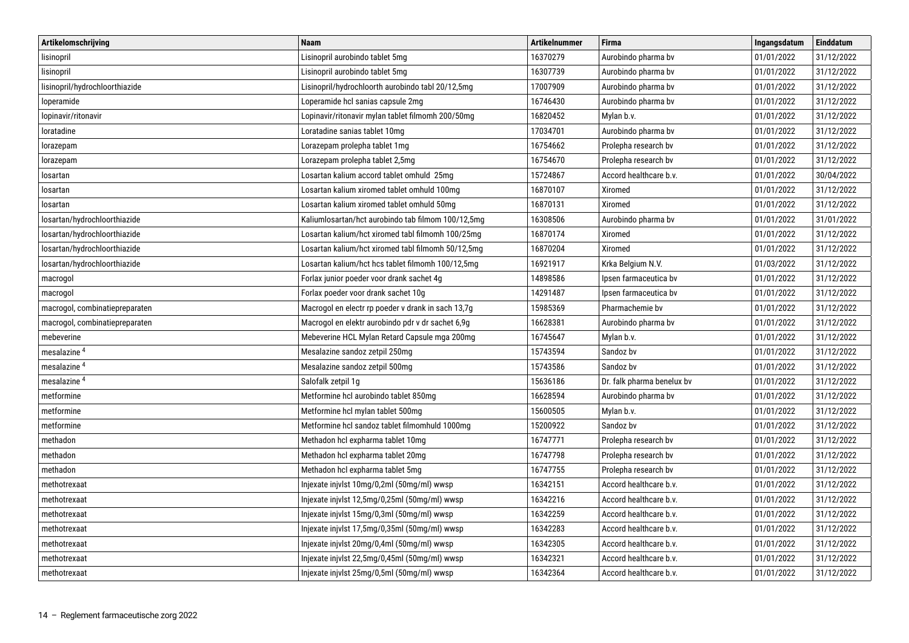| Artikelomschrijving | Naam | Artikelnummer | Firma | Ingangsdatum | Einddatum |
|---|---|---|---|---|---|
| lisinopril | Lisinopril aurobindo tablet 5mg | 16370279 | Aurobindo pharma bv | 01/01/2022 | 31/12/2022 |
| lisinopril | Lisinopril aurobindo tablet 5mg | 16307739 | Aurobindo pharma bv | 01/01/2022 | 31/12/2022 |
| lisinopril/hydrochloorthiazide | Lisinopril/hydrochloorth aurobindo tabl 20/12,5mg | 17007909 | Aurobindo pharma bv | 01/01/2022 | 31/12/2022 |
| loperamide | Loperamide hcl sanias capsule 2mg | 16746430 | Aurobindo pharma bv | 01/01/2022 | 31/12/2022 |
| lopinavir/ritonavir | Lopinavir/ritonavir mylan tablet filmomh 200/50mg | 16820452 | Mylan b.v. | 01/01/2022 | 31/12/2022 |
| loratadine | Loratadine sanias tablet 10mg | 17034701 | Aurobindo pharma bv | 01/01/2022 | 31/12/2022 |
| lorazepam | Lorazepam prolepha tablet 1mg | 16754662 | Prolepha research bv | 01/01/2022 | 31/12/2022 |
| lorazepam | Lorazepam prolepha tablet 2,5mg | 16754670 | Prolepha research bv | 01/01/2022 | 31/12/2022 |
| losartan | Losartan kalium accord tablet omhuld 25mg | 15724867 | Accord healthcare b.v. | 01/01/2022 | 30/04/2022 |
| losartan | Losartan kalium xiromed tablet omhuld 100mg | 16870107 | Xiromed | 01/01/2022 | 31/12/2022 |
| losartan | Losartan kalium xiromed tablet omhuld 50mg | 16870131 | Xiromed | 01/01/2022 | 31/12/2022 |
| losartan/hydrochloorthiazide | Kaliumlosartan/hct aurobindo tab filmom 100/12,5mg | 16308506 | Aurobindo pharma bv | 01/01/2022 | 31/01/2022 |
| losartan/hydrochloorthiazide | Losartan kalium/hct xiromed tabl filmomh 100/25mg | 16870174 | Xiromed | 01/01/2022 | 31/12/2022 |
| losartan/hydrochloorthiazide | Losartan kalium/hct xiromed tabl filmomh 50/12,5mg | 16870204 | Xiromed | 01/01/2022 | 31/12/2022 |
| losartan/hydrochloorthiazide | Losartan kalium/hct hcs tablet filmomh 100/12,5mg | 16921917 | Krka Belgium N.V. | 01/03/2022 | 31/12/2022 |
| macrogol | Forlax junior poeder voor drank sachet 4g | 14898586 | Ipsen farmaceutica bv | 01/01/2022 | 31/12/2022 |
| macrogol | Forlax poeder voor drank sachet 10g | 14291487 | Ipsen farmaceutica bv | 01/01/2022 | 31/12/2022 |
| macrogol, combinatiepreparaten | Macrogol en electr rp poeder v drank in sach 13,7g | 15985369 | Pharmachemie bv | 01/01/2022 | 31/12/2022 |
| macrogol, combinatiepreparaten | Macrogol en elektr aurobindo pdr v dr sachet 6,9g | 16628381 | Aurobindo pharma bv | 01/01/2022 | 31/12/2022 |
| mebeverine | Mebeverine HCL Mylan Retard Capsule mga 200mg | 16745647 | Mylan b.v. | 01/01/2022 | 31/12/2022 |
| mesalazine [4] | Mesalazine sandoz zetpil 250mg | 15743594 | Sandoz bv | 01/01/2022 | 31/12/2022 |
| mesalazine [4] | Mesalazine sandoz zetpil 500mg | 15743586 | Sandoz bv | 01/01/2022 | 31/12/2022 |
| mesalazine [4] | Salofalk zetpil 1g | 15636186 | Dr. falk pharma benelux bv | 01/01/2022 | 31/12/2022 |
| metformine | Metformine hcl aurobindo tablet 850mg | 16628594 | Aurobindo pharma bv | 01/01/2022 | 31/12/2022 |
| metformine | Metformine hcl mylan tablet 500mg | 15600505 | Mylan b.v. | 01/01/2022 | 31/12/2022 |
| metformine | Metformine hcl sandoz tablet filmomhuld 1000mg | 15200922 | Sandoz bv | 01/01/2022 | 31/12/2022 |
| methadon | Methadon hcl expharma tablet 10mg | 16747771 | Prolepha research bv | 01/01/2022 | 31/12/2022 |
| methadon | Methadon hcl expharma tablet 20mg | 16747798 | Prolepha research bv | 01/01/2022 | 31/12/2022 |
| methadon | Methadon hcl expharma tablet 5mg | 16747755 | Prolepha research bv | 01/01/2022 | 31/12/2022 |
| methotrexaat | Injexate injvlst 10mg/0,2ml (50mg/ml) wwsp | 16342151 | Accord healthcare b.v. | 01/01/2022 | 31/12/2022 |
| methotrexaat | Injexate injvlst 12,5mg/0,25ml (50mg/ml) wwsp | 16342216 | Accord healthcare b.v. | 01/01/2022 | 31/12/2022 |
| methotrexaat | Injexate injvlst 15mg/0,3ml (50mg/ml) wwsp | 16342259 | Accord healthcare b.v. | 01/01/2022 | 31/12/2022 |
| methotrexaat | Injexate injvlst 17,5mg/0,35ml (50mg/ml) wwsp | 16342283 | Accord healthcare b.v. | 01/01/2022 | 31/12/2022 |
| methotrexaat | Injexate injvlst 20mg/0,4ml (50mg/ml) wwsp | 16342305 | Accord healthcare b.v. | 01/01/2022 | 31/12/2022 |
| methotrexaat | Injexate injvlst 22,5mg/0,45ml (50mg/ml) wwsp | 16342321 | Accord healthcare b.v. | 01/01/2022 | 31/12/2022 |
| methotrexaat | Injexate injvlst 25mg/0,5ml (50mg/ml) wwsp | 16342364 | Accord healthcare b.v. | 01/01/2022 | 31/12/2022 |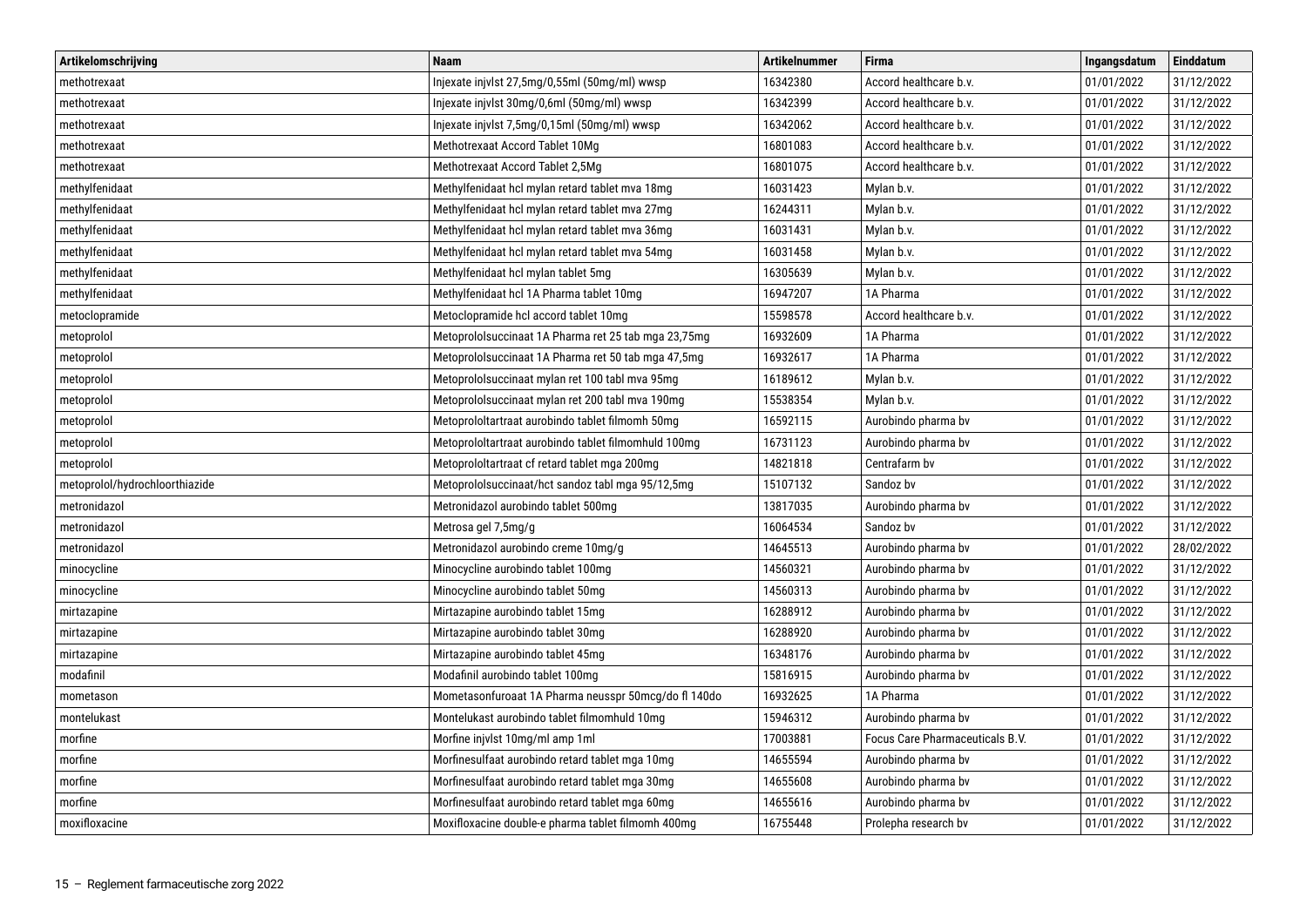| Artikelomschrijving | Naam | Artikelnummer | Firma | Ingangsdatum | Einddatum |
|---|---|---|---|---|---|
| methotrexaat | Injexate injvlst 27,5mg/0,55ml (50mg/ml) wwsp | 16342380 | Accord healthcare b.v. | 01/01/2022 | 31/12/2022 |
| methotrexaat | Injexate injvlst 30mg/0,6ml (50mg/ml) wwsp | 16342399 | Accord healthcare b.v. | 01/01/2022 | 31/12/2022 |
| methotrexaat | Injexate injvlst 7,5mg/0,15ml (50mg/ml) wwsp | 16342062 | Accord healthcare b.v. | 01/01/2022 | 31/12/2022 |
| methotrexaat | Methotrexaat Accord Tablet 10Mg | 16801083 | Accord healthcare b.v. | 01/01/2022 | 31/12/2022 |
| methotrexaat | Methotrexaat Accord Tablet 2,5Mg | 16801075 | Accord healthcare b.v. | 01/01/2022 | 31/12/2022 |
| methylfenidaat | Methylfenidaat hcl mylan retard tablet mva 18mg | 16031423 | Mylan b.v. | 01/01/2022 | 31/12/2022 |
| methylfenidaat | Methylfenidaat hcl mylan retard tablet mva 27mg | 16244311 | Mylan b.v. | 01/01/2022 | 31/12/2022 |
| methylfenidaat | Methylfenidaat hcl mylan retard tablet mva 36mg | 16031431 | Mylan b.v. | 01/01/2022 | 31/12/2022 |
| methylfenidaat | Methylfenidaat hcl mylan retard tablet mva 54mg | 16031458 | Mylan b.v. | 01/01/2022 | 31/12/2022 |
| methylfenidaat | Methylfenidaat hcl mylan tablet 5mg | 16305639 | Mylan b.v. | 01/01/2022 | 31/12/2022 |
| methylfenidaat | Methylfenidaat hcl 1A Pharma tablet 10mg | 16947207 | 1A Pharma | 01/01/2022 | 31/12/2022 |
| metoclopramide | Metoclopramide hcl accord tablet 10mg | 15598578 | Accord healthcare b.v. | 01/01/2022 | 31/12/2022 |
| metoprolol | Metoprololsuccinaat 1A Pharma ret 25 tab mga 23,75mg | 16932609 | 1A Pharma | 01/01/2022 | 31/12/2022 |
| metoprolol | Metoprololsuccinaat 1A Pharma ret 50 tab mga 47,5mg | 16932617 | 1A Pharma | 01/01/2022 | 31/12/2022 |
| metoprolol | Metoprololsuccinaat mylan ret 100 tabl mva 95mg | 16189612 | Mylan b.v. | 01/01/2022 | 31/12/2022 |
| metoprolol | Metoprololsuccinaat mylan ret 200 tabl mva 190mg | 15538354 | Mylan b.v. | 01/01/2022 | 31/12/2022 |
| metoprolol | Metoprololtartraat aurobindo tablet filmomh 50mg | 16592115 | Aurobindo pharma bv | 01/01/2022 | 31/12/2022 |
| metoprolol | Metoprololtartraat aurobindo tablet filmomhuld 100mg | 16731123 | Aurobindo pharma bv | 01/01/2022 | 31/12/2022 |
| metoprolol | Metoprololtartraat cf retard tablet mga 200mg | 14821818 | Centrafarm bv | 01/01/2022 | 31/12/2022 |
| metoprolol/hydrochloorthiazide | Metoprololsuccinaat/hct sandoz tabl mga 95/12,5mg | 15107132 | Sandoz bv | 01/01/2022 | 31/12/2022 |
| metronidazol | Metronidazol aurobindo tablet 500mg | 13817035 | Aurobindo pharma bv | 01/01/2022 | 31/12/2022 |
| metronidazol | Metrosa gel 7,5mg/g | 16064534 | Sandoz bv | 01/01/2022 | 31/12/2022 |
| metronidazol | Metronidazol aurobindo creme 10mg/g | 14645513 | Aurobindo pharma bv | 01/01/2022 | 28/02/2022 |
| minocycline | Minocycline aurobindo tablet 100mg | 14560321 | Aurobindo pharma bv | 01/01/2022 | 31/12/2022 |
| minocycline | Minocycline aurobindo tablet 50mg | 14560313 | Aurobindo pharma bv | 01/01/2022 | 31/12/2022 |
| mirtazapine | Mirtazapine aurobindo tablet 15mg | 16288912 | Aurobindo pharma bv | 01/01/2022 | 31/12/2022 |
| mirtazapine | Mirtazapine aurobindo tablet 30mg | 16288920 | Aurobindo pharma bv | 01/01/2022 | 31/12/2022 |
| mirtazapine | Mirtazapine aurobindo tablet 45mg | 16348176 | Aurobindo pharma bv | 01/01/2022 | 31/12/2022 |
| modafinil | Modafinil aurobindo tablet 100mg | 15816915 | Aurobindo pharma bv | 01/01/2022 | 31/12/2022 |
| mometason | Mometasonfuroaat 1A Pharma neusspr 50mcg/do fl 140do | 16932625 | 1A Pharma | 01/01/2022 | 31/12/2022 |
| montelukast | Montelukast aurobindo tablet filmomhuld 10mg | 15946312 | Aurobindo pharma bv | 01/01/2022 | 31/12/2022 |
| morfine | Morfine injvlst 10mg/ml amp 1ml | 17003881 | Focus Care Pharmaceuticals B.V. | 01/01/2022 | 31/12/2022 |
| morfine | Morfinesulfaat aurobindo retard tablet mga 10mg | 14655594 | Aurobindo pharma bv | 01/01/2022 | 31/12/2022 |
| morfine | Morfinesulfaat aurobindo retard tablet mga 30mg | 14655608 | Aurobindo pharma bv | 01/01/2022 | 31/12/2022 |
| morfine | Morfinesulfaat aurobindo retard tablet mga 60mg | 14655616 | Aurobindo pharma bv | 01/01/2022 | 31/12/2022 |
| moxifloxacine | Moxifloxacine double-e pharma tablet filmomh 400mg | 16755448 | Prolepha research bv | 01/01/2022 | 31/12/2022 |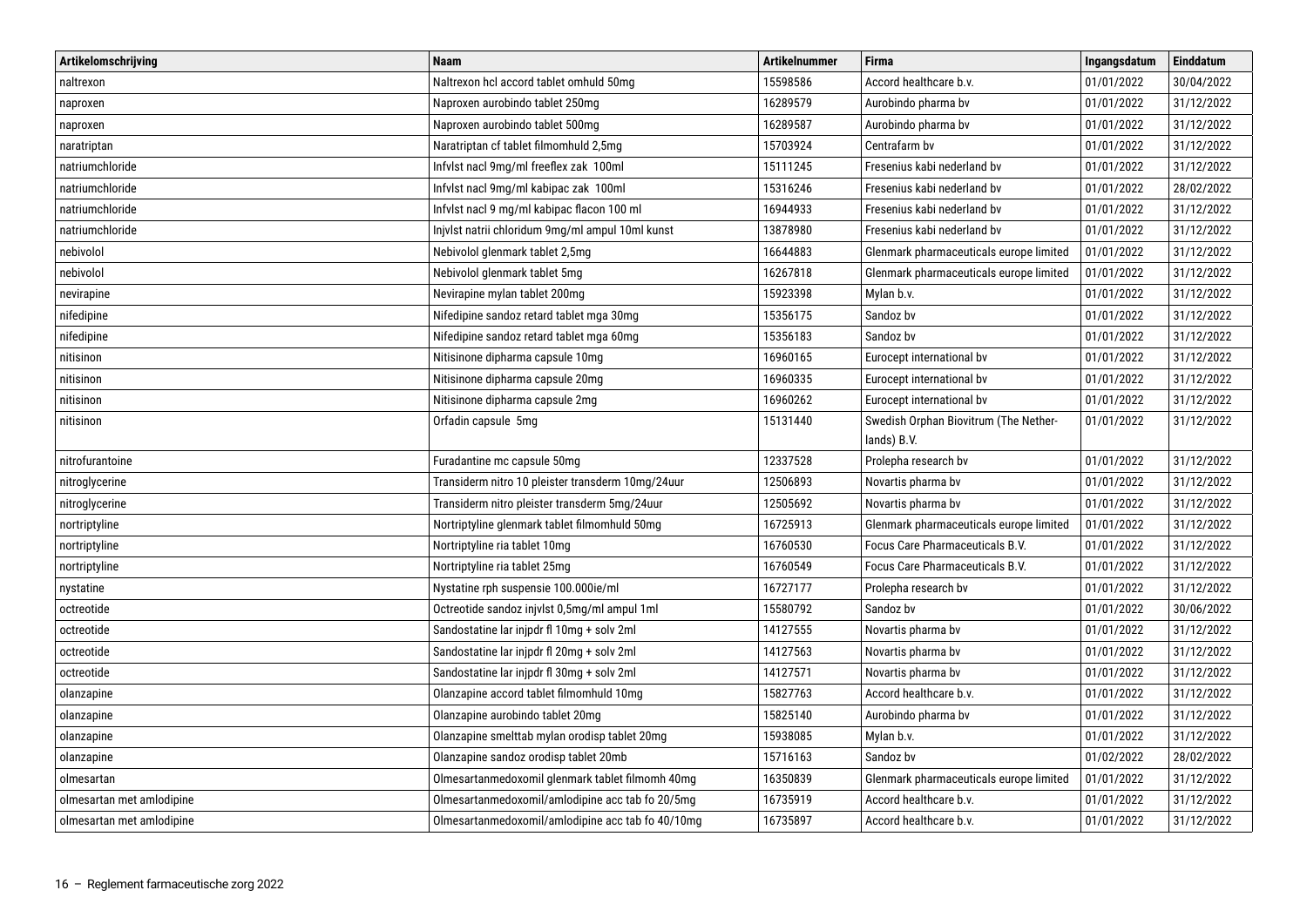| Artikelomschrijving | Naam | Artikelnummer | Firma | Ingangsdatum | Einddatum |
| --- | --- | --- | --- | --- | --- |
| naltrexon | Naltrexon hcl accord tablet omhuld 50mg | 15598586 | Accord healthcare b.v. | 01/01/2022 | 30/04/2022 |
| naproxen | Naproxen aurobindo tablet 250mg | 16289579 | Aurobindo pharma bv | 01/01/2022 | 31/12/2022 |
| naproxen | Naproxen aurobindo tablet 500mg | 16289587 | Aurobindo pharma bv | 01/01/2022 | 31/12/2022 |
| naratriptan | Naratriptan cf tablet filmomhuld 2,5mg | 15703924 | Centrafarm bv | 01/01/2022 | 31/12/2022 |
| natriumchloride | Infvlst nacl 9mg/ml freeflex zak 100ml | 15111245 | Fresenius kabi nederland bv | 01/01/2022 | 31/12/2022 |
| natriumchloride | Infvlst nacl 9mg/ml kabipac zak 100ml | 15316246 | Fresenius kabi nederland bv | 01/01/2022 | 28/02/2022 |
| natriumchloride | Infvlst nacl 9 mg/ml kabipac flacon 100 ml | 16944933 | Fresenius kabi nederland bv | 01/01/2022 | 31/12/2022 |
| natriumchloride | Injvlst natrii chloridum 9mg/ml ampul 10ml kunst | 13878980 | Fresenius kabi nederland bv | 01/01/2022 | 31/12/2022 |
| nebivolol | Nebivolol glenmark tablet 2,5mg | 16644883 | Glenmark pharmaceuticals europe limited | 01/01/2022 | 31/12/2022 |
| nebivolol | Nebivolol glenmark tablet 5mg | 16267818 | Glenmark pharmaceuticals europe limited | 01/01/2022 | 31/12/2022 |
| nevirapine | Nevirapine mylan tablet 200mg | 15923398 | Mylan b.v. | 01/01/2022 | 31/12/2022 |
| nifedipine | Nifedipine sandoz retard tablet mga 30mg | 15356175 | Sandoz bv | 01/01/2022 | 31/12/2022 |
| nifedipine | Nifedipine sandoz retard tablet mga 60mg | 15356183 | Sandoz bv | 01/01/2022 | 31/12/2022 |
| nitisinon | Nitisinone dipharma capsule 10mg | 16960165 | Eurocept international bv | 01/01/2022 | 31/12/2022 |
| nitisinon | Nitisinone dipharma capsule 20mg | 16960335 | Eurocept international bv | 01/01/2022 | 31/12/2022 |
| nitisinon | Nitisinone dipharma capsule 2mg | 16960262 | Eurocept international bv | 01/01/2022 | 31/12/2022 |
| nitisinon | Orfadin capsule 5mg | 15131440 | Swedish Orphan Biovitrum (The Netherlands) B.V. | 01/01/2022 | 31/12/2022 |
| nitrofurantoine | Furadantine mc capsule 50mg | 12337528 | Prolepha research bv | 01/01/2022 | 31/12/2022 |
| nitroglycerine | Transiderm nitro 10 pleister transderm 10mg/24uur | 12506893 | Novartis pharma bv | 01/01/2022 | 31/12/2022 |
| nitroglycerine | Transiderm nitro pleister transderm 5mg/24uur | 12505692 | Novartis pharma bv | 01/01/2022 | 31/12/2022 |
| nortriptyline | Nortriptyline glenmark tablet filmomhuld 50mg | 16725913 | Glenmark pharmaceuticals europe limited | 01/01/2022 | 31/12/2022 |
| nortriptyline | Nortriptyline ria tablet 10mg | 16760530 | Focus Care Pharmaceuticals B.V. | 01/01/2022 | 31/12/2022 |
| nortriptyline | Nortriptyline ria tablet 25mg | 16760549 | Focus Care Pharmaceuticals B.V. | 01/01/2022 | 31/12/2022 |
| nystatine | Nystatine rph suspensie 100.000ie/ml | 16727177 | Prolepha research bv | 01/01/2022 | 31/12/2022 |
| octreotide | Octreotide sandoz injvlst 0,5mg/ml ampul 1ml | 15580792 | Sandoz bv | 01/01/2022 | 30/06/2022 |
| octreotide | Sandostatine lar injpdr fl 10mg + solv 2ml | 14127555 | Novartis pharma bv | 01/01/2022 | 31/12/2022 |
| octreotide | Sandostatine lar injpdr fl 20mg + solv 2ml | 14127563 | Novartis pharma bv | 01/01/2022 | 31/12/2022 |
| octreotide | Sandostatine lar injpdr fl 30mg + solv 2ml | 14127571 | Novartis pharma bv | 01/01/2022 | 31/12/2022 |
| olanzapine | Olanzapine accord tablet filmomhuld 10mg | 15827763 | Accord healthcare b.v. | 01/01/2022 | 31/12/2022 |
| olanzapine | Olanzapine aurobindo tablet 20mg | 15825140 | Aurobindo pharma bv | 01/01/2022 | 31/12/2022 |
| olanzapine | Olanzapine smelttab mylan orodisp tablet 20mg | 15938085 | Mylan b.v. | 01/01/2022 | 31/12/2022 |
| olanzapine | Olanzapine sandoz orodisp tablet 20mb | 15716163 | Sandoz bv | 01/02/2022 | 28/02/2022 |
| olmesartan | Olmesartanmedoxomil glenmark tablet filmomh 40mg | 16350839 | Glenmark pharmaceuticals europe limited | 01/01/2022 | 31/12/2022 |
| olmesartan met amlodipine | Olmesartanmedoxomil/amlodipine acc tab fo 20/5mg | 16735919 | Accord healthcare b.v. | 01/01/2022 | 31/12/2022 |
| olmesartan met amlodipine | Olmesartanmedoxomil/amlodipine acc tab fo 40/10mg | 16735897 | Accord healthcare b.v. | 01/01/2022 | 31/12/2022 |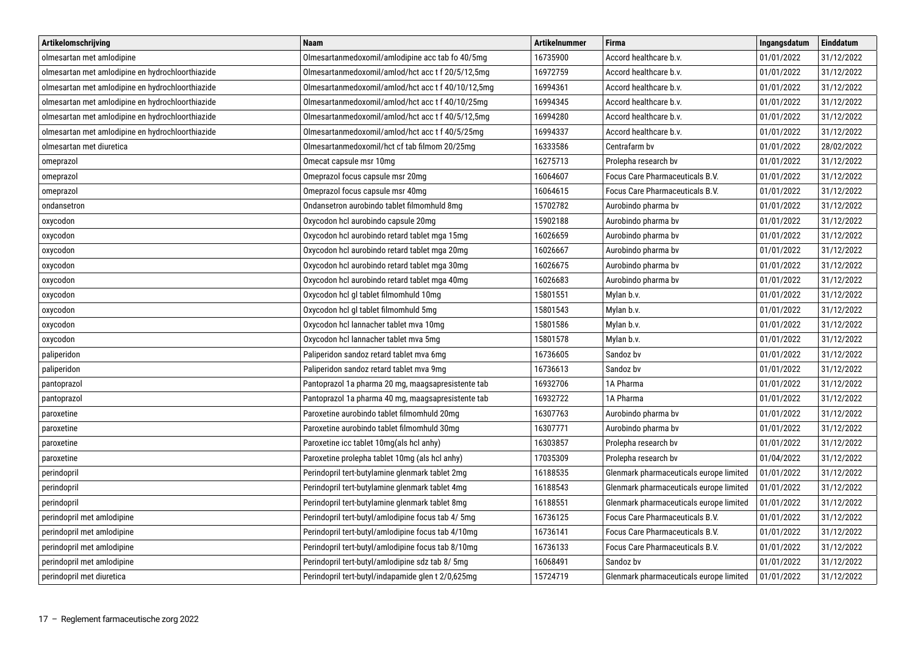| Artikelomschrijving | Naam | Artikelnummer | Firma | Ingangsdatum | Einddatum |
| --- | --- | --- | --- | --- | --- |
| olmesartan met amlodipine | Olmesartanmedoxomil/amlodipine acc tab fo 40/5mg | 16735900 | Accord healthcare b.v. | 01/01/2022 | 31/12/2022 |
| olmesartan met amlodipine en hydrochloorthiazide | Olmesartanmedoxomil/amlod/hct acc t f 20/5/12,5mg | 16972759 | Accord healthcare b.v. | 01/01/2022 | 31/12/2022 |
| olmesartan met amlodipine en hydrochloorthiazide | Olmesartanmedoxomil/amlod/hct acc t f 40/10/12,5mg | 16994361 | Accord healthcare b.v. | 01/01/2022 | 31/12/2022 |
| olmesartan met amlodipine en hydrochloorthiazide | Olmesartanmedoxomil/amlod/hct acc t f 40/10/25mg | 16994345 | Accord healthcare b.v. | 01/01/2022 | 31/12/2022 |
| olmesartan met amlodipine en hydrochloorthiazide | Olmesartanmedoxomil/amlod/hct acc t f 40/5/12,5mg | 16994280 | Accord healthcare b.v. | 01/01/2022 | 31/12/2022 |
| olmesartan met amlodipine en hydrochloorthiazide | Olmesartanmedoxomil/amlod/hct acc t f 40/5/25mg | 16994337 | Accord healthcare b.v. | 01/01/2022 | 31/12/2022 |
| olmesartan met diuretica | Olmesartanmedoxomil/hct cf tab filmom 20/25mg | 16333586 | Centrafarm bv | 01/01/2022 | 28/02/2022 |
| omeprazol | Omecat capsule msr 10mg | 16275713 | Prolepha research bv | 01/01/2022 | 31/12/2022 |
| omeprazol | Omeprazol focus capsule msr 20mg | 16064607 | Focus Care Pharmaceuticals B.V. | 01/01/2022 | 31/12/2022 |
| omeprazol | Omeprazol focus capsule msr 40mg | 16064615 | Focus Care Pharmaceuticals B.V. | 01/01/2022 | 31/12/2022 |
| ondansetron | Ondansetron aurobindo tablet filmomhuld 8mg | 15702782 | Aurobindo pharma bv | 01/01/2022 | 31/12/2022 |
| oxycodon | Oxycodon hcl aurobindo capsule 20mg | 15902188 | Aurobindo pharma bv | 01/01/2022 | 31/12/2022 |
| oxycodon | Oxycodon hcl aurobindo retard tablet mga 15mg | 16026659 | Aurobindo pharma bv | 01/01/2022 | 31/12/2022 |
| oxycodon | Oxycodon hcl aurobindo retard tablet mga 20mg | 16026667 | Aurobindo pharma bv | 01/01/2022 | 31/12/2022 |
| oxycodon | Oxycodon hcl aurobindo retard tablet mga 30mg | 16026675 | Aurobindo pharma bv | 01/01/2022 | 31/12/2022 |
| oxycodon | Oxycodon hcl aurobindo retard tablet mga 40mg | 16026683 | Aurobindo pharma bv | 01/01/2022 | 31/12/2022 |
| oxycodon | Oxycodon hcl gl tablet filmomhuld 10mg | 15801551 | Mylan b.v. | 01/01/2022 | 31/12/2022 |
| oxycodon | Oxycodon hcl gl tablet filmomhuld 5mg | 15801543 | Mylan b.v. | 01/01/2022 | 31/12/2022 |
| oxycodon | Oxycodon hcl lannacher tablet mva 10mg | 15801586 | Mylan b.v. | 01/01/2022 | 31/12/2022 |
| oxycodon | Oxycodon hcl lannacher tablet mva 5mg | 15801578 | Mylan b.v. | 01/01/2022 | 31/12/2022 |
| paliperidon | Paliperidon sandoz retard tablet mva 6mg | 16736605 | Sandoz bv | 01/01/2022 | 31/12/2022 |
| paliperidon | Paliperidon sandoz retard tablet mva 9mg | 16736613 | Sandoz bv | 01/01/2022 | 31/12/2022 |
| pantoprazol | Pantoprazol 1a pharma 20 mg, maagsapresistente tab | 16932706 | 1A Pharma | 01/01/2022 | 31/12/2022 |
| pantoprazol | Pantoprazol 1a pharma 40 mg, maagsapresistente tab | 16932722 | 1A Pharma | 01/01/2022 | 31/12/2022 |
| paroxetine | Paroxetine aurobindo tablet filmomhuld 20mg | 16307763 | Aurobindo pharma bv | 01/01/2022 | 31/12/2022 |
| paroxetine | Paroxetine aurobindo tablet filmomhuld 30mg | 16307771 | Aurobindo pharma bv | 01/01/2022 | 31/12/2022 |
| paroxetine | Paroxetine icc tablet 10mg(als hcl anhy) | 16303857 | Prolepha research bv | 01/01/2022 | 31/12/2022 |
| paroxetine | Paroxetine prolepha tablet 10mg (als hcl anhy) | 17035309 | Prolepha research bv | 01/04/2022 | 31/12/2022 |
| perindopril | Perindopril tert-butylamine glenmark tablet 2mg | 16188535 | Glenmark pharmaceuticals europe limited | 01/01/2022 | 31/12/2022 |
| perindopril | Perindopril tert-butylamine glenmark tablet 4mg | 16188543 | Glenmark pharmaceuticals europe limited | 01/01/2022 | 31/12/2022 |
| perindopril | Perindopril tert-butylamine glenmark tablet 8mg | 16188551 | Glenmark pharmaceuticals europe limited | 01/01/2022 | 31/12/2022 |
| perindopril met amlodipine | Perindopril tert-butyl/amlodipine focus tab 4/ 5mg | 16736125 | Focus Care Pharmaceuticals B.V. | 01/01/2022 | 31/12/2022 |
| perindopril met amlodipine | Perindopril tert-butyl/amlodipine focus tab 4/10mg | 16736141 | Focus Care Pharmaceuticals B.V. | 01/01/2022 | 31/12/2022 |
| perindopril met amlodipine | Perindopril tert-butyl/amlodipine focus tab 8/10mg | 16736133 | Focus Care Pharmaceuticals B.V. | 01/01/2022 | 31/12/2022 |
| perindopril met amlodipine | Perindopril tert-butyl/amlodipine sdz tab 8/ 5mg | 16068491 | Sandoz bv | 01/01/2022 | 31/12/2022 |
| perindopril met diuretica | Perindopril tert-butyl/indapamide glen t 2/0,625mg | 15724719 | Glenmark pharmaceuticals europe limited | 01/01/2022 | 31/12/2022 |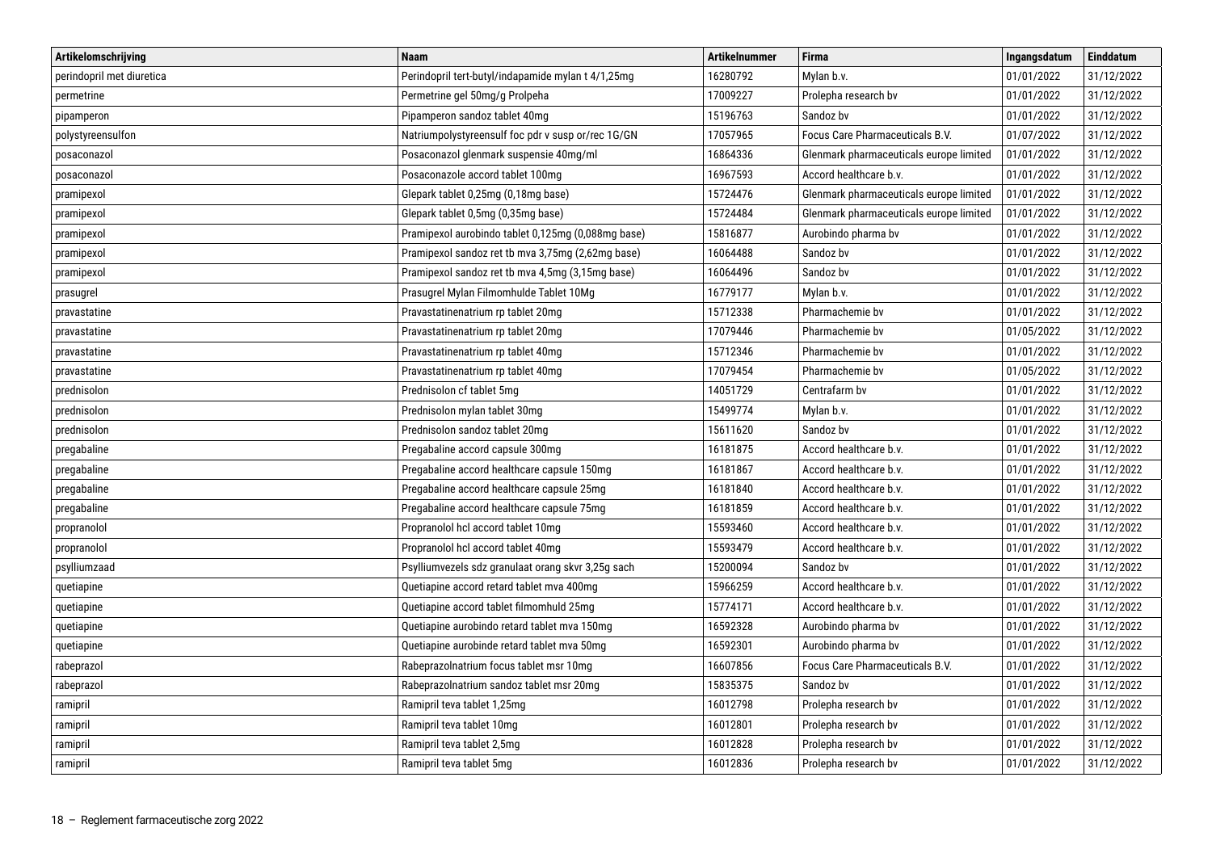| Artikelomschrijving | Naam | Artikelnummer | Firma | Ingangsdatum | Einddatum |
|---|---|---|---|---|---|
| perindopril met diuretica | Perindopril tert-butyl/indapamide mylan t 4/1,25mg | 16280792 | Mylan b.v. | 01/01/2022 | 31/12/2022 |
| permetrine | Permetrine gel 50mg/g Prolpeha | 17009227 | Prolepha research bv | 01/01/2022 | 31/12/2022 |
| pipamperon | Pipamperon sandoz tablet 40mg | 15196763 | Sandoz bv | 01/01/2022 | 31/12/2022 |
| polystyreensulfon | Natriumpolystyreensulf foc pdr v susp or/rec 1G/GN | 17057965 | Focus Care Pharmaceuticals B.V. | 01/07/2022 | 31/12/2022 |
| posaconazol | Posaconazol glenmark suspensie 40mg/ml | 16864336 | Glenmark pharmaceuticals europe limited | 01/01/2022 | 31/12/2022 |
| posaconazol | Posaconazole accord tablet 100mg | 16967593 | Accord healthcare b.v. | 01/01/2022 | 31/12/2022 |
| pramipexol | Glepark tablet 0,25mg (0,18mg base) | 15724476 | Glenmark pharmaceuticals europe limited | 01/01/2022 | 31/12/2022 |
| pramipexol | Glepark tablet 0,5mg (0,35mg base) | 15724484 | Glenmark pharmaceuticals europe limited | 01/01/2022 | 31/12/2022 |
| pramipexol | Pramipexol aurobindo tablet 0,125mg (0,088mg base) | 15816877 | Aurobindo pharma bv | 01/01/2022 | 31/12/2022 |
| pramipexol | Pramipexol sandoz ret tb mva 3,75mg (2,62mg base) | 16064488 | Sandoz bv | 01/01/2022 | 31/12/2022 |
| pramipexol | Pramipexol sandoz ret tb mva 4,5mg (3,15mg base) | 16064496 | Sandoz bv | 01/01/2022 | 31/12/2022 |
| prasugrel | Prasugrel Mylan Filmomhulde Tablet 10Mg | 16779177 | Mylan b.v. | 01/01/2022 | 31/12/2022 |
| pravastatine | Pravastatinenatrium rp tablet 20mg | 15712338 | Pharmachemie bv | 01/01/2022 | 31/12/2022 |
| pravastatine | Pravastatinenatrium rp tablet 20mg | 17079446 | Pharmachemie bv | 01/05/2022 | 31/12/2022 |
| pravastatine | Pravastatinenatrium rp tablet 40mg | 15712346 | Pharmachemie bv | 01/01/2022 | 31/12/2022 |
| pravastatine | Pravastatinenatrium rp tablet 40mg | 17079454 | Pharmachemie bv | 01/05/2022 | 31/12/2022 |
| prednisolon | Prednisolon cf tablet 5mg | 14051729 | Centrafarm bv | 01/01/2022 | 31/12/2022 |
| prednisolon | Prednisolon mylan tablet 30mg | 15499774 | Mylan b.v. | 01/01/2022 | 31/12/2022 |
| prednisolon | Prednisolon sandoz tablet 20mg | 15611620 | Sandoz bv | 01/01/2022 | 31/12/2022 |
| pregabaline | Pregabaline accord capsule 300mg | 16181875 | Accord healthcare b.v. | 01/01/2022 | 31/12/2022 |
| pregabaline | Pregabaline accord healthcare capsule 150mg | 16181867 | Accord healthcare b.v. | 01/01/2022 | 31/12/2022 |
| pregabaline | Pregabaline accord healthcare capsule 25mg | 16181840 | Accord healthcare b.v. | 01/01/2022 | 31/12/2022 |
| pregabaline | Pregabaline accord healthcare capsule 75mg | 16181859 | Accord healthcare b.v. | 01/01/2022 | 31/12/2022 |
| propranolol | Propranolol hcl accord tablet 10mg | 15593460 | Accord healthcare b.v. | 01/01/2022 | 31/12/2022 |
| propranolol | Propranolol hcl accord tablet 40mg | 15593479 | Accord healthcare b.v. | 01/01/2022 | 31/12/2022 |
| psylliumzaad | Psylliumvezels sdz granulaat orang skvr 3,25g sach | 15200094 | Sandoz bv | 01/01/2022 | 31/12/2022 |
| quetiapine | Quetiapine accord retard tablet mva 400mg | 15966259 | Accord healthcare b.v. | 01/01/2022 | 31/12/2022 |
| quetiapine | Quetiapine accord tablet filmomhuld 25mg | 15774171 | Accord healthcare b.v. | 01/01/2022 | 31/12/2022 |
| quetiapine | Quetiapine aurobindo retard tablet mva 150mg | 16592328 | Aurobindo pharma bv | 01/01/2022 | 31/12/2022 |
| quetiapine | Quetiapine aurobinde retard tablet mva 50mg | 16592301 | Aurobindo pharma bv | 01/01/2022 | 31/12/2022 |
| rabeprazol | Rabeprazolnatrium focus tablet msr 10mg | 16607856 | Focus Care Pharmaceuticals B.V. | 01/01/2022 | 31/12/2022 |
| rabeprazol | Rabeprazolnatrium sandoz tablet msr 20mg | 15835375 | Sandoz bv | 01/01/2022 | 31/12/2022 |
| ramipril | Ramipril teva tablet 1,25mg | 16012798 | Prolepha research bv | 01/01/2022 | 31/12/2022 |
| ramipril | Ramipril teva tablet 10mg | 16012801 | Prolepha research bv | 01/01/2022 | 31/12/2022 |
| ramipril | Ramipril teva tablet 2,5mg | 16012828 | Prolepha research bv | 01/01/2022 | 31/12/2022 |
| ramipril | Ramipril teva tablet 5mg | 16012836 | Prolepha research bv | 01/01/2022 | 31/12/2022 |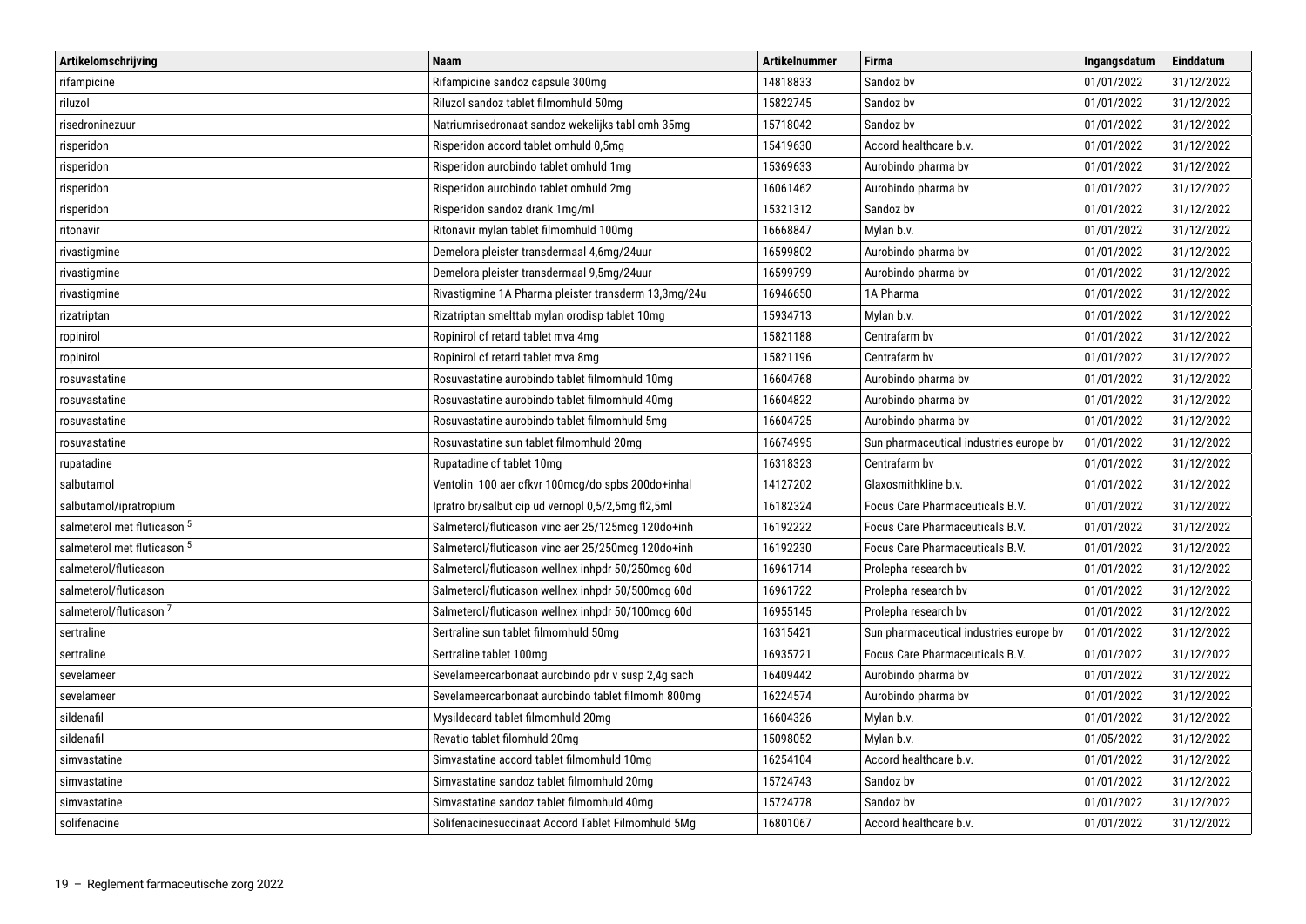| Artikelomschrijving | Naam | Artikelnummer | Firma | Ingangsdatum | Einddatum |
|---|---|---|---|---|---|
| rifampicine | Rifampicine sandoz capsule 300mg | 14818833 | Sandoz bv | 01/01/2022 | 31/12/2022 |
| riluzol | Riluzol sandoz tablet filmomhuld 50mg | 15822745 | Sandoz bv | 01/01/2022 | 31/12/2022 |
| risedroninezuur | Natriumrisedronaat sandoz wekelijks tabl omh 35mg | 15718042 | Sandoz bv | 01/01/2022 | 31/12/2022 |
| risperidon | Risperidon accord tablet omhuld 0,5mg | 15419630 | Accord healthcare b.v. | 01/01/2022 | 31/12/2022 |
| risperidon | Risperidon aurobindo tablet omhuld 1mg | 15369633 | Aurobindo pharma bv | 01/01/2022 | 31/12/2022 |
| risperidon | Risperidon aurobindo tablet omhuld 2mg | 16061462 | Aurobindo pharma bv | 01/01/2022 | 31/12/2022 |
| risperidon | Risperidon sandoz drank 1mg/ml | 15321312 | Sandoz bv | 01/01/2022 | 31/12/2022 |
| ritonavir | Ritonavir mylan tablet filmomhuld 100mg | 16668847 | Mylan b.v. | 01/01/2022 | 31/12/2022 |
| rivastigmine | Demelora pleister transdermaal 4,6mg/24uur | 16599802 | Aurobindo pharma bv | 01/01/2022 | 31/12/2022 |
| rivastigmine | Demelora pleister transdermaal 9,5mg/24uur | 16599799 | Aurobindo pharma bv | 01/01/2022 | 31/12/2022 |
| rivastigmine | Rivastigmine 1A Pharma pleister transderm 13,3mg/24u | 16946650 | 1A Pharma | 01/01/2022 | 31/12/2022 |
| rizatriptan | Rizatriptan smelttab mylan orodisp tablet 10mg | 15934713 | Mylan b.v. | 01/01/2022 | 31/12/2022 |
| ropinirol | Ropinirol cf retard tablet mva 4mg | 15821188 | Centrafarm bv | 01/01/2022 | 31/12/2022 |
| ropinirol | Ropinirol cf retard tablet mva 8mg | 15821196 | Centrafarm bv | 01/01/2022 | 31/12/2022 |
| rosuvastatine | Rosuvastatine aurobindo tablet filmomhuld 10mg | 16604768 | Aurobindo pharma bv | 01/01/2022 | 31/12/2022 |
| rosuvastatine | Rosuvastatine aurobindo tablet filmomhuld 40mg | 16604822 | Aurobindo pharma bv | 01/01/2022 | 31/12/2022 |
| rosuvastatine | Rosuvastatine aurobindo tablet filmomhuld 5mg | 16604725 | Aurobindo pharma bv | 01/01/2022 | 31/12/2022 |
| rosuvastatine | Rosuvastatine sun tablet filmomhuld 20mg | 16674995 | Sun pharmaceutical industries europe bv | 01/01/2022 | 31/12/2022 |
| rupatadine | Rupatadine cf tablet 10mg | 16318323 | Centrafarm bv | 01/01/2022 | 31/12/2022 |
| salbutamol | Ventolin 100 aer cfkvr 100mcg/do spbs 200do+inhal | 14127202 | Glaxosmithkline b.v. | 01/01/2022 | 31/12/2022 |
| salbutamol/ipratropium | Ipratro br/salbut cip ud vernopl 0,5/2,5mg fl2,5ml | 16182324 | Focus Care Pharmaceuticals B.V. | 01/01/2022 | 31/12/2022 |
| salmeterol met fluticason [5] | Salmeterol/fluticason vinc aer 25/125mcg 120do+inh | 16192222 | Focus Care Pharmaceuticals B.V. | 01/01/2022 | 31/12/2022 |
| salmeterol met fluticason [5] | Salmeterol/fluticason vinc aer 25/250mcg 120do+inh | 16192230 | Focus Care Pharmaceuticals B.V. | 01/01/2022 | 31/12/2022 |
| salmeterol/fluticason | Salmeterol/fluticason wellnex inhpdr 50/250mcg 60d | 16961714 | Prolepha research bv | 01/01/2022 | 31/12/2022 |
| salmeterol/fluticason | Salmeterol/fluticason wellnex inhpdr 50/500mcg 60d | 16961722 | Prolepha research bv | 01/01/2022 | 31/12/2022 |
| salmeterol/fluticason [7] | Salmeterol/fluticason wellnex inhpdr 50/100mcg 60d | 16955145 | Prolepha research bv | 01/01/2022 | 31/12/2022 |
| sertraline | Sertraline sun tablet filmomhuld 50mg | 16315421 | Sun pharmaceutical industries europe bv | 01/01/2022 | 31/12/2022 |
| sertraline | Sertraline tablet 100mg | 16935721 | Focus Care Pharmaceuticals B.V. | 01/01/2022 | 31/12/2022 |
| sevelameer | Sevelameercarbonaat aurobindo pdr v susp 2,4g sach | 16409442 | Aurobindo pharma bv | 01/01/2022 | 31/12/2022 |
| sevelameer | Sevelameercarbonaat aurobindo tablet filmomh 800mg | 16224574 | Aurobindo pharma bv | 01/01/2022 | 31/12/2022 |
| sildenafil | Mysildecard tablet filmomhuld 20mg | 16604326 | Mylan b.v. | 01/01/2022 | 31/12/2022 |
| sildenafil | Revatio tablet filomhuld 20mg | 15098052 | Mylan b.v. | 01/05/2022 | 31/12/2022 |
| simvastatine | Simvastatine accord tablet filmomhuld 10mg | 16254104 | Accord healthcare b.v. | 01/01/2022 | 31/12/2022 |
| simvastatine | Simvastatine sandoz tablet filmomhuld 20mg | 15724743 | Sandoz bv | 01/01/2022 | 31/12/2022 |
| simvastatine | Simvastatine sandoz tablet filmomhuld 40mg | 15724778 | Sandoz bv | 01/01/2022 | 31/12/2022 |
| solifenacine | Solifenacinesuccinaat Accord Tablet Filmomhuld 5Mg | 16801067 | Accord healthcare b.v. | 01/01/2022 | 31/12/2022 |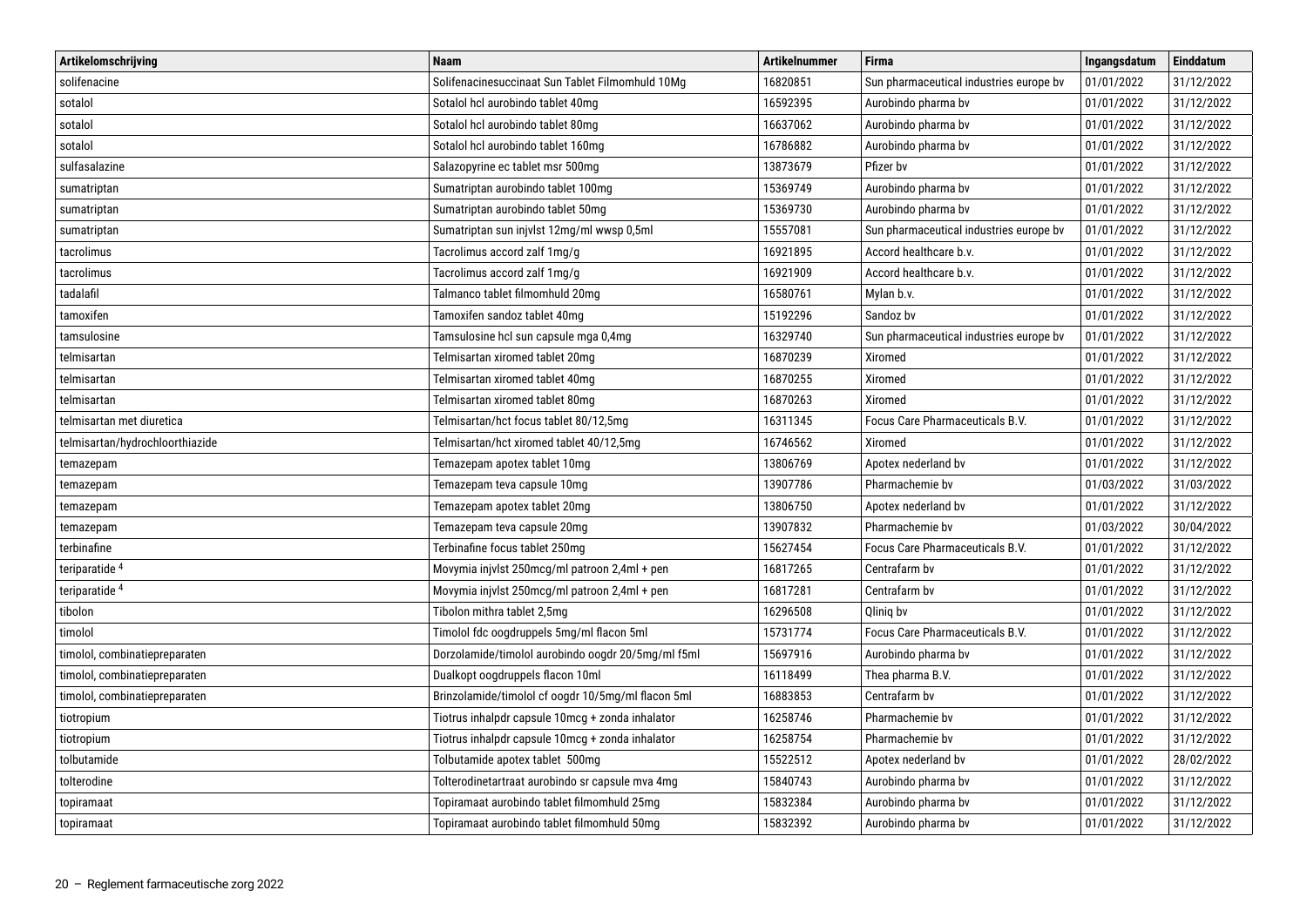| Artikelomschrijving | Naam | Artikelnummer | Firma | Ingangsdatum | Einddatum |
|---|---|---|---|---|---|
| solifenacine | Solifenacinesuccinaat Sun Tablet Filmomhuld 10Mg | 16820851 | Sun pharmaceutical industries europe bv | 01/01/2022 | 31/12/2022 |
| sotalol | Sotalol hcl aurobindo tablet 40mg | 16592395 | Aurobindo pharma bv | 01/01/2022 | 31/12/2022 |
| sotalol | Sotalol hcl aurobindo tablet 80mg | 16637062 | Aurobindo pharma bv | 01/01/2022 | 31/12/2022 |
| sotalol | Sotalol hcl aurobindo tablet 160mg | 16786882 | Aurobindo pharma bv | 01/01/2022 | 31/12/2022 |
| sulfasalazine | Salazopyrine ec tablet msr 500mg | 13873679 | Pfizer bv | 01/01/2022 | 31/12/2022 |
| sumatriptan | Sumatriptan aurobindo tablet 100mg | 15369749 | Aurobindo pharma bv | 01/01/2022 | 31/12/2022 |
| sumatriptan | Sumatriptan aurobindo tablet 50mg | 15369730 | Aurobindo pharma bv | 01/01/2022 | 31/12/2022 |
| sumatriptan | Sumatriptan sun injvlst 12mg/ml wwsp 0,5ml | 15557081 | Sun pharmaceutical industries europe bv | 01/01/2022 | 31/12/2022 |
| tacrolimus | Tacrolimus accord zalf 1mg/g | 16921895 | Accord healthcare b.v. | 01/01/2022 | 31/12/2022 |
| tacrolimus | Tacrolimus accord zalf 1mg/g | 16921909 | Accord healthcare b.v. | 01/01/2022 | 31/12/2022 |
| tadalafil | Talmanco tablet filmomhuld 20mg | 16580761 | Mylan b.v. | 01/01/2022 | 31/12/2022 |
| tamoxifen | Tamoxifen sandoz tablet 40mg | 15192296 | Sandoz bv | 01/01/2022 | 31/12/2022 |
| tamsulosine | Tamsulosine hcl sun capsule mga 0,4mg | 16329740 | Sun pharmaceutical industries europe bv | 01/01/2022 | 31/12/2022 |
| telmisartan | Telmisartan xiromed tablet 20mg | 16870239 | Xiromed | 01/01/2022 | 31/12/2022 |
| telmisartan | Telmisartan xiromed tablet 40mg | 16870255 | Xiromed | 01/01/2022 | 31/12/2022 |
| telmisartan | Telmisartan xiromed tablet 80mg | 16870263 | Xiromed | 01/01/2022 | 31/12/2022 |
| telmisartan met diuretica | Telmisartan/hct focus tablet 80/12,5mg | 16311345 | Focus Care Pharmaceuticals B.V. | 01/01/2022 | 31/12/2022 |
| telmisartan/hydrochloorthiazide | Telmisartan/hct xiromed tablet 40/12,5mg | 16746562 | Xiromed | 01/01/2022 | 31/12/2022 |
| temazepam | Temazepam apotex tablet 10mg | 13806769 | Apotex nederland bv | 01/01/2022 | 31/12/2022 |
| temazepam | Temazepam teva capsule 10mg | 13907786 | Pharmachemie bv | 01/03/2022 | 31/03/2022 |
| temazepam | Temazepam apotex tablet 20mg | 13806750 | Apotex nederland bv | 01/01/2022 | 31/12/2022 |
| temazepam | Temazepam teva capsule 20mg | 13907832 | Pharmachemie bv | 01/03/2022 | 30/04/2022 |
| terbinafine | Terbinafine focus tablet 250mg | 15627454 | Focus Care Pharmaceuticals B.V. | 01/01/2022 | 31/12/2022 |
| teriparatide [4] | Movymia injvlst 250mcg/ml patroon 2,4ml + pen | 16817265 | Centrafarm bv | 01/01/2022 | 31/12/2022 |
| teriparatide [4] | Movymia injvlst 250mcg/ml patroon 2,4ml + pen | 16817281 | Centrafarm bv | 01/01/2022 | 31/12/2022 |
| tibolon | Tibolon mithra tablet 2,5mg | 16296508 | Qliniq bv | 01/01/2022 | 31/12/2022 |
| timolol | Timolol fdc oogdruppels 5mg/ml flacon 5ml | 15731774 | Focus Care Pharmaceuticals B.V. | 01/01/2022 | 31/12/2022 |
| timolol, combinatiepreparaten | Dorzolamide/timolol aurobindo oogdr 20/5mg/ml f5ml | 15697916 | Aurobindo pharma bv | 01/01/2022 | 31/12/2022 |
| timolol, combinatiepreparaten | Dualkopt oogdruppels flacon 10ml | 16118499 | Thea pharma B.V. | 01/01/2022 | 31/12/2022 |
| timolol, combinatiepreparaten | Brinzolamide/timolol cf oogdr 10/5mg/ml flacon 5ml | 16883853 | Centrafarm bv | 01/01/2022 | 31/12/2022 |
| tiotropium | Tiotrus inhalpdr capsule 10mcg + zonda inhalator | 16258746 | Pharmachemie bv | 01/01/2022 | 31/12/2022 |
| tiotropium | Tiotrus inhalpdr capsule 10mcg + zonda inhalator | 16258754 | Pharmachemie bv | 01/01/2022 | 31/12/2022 |
| tolbutamide | Tolbutamide apotex tablet 500mg | 15522512 | Apotex nederland bv | 01/01/2022 | 28/02/2022 |
| tolterodine | Tolterodinetartraat aurobindo sr capsule mva 4mg | 15840743 | Aurobindo pharma bv | 01/01/2022 | 31/12/2022 |
| topiramaat | Topiramaat aurobindo tablet filmomhuld 25mg | 15832384 | Aurobindo pharma bv | 01/01/2022 | 31/12/2022 |
| topiramaat | Topiramaat aurobindo tablet filmomhuld 50mg | 15832392 | Aurobindo pharma bv | 01/01/2022 | 31/12/2022 |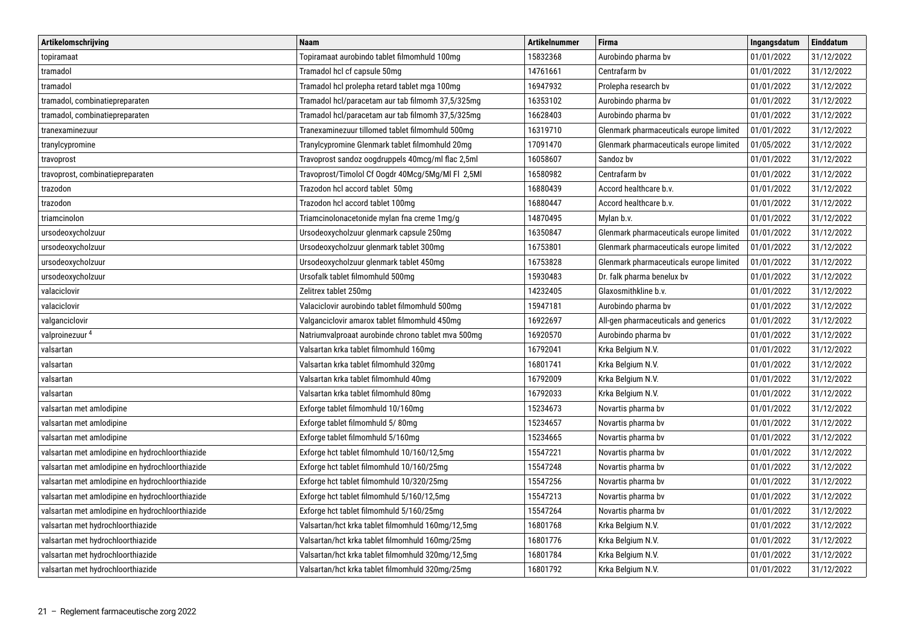| Artikelomschrijving | Naam | Artikelnummer | Firma | Ingangsdatum | Einddatum |
|---|---|---|---|---|---|
| topiramaat | Topiramaat aurobindo tablet filmomhuld 100mg | 15832368 | Aurobindo pharma bv | 01/01/2022 | 31/12/2022 |
| tramadol | Tramadol hcl cf capsule 50mg | 14761661 | Centrafarm bv | 01/01/2022 | 31/12/2022 |
| tramadol | Tramadol hcl prolepha retard tablet mga 100mg | 16947932 | Prolepha research bv | 01/01/2022 | 31/12/2022 |
| tramadol, combinatiepreparaten | Tramadol hcl/paracetam aur tab filmomh 37,5/325mg | 16353102 | Aurobindo pharma bv | 01/01/2022 | 31/12/2022 |
| tramadol, combinatiepreparaten | Tramadol hcl/paracetam aur tab filmomh 37,5/325mg | 16628403 | Aurobindo pharma bv | 01/01/2022 | 31/12/2022 |
| tranexaminezuur | Tranexaminezuur tillomed tablet filmomhuld 500mg | 16319710 | Glenmark pharmaceuticals europe limited | 01/01/2022 | 31/12/2022 |
| tranylcypromine | Tranylcypromine Glenmark tablet filmomhuld 20mg | 17091470 | Glenmark pharmaceuticals europe limited | 01/05/2022 | 31/12/2022 |
| travoprost | Travoprost sandoz oogdruppels 40mcg/ml flac 2,5ml | 16058607 | Sandoz bv | 01/01/2022 | 31/12/2022 |
| travoprost, combinatiepreparaten | Travoprost/Timolol Cf Oogdr 40Mcg/5Mg/Ml Fl 2,5Ml | 16580982 | Centrafarm bv | 01/01/2022 | 31/12/2022 |
| trazodon | Trazodon hcl accord tablet 50mg | 16880439 | Accord healthcare b.v. | 01/01/2022 | 31/12/2022 |
| trazodon | Trazodon hcl accord tablet 100mg | 16880447 | Accord healthcare b.v. | 01/01/2022 | 31/12/2022 |
| triamcinolon | Triamcinolonacetonide mylan fna creme 1mg/g | 14870495 | Mylan b.v. | 01/01/2022 | 31/12/2022 |
| ursodeoxycholzuur | Ursodeoxycholzuur glenmark capsule 250mg | 16350847 | Glenmark pharmaceuticals europe limited | 01/01/2022 | 31/12/2022 |
| ursodeoxycholzuur | Ursodeoxycholzuur glenmark tablet 300mg | 16753801 | Glenmark pharmaceuticals europe limited | 01/01/2022 | 31/12/2022 |
| ursodeoxycholzuur | Ursodeoxycholzuur glenmark tablet 450mg | 16753828 | Glenmark pharmaceuticals europe limited | 01/01/2022 | 31/12/2022 |
| ursodeoxycholzuur | Ursofalk tablet filmomhuld 500mg | 15930483 | Dr. falk pharma benelux bv | 01/01/2022 | 31/12/2022 |
| valaciclovir | Zelitrex tablet 250mg | 14232405 | Glaxosmithkline b.v. | 01/01/2022 | 31/12/2022 |
| valaciclovir | Valaciclovir aurobindo tablet filmomhuld 500mg | 15947181 | Aurobindo pharma bv | 01/01/2022 | 31/12/2022 |
| valganciclovir | Valganciclovir amarox tablet filmomhuld 450mg | 16922697 | All-gen pharmaceuticals and generics | 01/01/2022 | 31/12/2022 |
| valproinezuur [4] | Natriumvalproaat aurobinde chrono tablet mva 500mg | 16920570 | Aurobindo pharma bv | 01/01/2022 | 31/12/2022 |
| valsartan | Valsartan krka tablet filmomhuld 160mg | 16792041 | Krka Belgium N.V. | 01/01/2022 | 31/12/2022 |
| valsartan | Valsartan krka tablet filmomhuld 320mg | 16801741 | Krka Belgium N.V. | 01/01/2022 | 31/12/2022 |
| valsartan | Valsartan krka tablet filmomhuld 40mg | 16792009 | Krka Belgium N.V. | 01/01/2022 | 31/12/2022 |
| valsartan | Valsartan krka tablet filmomhuld 80mg | 16792033 | Krka Belgium N.V. | 01/01/2022 | 31/12/2022 |
| valsartan met amlodipine | Exforge tablet filmomhuld 10/160mg | 15234673 | Novartis pharma bv | 01/01/2022 | 31/12/2022 |
| valsartan met amlodipine | Exforge tablet filmomhuld 5/ 80mg | 15234657 | Novartis pharma bv | 01/01/2022 | 31/12/2022 |
| valsartan met amlodipine | Exforge tablet filmomhuld 5/160mg | 15234665 | Novartis pharma bv | 01/01/2022 | 31/12/2022 |
| valsartan met amlodipine en hydrochloorthiazide | Exforge hct tablet filmomhuld 10/160/12,5mg | 15547221 | Novartis pharma bv | 01/01/2022 | 31/12/2022 |
| valsartan met amlodipine en hydrochloorthiazide | Exforge hct tablet filmomhuld 10/160/25mg | 15547248 | Novartis pharma bv | 01/01/2022 | 31/12/2022 |
| valsartan met amlodipine en hydrochloorthiazide | Exforge hct tablet filmomhuld 10/320/25mg | 15547256 | Novartis pharma bv | 01/01/2022 | 31/12/2022 |
| valsartan met amlodipine en hydrochloorthiazide | Exforge hct tablet filmomhuld 5/160/12,5mg | 15547213 | Novartis pharma bv | 01/01/2022 | 31/12/2022 |
| valsartan met amlodipine en hydrochloorthiazide | Exforge hct tablet filmomhuld 5/160/25mg | 15547264 | Novartis pharma bv | 01/01/2022 | 31/12/2022 |
| valsartan met hydrochloorthiazide | Valsartan/hct krka tablet filmomhuld 160mg/12,5mg | 16801768 | Krka Belgium N.V. | 01/01/2022 | 31/12/2022 |
| valsartan met hydrochloorthiazide | Valsartan/hct krka tablet filmomhuld 160mg/25mg | 16801776 | Krka Belgium N.V. | 01/01/2022 | 31/12/2022 |
| valsartan met hydrochloorthiazide | Valsartan/hct krka tablet filmomhuld 320mg/12,5mg | 16801784 | Krka Belgium N.V. | 01/01/2022 | 31/12/2022 |
| valsartan met hydrochloorthiazide | Valsartan/hct krka tablet filmomhuld 320mg/25mg | 16801792 | Krka Belgium N.V. | 01/01/2022 | 31/12/2022 |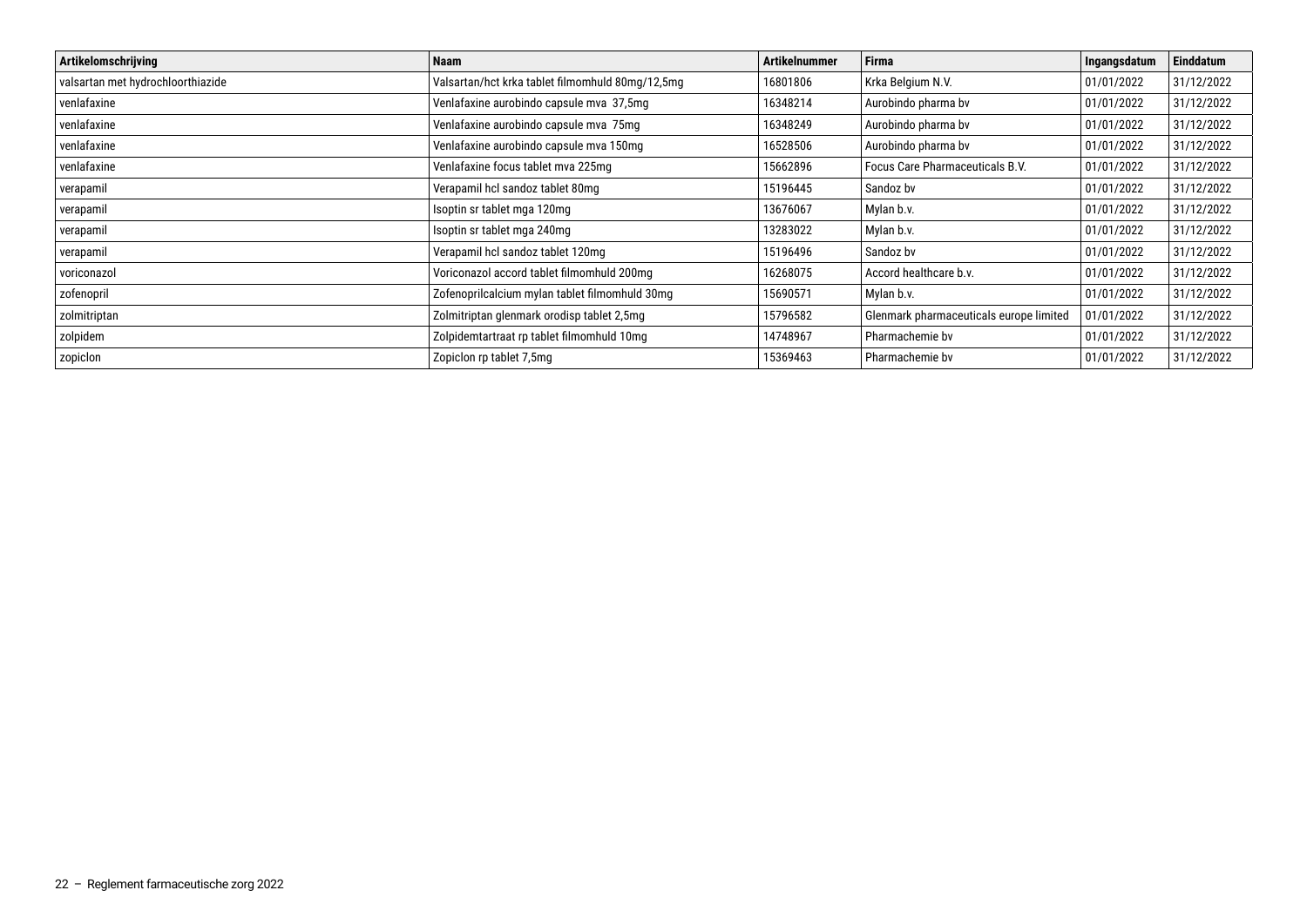| Artikelomschrijving | Naam | Artikelnummer | Firma | Ingangsdatum | Einddatum |
|---|---|---|---|---|---|
| valsartan met hydrochloorthiazide | Valsartan/hct krka tablet filmomhuld 80mg/12,5mg | 16801806 | Krka Belgium N.V. | 01/01/2022 | 31/12/2022 |
| venlafaxine | Venlafaxine aurobindo capsule mva 37,5mg | 16348214 | Aurobindo pharma bv | 01/01/2022 | 31/12/2022 |
| venlafaxine | Venlafaxine aurobindo capsule mva 75mg | 16348249 | Aurobindo pharma bv | 01/01/2022 | 31/12/2022 |
| venlafaxine | Venlafaxine aurobindo capsule mva 150mg | 16528506 | Aurobindo pharma bv | 01/01/2022 | 31/12/2022 |
| venlafaxine | Venlafaxine focus tablet mva 225mg | 15662896 | Focus Care Pharmaceuticals B.V. | 01/01/2022 | 31/12/2022 |
| verapamil | Verapamil hcl sandoz tablet 80mg | 15196445 | Sandoz bv | 01/01/2022 | 31/12/2022 |
| verapamil | Isoptin sr tablet mga 120mg | 13676067 | Mylan b.v. | 01/01/2022 | 31/12/2022 |
| verapamil | Isoptin sr tablet mga 240mg | 13283022 | Mylan b.v. | 01/01/2022 | 31/12/2022 |
| verapamil | Verapamil hcl sandoz tablet 120mg | 15196496 | Sandoz bv | 01/01/2022 | 31/12/2022 |
| voriconazol | Voriconazol accord tablet filmomhuld 200mg | 16268075 | Accord healthcare b.v. | 01/01/2022 | 31/12/2022 |
| zofenopril | Zofenoprilcalcium mylan tablet filmomhuld 30mg | 15690571 | Mylan b.v. | 01/01/2022 | 31/12/2022 |
| zolmitriptan | Zolmitriptan glenmark orodisp tablet 2,5mg | 15796582 | Glenmark pharmaceuticals europe limited | 01/01/2022 | 31/12/2022 |
| zolpidem | Zolpidemtartraat rp tablet filmomhuld 10mg | 14748967 | Pharmachemie bv | 01/01/2022 | 31/12/2022 |
| zopiclon | Zopiclon rp tablet 7,5mg | 15369463 | Pharmachemie bv | 01/01/2022 | 31/12/2022 |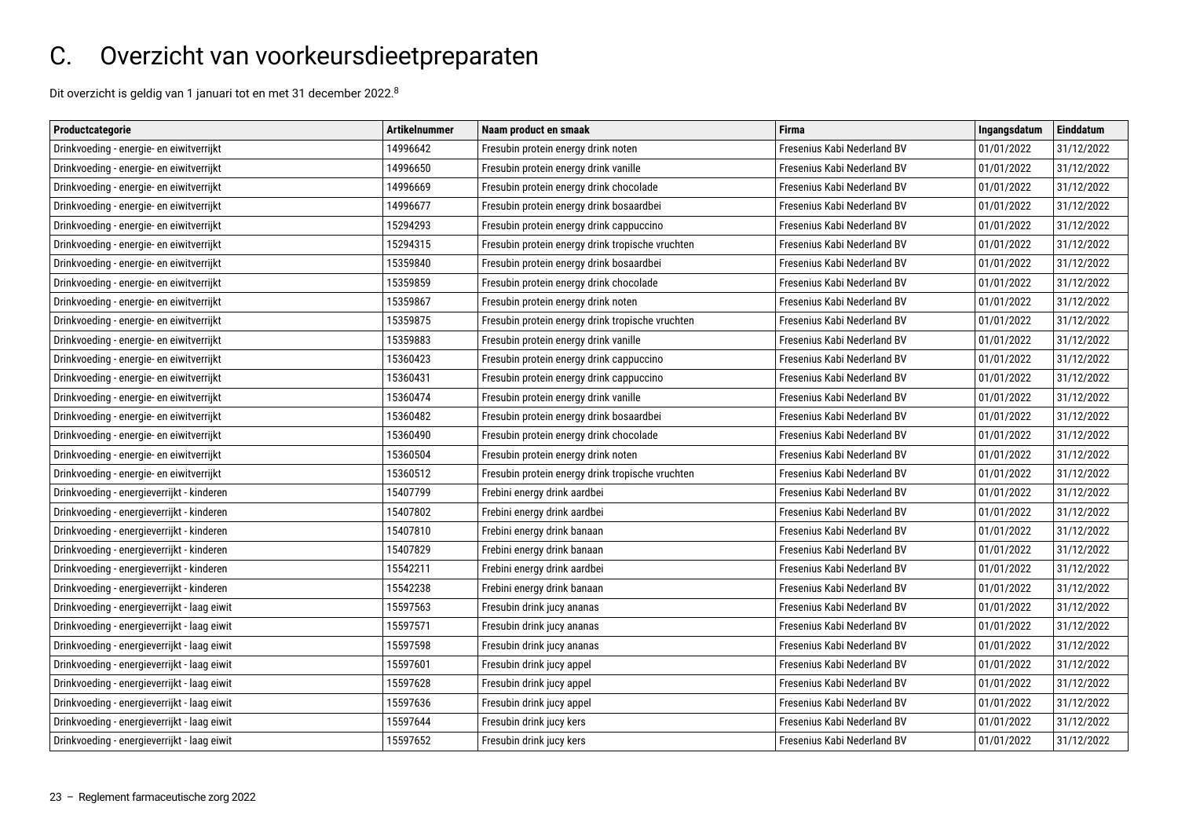# C. Overzicht van voorkeursdieetpreparaten

Dit overzicht is geldig van 1 januari tot en met 31 december 2022.[8]

| Productcategorie | Artikelnummer | Naam product en smaak | Firma | Ingangsdatum | Einddatum |
|---|---|---|---|---|---|
| Drinkvoeding - energie- en eiwitverrijkt | 14996642 | Fresubin protein energy drink noten | Fresenius Kabi Nederland BV | 01/01/2022 | 31/12/2022 |
| Drinkvoeding - energie- en eiwitverrijkt | 14996650 | Fresubin protein energy drink vanille | Fresenius Kabi Nederland BV | 01/01/2022 | 31/12/2022 |
| Drinkvoeding - energie- en eiwitverrijkt | 14996669 | Fresubin protein energy drink chocolade | Fresenius Kabi Nederland BV | 01/01/2022 | 31/12/2022 |
| Drinkvoeding - energie- en eiwitverrijkt | 14996677 | Fresubin protein energy drink bosaardbei | Fresenius Kabi Nederland BV | 01/01/2022 | 31/12/2022 |
| Drinkvoeding - energie- en eiwitverrijkt | 15294293 | Fresubin protein energy drink cappuccino | Fresenius Kabi Nederland BV | 01/01/2022 | 31/12/2022 |
| Drinkvoeding - energie- en eiwitverrijkt | 15294315 | Fresubin protein energy drink tropische vruchten | Fresenius Kabi Nederland BV | 01/01/2022 | 31/12/2022 |
| Drinkvoeding - energie- en eiwitverrijkt | 15359840 | Fresubin protein energy drink bosaardbei | Fresenius Kabi Nederland BV | 01/01/2022 | 31/12/2022 |
| Drinkvoeding - energie- en eiwitverrijkt | 15359859 | Fresubin protein energy drink chocolade | Fresenius Kabi Nederland BV | 01/01/2022 | 31/12/2022 |
| Drinkvoeding - energie- en eiwitverrijkt | 15359867 | Fresubin protein energy drink noten | Fresenius Kabi Nederland BV | 01/01/2022 | 31/12/2022 |
| Drinkvoeding - energie- en eiwitverrijkt | 15359875 | Fresubin protein energy drink tropische vruchten | Fresenius Kabi Nederland BV | 01/01/2022 | 31/12/2022 |
| Drinkvoeding - energie- en eiwitverrijkt | 15359883 | Fresubin protein energy drink vanille | Fresenius Kabi Nederland BV | 01/01/2022 | 31/12/2022 |
| Drinkvoeding - energie- en eiwitverrijkt | 15360423 | Fresubin protein energy drink cappuccino | Fresenius Kabi Nederland BV | 01/01/2022 | 31/12/2022 |
| Drinkvoeding - energie- en eiwitverrijkt | 15360431 | Fresubin protein energy drink cappuccino | Fresenius Kabi Nederland BV | 01/01/2022 | 31/12/2022 |
| Drinkvoeding - energie- en eiwitverrijkt | 15360474 | Fresubin protein energy drink vanille | Fresenius Kabi Nederland BV | 01/01/2022 | 31/12/2022 |
| Drinkvoeding - energie- en eiwitverrijkt | 15360482 | Fresubin protein energy drink bosaardbei | Fresenius Kabi Nederland BV | 01/01/2022 | 31/12/2022 |
| Drinkvoeding - energie- en eiwitverrijkt | 15360490 | Fresubin protein energy drink chocolade | Fresenius Kabi Nederland BV | 01/01/2022 | 31/12/2022 |
| Drinkvoeding - energie- en eiwitverrijkt | 15360504 | Fresubin protein energy drink noten | Fresenius Kabi Nederland BV | 01/01/2022 | 31/12/2022 |
| Drinkvoeding - energie- en eiwitverrijkt | 15360512 | Fresubin protein energy drink tropische vruchten | Fresenius Kabi Nederland BV | 01/01/2022 | 31/12/2022 |
| Drinkvoeding - energieverrijkt - kinderen | 15407799 | Frebini energy drink aardbei | Fresenius Kabi Nederland BV | 01/01/2022 | 31/12/2022 |
| Drinkvoeding - energieverrijkt - kinderen | 15407802 | Frebini energy drink aardbei | Fresenius Kabi Nederland BV | 01/01/2022 | 31/12/2022 |
| Drinkvoeding - energieverrijkt - kinderen | 15407810 | Frebini energy drink banaan | Fresenius Kabi Nederland BV | 01/01/2022 | 31/12/2022 |
| Drinkvoeding - energieverrijkt - kinderen | 15407829 | Frebini energy drink banaan | Fresenius Kabi Nederland BV | 01/01/2022 | 31/12/2022 |
| Drinkvoeding - energieverrijkt - kinderen | 15542211 | Frebini energy drink aardbei | Fresenius Kabi Nederland BV | 01/01/2022 | 31/12/2022 |
| Drinkvoeding - energieverrijkt - kinderen | 15542238 | Frebini energy drink banaan | Fresenius Kabi Nederland BV | 01/01/2022 | 31/12/2022 |
| Drinkvoeding - energieverrijkt - laag eiwit | 15597563 | Fresubin drink jucy ananas | Fresenius Kabi Nederland BV | 01/01/2022 | 31/12/2022 |
| Drinkvoeding - energieverrijkt - laag eiwit | 15597571 | Fresubin drink jucy ananas | Fresenius Kabi Nederland BV | 01/01/2022 | 31/12/2022 |
| Drinkvoeding - energieverrijkt - laag eiwit | 15597598 | Fresubin drink jucy ananas | Fresenius Kabi Nederland BV | 01/01/2022 | 31/12/2022 |
| Drinkvoeding - energieverrijkt - laag eiwit | 15597601 | Fresubin drink jucy appel | Fresenius Kabi Nederland BV | 01/01/2022 | 31/12/2022 |
| Drinkvoeding - energieverrijkt - laag eiwit | 15597628 | Fresubin drink jucy appel | Fresenius Kabi Nederland BV | 01/01/2022 | 31/12/2022 |
| Drinkvoeding - energieverrijkt - laag eiwit | 15597636 | Fresubin drink jucy appel | Fresenius Kabi Nederland BV | 01/01/2022 | 31/12/2022 |
| Drinkvoeding - energieverrijkt - laag eiwit | 15597644 | Fresubin drink jucy kers | Fresenius Kabi Nederland BV | 01/01/2022 | 31/12/2022 |
| Drinkvoeding - energieverrijkt - laag eiwit | 15597652 | Fresubin drink jucy kers | Fresenius Kabi Nederland BV | 01/01/2022 | 31/12/2022 |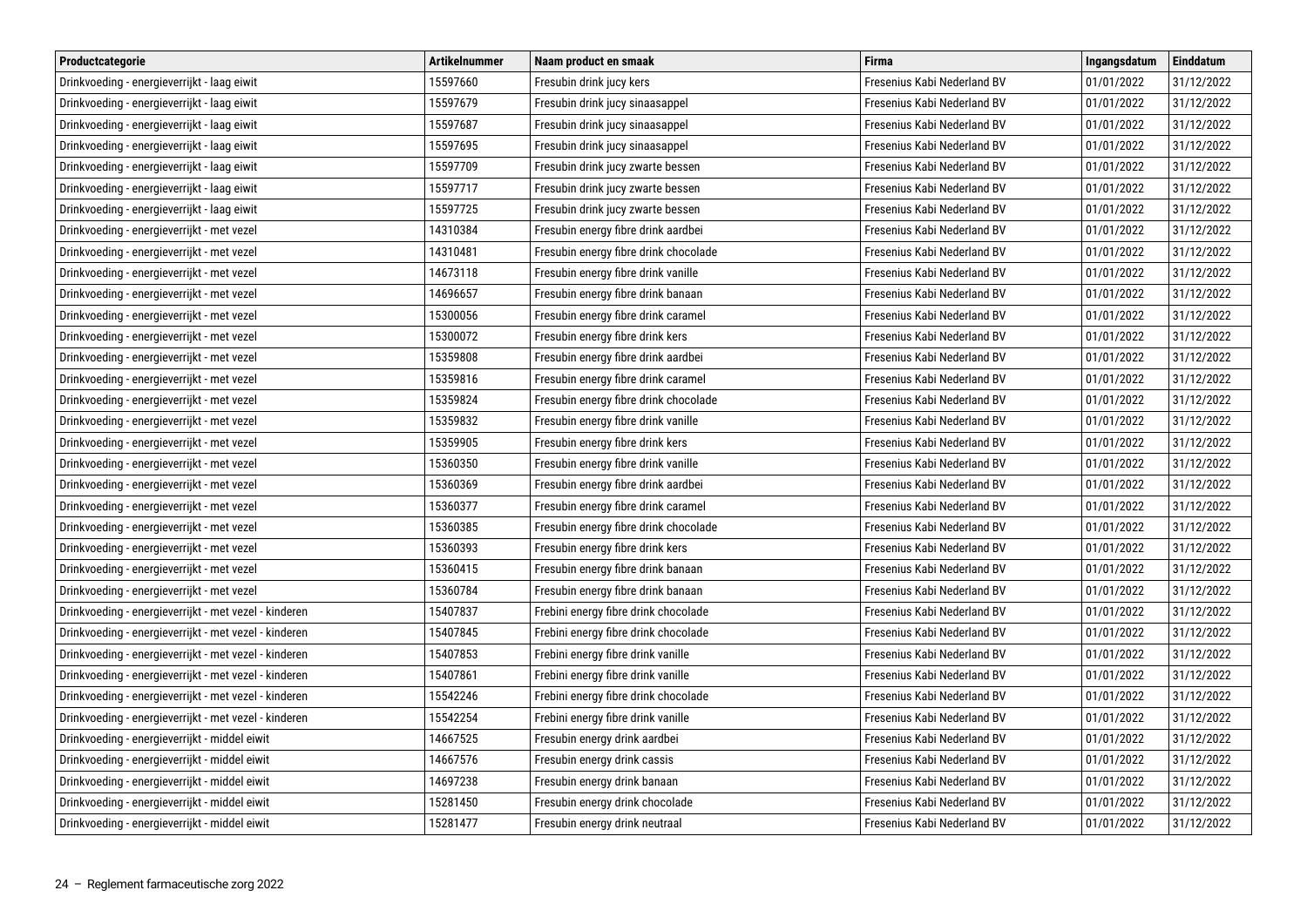| Productcategorie | Artikelnummer | Naam product en smaak | Firma | Ingangsdatum | Einddatum |
|---|---|---|---|---|---|
| Drinkvoeding - energieverrijkt - laag eiwit | 15597660 | Fresubin drink jucy kers | Fresenius Kabi Nederland BV | 01/01/2022 | 31/12/2022 |
| Drinkvoeding - energieverrijkt - laag eiwit | 15597679 | Fresubin drink jucy sinaasappel | Fresenius Kabi Nederland BV | 01/01/2022 | 31/12/2022 |
| Drinkvoeding - energieverrijkt - laag eiwit | 15597687 | Fresubin drink jucy sinaasappel | Fresenius Kabi Nederland BV | 01/01/2022 | 31/12/2022 |
| Drinkvoeding - energieverrijkt - laag eiwit | 15597695 | Fresubin drink jucy sinaasappel | Fresenius Kabi Nederland BV | 01/01/2022 | 31/12/2022 |
| Drinkvoeding - energieverrijkt - laag eiwit | 15597709 | Fresubin drink jucy zwarte bessen | Fresenius Kabi Nederland BV | 01/01/2022 | 31/12/2022 |
| Drinkvoeding - energieverrijkt - laag eiwit | 15597717 | Fresubin drink jucy zwarte bessen | Fresenius Kabi Nederland BV | 01/01/2022 | 31/12/2022 |
| Drinkvoeding - energieverrijkt - laag eiwit | 15597725 | Fresubin drink jucy zwarte bessen | Fresenius Kabi Nederland BV | 01/01/2022 | 31/12/2022 |
| Drinkvoeding - energieverrijkt - met vezel | 14310384 | Fresubin energy fibre drink aardbei | Fresenius Kabi Nederland BV | 01/01/2022 | 31/12/2022 |
| Drinkvoeding - energieverrijkt - met vezel | 14310481 | Fresubin energy fibre drink chocolade | Fresenius Kabi Nederland BV | 01/01/2022 | 31/12/2022 |
| Drinkvoeding - energieverrijkt - met vezel | 14673118 | Fresubin energy fibre drink vanille | Fresenius Kabi Nederland BV | 01/01/2022 | 31/12/2022 |
| Drinkvoeding - energieverrijkt - met vezel | 14696657 | Fresubin energy fibre drink banaan | Fresenius Kabi Nederland BV | 01/01/2022 | 31/12/2022 |
| Drinkvoeding - energieverrijkt - met vezel | 15300056 | Fresubin energy fibre drink caramel | Fresenius Kabi Nederland BV | 01/01/2022 | 31/12/2022 |
| Drinkvoeding - energieverrijkt - met vezel | 15300072 | Fresubin energy fibre drink kers | Fresenius Kabi Nederland BV | 01/01/2022 | 31/12/2022 |
| Drinkvoeding - energieverrijkt - met vezel | 15359808 | Fresubin energy fibre drink aardbei | Fresenius Kabi Nederland BV | 01/01/2022 | 31/12/2022 |
| Drinkvoeding - energieverrijkt - met vezel | 15359816 | Fresubin energy fibre drink caramel | Fresenius Kabi Nederland BV | 01/01/2022 | 31/12/2022 |
| Drinkvoeding - energieverrijkt - met vezel | 15359824 | Fresubin energy fibre drink chocolade | Fresenius Kabi Nederland BV | 01/01/2022 | 31/12/2022 |
| Drinkvoeding - energieverrijkt - met vezel | 15359832 | Fresubin energy fibre drink vanille | Fresenius Kabi Nederland BV | 01/01/2022 | 31/12/2022 |
| Drinkvoeding - energieverrijkt - met vezel | 15359905 | Fresubin energy fibre drink kers | Fresenius Kabi Nederland BV | 01/01/2022 | 31/12/2022 |
| Drinkvoeding - energieverrijkt - met vezel | 15360350 | Fresubin energy fibre drink vanille | Fresenius Kabi Nederland BV | 01/01/2022 | 31/12/2022 |
| Drinkvoeding - energieverrijkt - met vezel | 15360369 | Fresubin energy fibre drink aardbei | Fresenius Kabi Nederland BV | 01/01/2022 | 31/12/2022 |
| Drinkvoeding - energieverrijkt - met vezel | 15360377 | Fresubin energy fibre drink caramel | Fresenius Kabi Nederland BV | 01/01/2022 | 31/12/2022 |
| Drinkvoeding - energieverrijkt - met vezel | 15360385 | Fresubin energy fibre drink chocolade | Fresenius Kabi Nederland BV | 01/01/2022 | 31/12/2022 |
| Drinkvoeding - energieverrijkt - met vezel | 15360393 | Fresubin energy fibre drink kers | Fresenius Kabi Nederland BV | 01/01/2022 | 31/12/2022 |
| Drinkvoeding - energieverrijkt - met vezel | 15360415 | Fresubin energy fibre drink banaan | Fresenius Kabi Nederland BV | 01/01/2022 | 31/12/2022 |
| Drinkvoeding - energieverrijkt - met vezel | 15360784 | Fresubin energy fibre drink banaan | Fresenius Kabi Nederland BV | 01/01/2022 | 31/12/2022 |
| Drinkvoeding - energieverrijkt - met vezel - kinderen | 15407837 | Frebini energy fibre drink chocolade | Fresenius Kabi Nederland BV | 01/01/2022 | 31/12/2022 |
| Drinkvoeding - energieverrijkt - met vezel - kinderen | 15407845 | Frebini energy fibre drink chocolade | Fresenius Kabi Nederland BV | 01/01/2022 | 31/12/2022 |
| Drinkvoeding - energieverrijkt - met vezel - kinderen | 15407853 | Frebini energy fibre drink vanille | Fresenius Kabi Nederland BV | 01/01/2022 | 31/12/2022 |
| Drinkvoeding - energieverrijkt - met vezel - kinderen | 15407861 | Frebini energy fibre drink vanille | Fresenius Kabi Nederland BV | 01/01/2022 | 31/12/2022 |
| Drinkvoeding - energieverrijkt - met vezel - kinderen | 15542246 | Frebini energy fibre drink chocolade | Fresenius Kabi Nederland BV | 01/01/2022 | 31/12/2022 |
| Drinkvoeding - energieverrijkt - met vezel - kinderen | 15542254 | Frebini energy fibre drink vanille | Fresenius Kabi Nederland BV | 01/01/2022 | 31/12/2022 |
| Drinkvoeding - energieverrijkt - middel eiwit | 14667525 | Fresubin energy drink aardbei | Fresenius Kabi Nederland BV | 01/01/2022 | 31/12/2022 |
| Drinkvoeding - energieverrijkt - middel eiwit | 14667576 | Fresubin energy drink cassis | Fresenius Kabi Nederland BV | 01/01/2022 | 31/12/2022 |
| Drinkvoeding - energieverrijkt - middel eiwit | 14697238 | Fresubin energy drink banaan | Fresenius Kabi Nederland BV | 01/01/2022 | 31/12/2022 |
| Drinkvoeding - energieverrijkt - middel eiwit | 15281450 | Fresubin energy drink chocolade | Fresenius Kabi Nederland BV | 01/01/2022 | 31/12/2022 |
| Drinkvoeding - energieverrijkt - middel eiwit | 15281477 | Fresubin energy drink neutraal | Fresenius Kabi Nederland BV | 01/01/2022 | 31/12/2022 |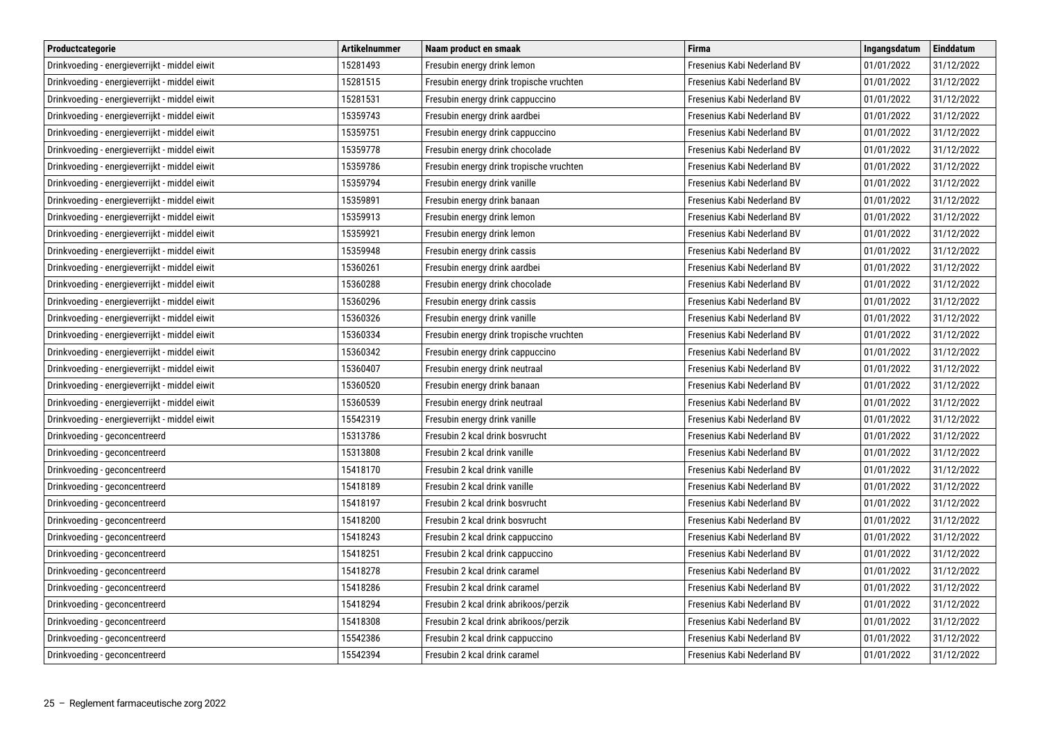| Productcategorie | Artikelnummer | Naam product en smaak | Firma | Ingangsdatum | Einddatum |
|---|---|---|---|---|---|
| Drinkvoeding - energieverrijkt - middel eiwit | 15281493 | Fresubin energy drink lemon | Fresenius Kabi Nederland BV | 01/01/2022 | 31/12/2022 |
| Drinkvoeding - energieverrijkt - middel eiwit | 15281515 | Fresubin energy drink tropische vruchten | Fresenius Kabi Nederland BV | 01/01/2022 | 31/12/2022 |
| Drinkvoeding - energieverrijkt - middel eiwit | 15281531 | Fresubin energy drink cappuccino | Fresenius Kabi Nederland BV | 01/01/2022 | 31/12/2022 |
| Drinkvoeding - energieverrijkt - middel eiwit | 15359743 | Fresubin energy drink aardbei | Fresenius Kabi Nederland BV | 01/01/2022 | 31/12/2022 |
| Drinkvoeding - energieverrijkt - middel eiwit | 15359751 | Fresubin energy drink cappuccino | Fresenius Kabi Nederland BV | 01/01/2022 | 31/12/2022 |
| Drinkvoeding - energieverrijkt - middel eiwit | 15359778 | Fresubin energy drink chocolade | Fresenius Kabi Nederland BV | 01/01/2022 | 31/12/2022 |
| Drinkvoeding - energieverrijkt - middel eiwit | 15359786 | Fresubin energy drink tropische vruchten | Fresenius Kabi Nederland BV | 01/01/2022 | 31/12/2022 |
| Drinkvoeding - energieverrijkt - middel eiwit | 15359794 | Fresubin energy drink vanille | Fresenius Kabi Nederland BV | 01/01/2022 | 31/12/2022 |
| Drinkvoeding - energieverrijkt - middel eiwit | 15359891 | Fresubin energy drink banaan | Fresenius Kabi Nederland BV | 01/01/2022 | 31/12/2022 |
| Drinkvoeding - energieverrijkt - middel eiwit | 15359913 | Fresubin energy drink lemon | Fresenius Kabi Nederland BV | 01/01/2022 | 31/12/2022 |
| Drinkvoeding - energieverrijkt - middel eiwit | 15359921 | Fresubin energy drink lemon | Fresenius Kabi Nederland BV | 01/01/2022 | 31/12/2022 |
| Drinkvoeding - energieverrijkt - middel eiwit | 15359948 | Fresubin energy drink cassis | Fresenius Kabi Nederland BV | 01/01/2022 | 31/12/2022 |
| Drinkvoeding - energieverrijkt - middel eiwit | 15360261 | Fresubin energy drink aardbei | Fresenius Kabi Nederland BV | 01/01/2022 | 31/12/2022 |
| Drinkvoeding - energieverrijkt - middel eiwit | 15360288 | Fresubin energy drink chocolade | Fresenius Kabi Nederland BV | 01/01/2022 | 31/12/2022 |
| Drinkvoeding - energieverrijkt - middel eiwit | 15360296 | Fresubin energy drink cassis | Fresenius Kabi Nederland BV | 01/01/2022 | 31/12/2022 |
| Drinkvoeding - energieverrijkt - middel eiwit | 15360326 | Fresubin energy drink vanille | Fresenius Kabi Nederland BV | 01/01/2022 | 31/12/2022 |
| Drinkvoeding - energieverrijkt - middel eiwit | 15360334 | Fresubin energy drink tropische vruchten | Fresenius Kabi Nederland BV | 01/01/2022 | 31/12/2022 |
| Drinkvoeding - energieverrijkt - middel eiwit | 15360342 | Fresubin energy drink cappuccino | Fresenius Kabi Nederland BV | 01/01/2022 | 31/12/2022 |
| Drinkvoeding - energieverrijkt - middel eiwit | 15360407 | Fresubin energy drink neutraal | Fresenius Kabi Nederland BV | 01/01/2022 | 31/12/2022 |
| Drinkvoeding - energieverrijkt - middel eiwit | 15360520 | Fresubin energy drink banaan | Fresenius Kabi Nederland BV | 01/01/2022 | 31/12/2022 |
| Drinkvoeding - energieverrijkt - middel eiwit | 15360539 | Fresubin energy drink neutraal | Fresenius Kabi Nederland BV | 01/01/2022 | 31/12/2022 |
| Drinkvoeding - energieverrijkt - middel eiwit | 15542319 | Fresubin energy drink vanille | Fresenius Kabi Nederland BV | 01/01/2022 | 31/12/2022 |
| Drinkvoeding - geconcentreerd | 15313786 | Fresubin 2 kcal drink bosvrucht | Fresenius Kabi Nederland BV | 01/01/2022 | 31/12/2022 |
| Drinkvoeding - geconcentreerd | 15313808 | Fresubin 2 kcal drink vanille | Fresenius Kabi Nederland BV | 01/01/2022 | 31/12/2022 |
| Drinkvoeding - geconcentreerd | 15418170 | Fresubin 2 kcal drink vanille | Fresenius Kabi Nederland BV | 01/01/2022 | 31/12/2022 |
| Drinkvoeding - geconcentreerd | 15418189 | Fresubin 2 kcal drink vanille | Fresenius Kabi Nederland BV | 01/01/2022 | 31/12/2022 |
| Drinkvoeding - geconcentreerd | 15418197 | Fresubin 2 kcal drink bosvrucht | Fresenius Kabi Nederland BV | 01/01/2022 | 31/12/2022 |
| Drinkvoeding - geconcentreerd | 15418200 | Fresubin 2 kcal drink bosvrucht | Fresenius Kabi Nederland BV | 01/01/2022 | 31/12/2022 |
| Drinkvoeding - geconcentreerd | 15418243 | Fresubin 2 kcal drink cappuccino | Fresenius Kabi Nederland BV | 01/01/2022 | 31/12/2022 |
| Drinkvoeding - geconcentreerd | 15418251 | Fresubin 2 kcal drink cappuccino | Fresenius Kabi Nederland BV | 01/01/2022 | 31/12/2022 |
| Drinkvoeding - geconcentreerd | 15418278 | Fresubin 2 kcal drink caramel | Fresenius Kabi Nederland BV | 01/01/2022 | 31/12/2022 |
| Drinkvoeding - geconcentreerd | 15418286 | Fresubin 2 kcal drink caramel | Fresenius Kabi Nederland BV | 01/01/2022 | 31/12/2022 |
| Drinkvoeding - geconcentreerd | 15418294 | Fresubin 2 kcal drink abrikoos/perzik | Fresenius Kabi Nederland BV | 01/01/2022 | 31/12/2022 |
| Drinkvoeding - geconcentreerd | 15418308 | Fresubin 2 kcal drink abrikoos/perzik | Fresenius Kabi Nederland BV | 01/01/2022 | 31/12/2022 |
| Drinkvoeding - geconcentreerd | 15542386 | Fresubin 2 kcal drink cappuccino | Fresenius Kabi Nederland BV | 01/01/2022 | 31/12/2022 |
| Drinkvoeding - geconcentreerd | 15542394 | Fresubin 2 kcal drink caramel | Fresenius Kabi Nederland BV | 01/01/2022 | 31/12/2022 |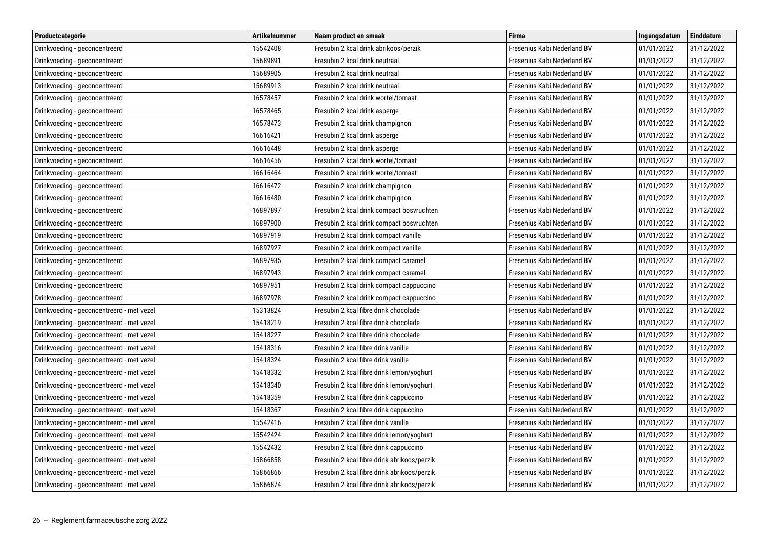| Productcategorie | Artikelnummer | Naam product en smaak | Firma | Ingangsdatum | Einddatum |
|---|---|---|---|---|---|
| Drinkvoeding - geconcentreerd | 15542408 | Fresubin 2 kcal drink abrikoos/perzik | Fresenius Kabi Nederland BV | 01/01/2022 | 31/12/2022 |
| Drinkvoeding - geconcentreerd | 15689891 | Fresubin 2 kcal drink neutraal | Fresenius Kabi Nederland BV | 01/01/2022 | 31/12/2022 |
| Drinkvoeding - geconcentreerd | 15689905 | Fresubin 2 kcal drink neutraal | Fresenius Kabi Nederland BV | 01/01/2022 | 31/12/2022 |
| Drinkvoeding - geconcentreerd | 15689913 | Fresubin 2 kcal drink neutraal | Fresenius Kabi Nederland BV | 01/01/2022 | 31/12/2022 |
| Drinkvoeding - geconcentreerd | 16578457 | Fresubin 2 kcal drink wortel/tomaat | Fresenius Kabi Nederland BV | 01/01/2022 | 31/12/2022 |
| Drinkvoeding - geconcentreerd | 16578465 | Fresubin 2 kcal drink asperge | Fresenius Kabi Nederland BV | 01/01/2022 | 31/12/2022 |
| Drinkvoeding - geconcentreerd | 16578473 | Fresubin 2 kcal drink champignon | Fresenius Kabi Nederland BV | 01/01/2022 | 31/12/2022 |
| Drinkvoeding - geconcentreerd | 16616421 | Fresubin 2 kcal drink asperge | Fresenius Kabi Nederland BV | 01/01/2022 | 31/12/2022 |
| Drinkvoeding - geconcentreerd | 16616448 | Fresubin 2 kcal drink asperge | Fresenius Kabi Nederland BV | 01/01/2022 | 31/12/2022 |
| Drinkvoeding - geconcentreerd | 16616456 | Fresubin 2 kcal drink wortel/tomaat | Fresenius Kabi Nederland BV | 01/01/2022 | 31/12/2022 |
| Drinkvoeding - geconcentreerd | 16616464 | Fresubin 2 kcal drink wortel/tomaat | Fresenius Kabi Nederland BV | 01/01/2022 | 31/12/2022 |
| Drinkvoeding - geconcentreerd | 16616472 | Fresubin 2 kcal drink champignon | Fresenius Kabi Nederland BV | 01/01/2022 | 31/12/2022 |
| Drinkvoeding - geconcentreerd | 16616480 | Fresubin 2 kcal drink champignon | Fresenius Kabi Nederland BV | 01/01/2022 | 31/12/2022 |
| Drinkvoeding - geconcentreerd | 16897897 | Fresubin 2 kcal drink compact bosvruchten | Fresenius Kabi Nederland BV | 01/01/2022 | 31/12/2022 |
| Drinkvoeding - geconcentreerd | 16897900 | Fresubin 2 kcal drink compact bosvruchten | Fresenius Kabi Nederland BV | 01/01/2022 | 31/12/2022 |
| Drinkvoeding - geconcentreerd | 16897919 | Fresubin 2 kcal drink compact vanille | Fresenius Kabi Nederland BV | 01/01/2022 | 31/12/2022 |
| Drinkvoeding - geconcentreerd | 16897927 | Fresubin 2 kcal drink compact vanille | Fresenius Kabi Nederland BV | 01/01/2022 | 31/12/2022 |
| Drinkvoeding - geconcentreerd | 16897935 | Fresubin 2 kcal drink compact caramel | Fresenius Kabi Nederland BV | 01/01/2022 | 31/12/2022 |
| Drinkvoeding - geconcentreerd | 16897943 | Fresubin 2 kcal drink compact caramel | Fresenius Kabi Nederland BV | 01/01/2022 | 31/12/2022 |
| Drinkvoeding - geconcentreerd | 16897951 | Fresubin 2 kcal drink compact cappuccino | Fresenius Kabi Nederland BV | 01/01/2022 | 31/12/2022 |
| Drinkvoeding - geconcentreerd | 16897978 | Fresubin 2 kcal drink compact cappuccino | Fresenius Kabi Nederland BV | 01/01/2022 | 31/12/2022 |
| Drinkvoeding - geconcentreerd - met vezel | 15313824 | Fresubin 2 kcal fibre drink chocolade | Fresenius Kabi Nederland BV | 01/01/2022 | 31/12/2022 |
| Drinkvoeding - geconcentreerd - met vezel | 15418219 | Fresubin 2 kcal fibre drink chocolade | Fresenius Kabi Nederland BV | 01/01/2022 | 31/12/2022 |
| Drinkvoeding - geconcentreerd - met vezel | 15418227 | Fresubin 2 kcal fibre drink chocolade | Fresenius Kabi Nederland BV | 01/01/2022 | 31/12/2022 |
| Drinkvoeding - geconcentreerd - met vezel | 15418316 | Fresubin 2 kcal fibre drink vanille | Fresenius Kabi Nederland BV | 01/01/2022 | 31/12/2022 |
| Drinkvoeding - geconcentreerd - met vezel | 15418324 | Fresubin 2 kcal fibre drink vanille | Fresenius Kabi Nederland BV | 01/01/2022 | 31/12/2022 |
| Drinkvoeding - geconcentreerd - met vezel | 15418332 | Fresubin 2 kcal fibre drink lemon/yoghurt | Fresenius Kabi Nederland BV | 01/01/2022 | 31/12/2022 |
| Drinkvoeding - geconcentreerd - met vezel | 15418340 | Fresubin 2 kcal fibre drink lemon/yoghurt | Fresenius Kabi Nederland BV | 01/01/2022 | 31/12/2022 |
| Drinkvoeding - geconcentreerd - met vezel | 15418359 | Fresubin 2 kcal fibre drink cappuccino | Fresenius Kabi Nederland BV | 01/01/2022 | 31/12/2022 |
| Drinkvoeding - geconcentreerd - met vezel | 15418367 | Fresubin 2 kcal fibre drink cappuccino | Fresenius Kabi Nederland BV | 01/01/2022 | 31/12/2022 |
| Drinkvoeding - geconcentreerd - met vezel | 15542416 | Fresubin 2 kcal fibre drink vanille | Fresenius Kabi Nederland BV | 01/01/2022 | 31/12/2022 |
| Drinkvoeding - geconcentreerd - met vezel | 15542424 | Fresubin 2 kcal fibre drink lemon/yoghurt | Fresenius Kabi Nederland BV | 01/01/2022 | 31/12/2022 |
| Drinkvoeding - geconcentreerd - met vezel | 15542432 | Fresubin 2 kcal fibre drink cappuccino | Fresenius Kabi Nederland BV | 01/01/2022 | 31/12/2022 |
| Drinkvoeding - geconcentreerd - met vezel | 15866858 | Fresubin 2 kcal fibre drink abrikoos/perzik | Fresenius Kabi Nederland BV | 01/01/2022 | 31/12/2022 |
| Drinkvoeding - geconcentreerd - met vezel | 15866866 | Fresubin 2 kcal fibre drink abrikoos/perzik | Fresenius Kabi Nederland BV | 01/01/2022 | 31/12/2022 |
| Drinkvoeding - geconcentreerd - met vezel | 15866874 | Fresubin 2 kcal fibre drink abrikoos/perzik | Fresenius Kabi Nederland BV | 01/01/2022 | 31/12/2022 |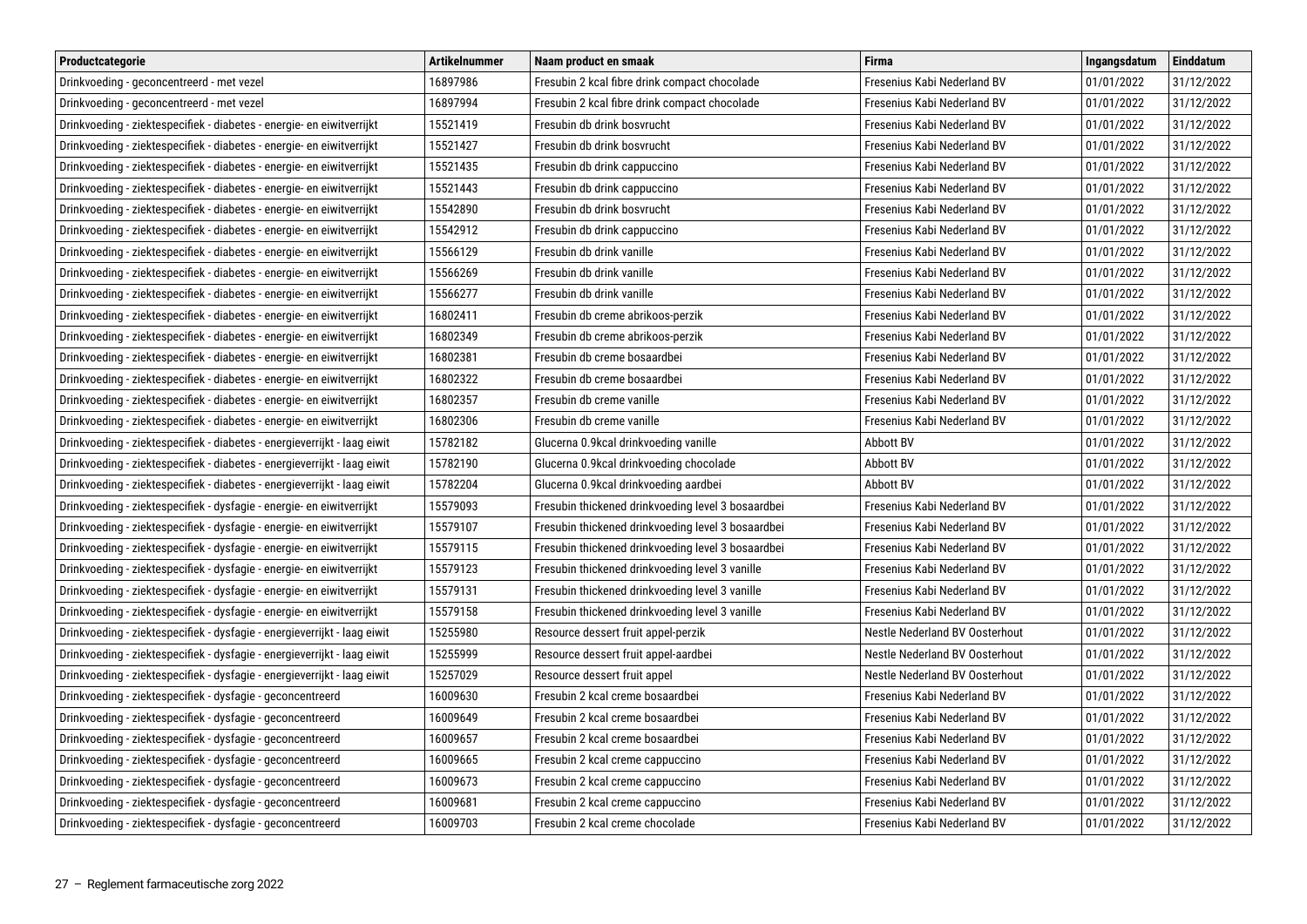| Productcategorie | Artikelnummer | Naam product en smaak | Firma | Ingangsdatum | Einddatum |
|---|---|---|---|---|---|
| Drinkvoeding - geconcentreerd - met vezel | 16897986 | Fresubin 2 kcal fibre drink compact chocolade | Fresenius Kabi Nederland BV | 01/01/2022 | 31/12/2022 |
| Drinkvoeding - geconcentreerd - met vezel | 16897994 | Fresubin 2 kcal fibre drink compact chocolade | Fresenius Kabi Nederland BV | 01/01/2022 | 31/12/2022 |
| Drinkvoeding - ziektespecifiek - diabetes - energie- en eiwitverrijkt | 15521419 | Fresubin db drink bosvrucht | Fresenius Kabi Nederland BV | 01/01/2022 | 31/12/2022 |
| Drinkvoeding - ziektespecifiek - diabetes - energie- en eiwitverrijkt | 15521427 | Fresubin db drink bosvrucht | Fresenius Kabi Nederland BV | 01/01/2022 | 31/12/2022 |
| Drinkvoeding - ziektespecifiek - diabetes - energie- en eiwitverrijkt | 15521435 | Fresubin db drink cappuccino | Fresenius Kabi Nederland BV | 01/01/2022 | 31/12/2022 |
| Drinkvoeding - ziektespecifiek - diabetes - energie- en eiwitverrijkt | 15521443 | Fresubin db drink cappuccino | Fresenius Kabi Nederland BV | 01/01/2022 | 31/12/2022 |
| Drinkvoeding - ziektespecifiek - diabetes - energie- en eiwitverrijkt | 15542890 | Fresubin db drink bosvrucht | Fresenius Kabi Nederland BV | 01/01/2022 | 31/12/2022 |
| Drinkvoeding - ziektespecifiek - diabetes - energie- en eiwitverrijkt | 15542912 | Fresubin db drink cappuccino | Fresenius Kabi Nederland BV | 01/01/2022 | 31/12/2022 |
| Drinkvoeding - ziektespecifiek - diabetes - energie- en eiwitverrijkt | 15566129 | Fresubin db drink vanille | Fresenius Kabi Nederland BV | 01/01/2022 | 31/12/2022 |
| Drinkvoeding - ziektespecifiek - diabetes - energie- en eiwitverrijkt | 15566269 | Fresubin db drink vanille | Fresenius Kabi Nederland BV | 01/01/2022 | 31/12/2022 |
| Drinkvoeding - ziektespecifiek - diabetes - energie- en eiwitverrijkt | 15566277 | Fresubin db drink vanille | Fresenius Kabi Nederland BV | 01/01/2022 | 31/12/2022 |
| Drinkvoeding - ziektespecifiek - diabetes - energie- en eiwitverrijkt | 16802411 | Fresubin db creme abrikoos-perzik | Fresenius Kabi Nederland BV | 01/01/2022 | 31/12/2022 |
| Drinkvoeding - ziektespecifiek - diabetes - energie- en eiwitverrijkt | 16802349 | Fresubin db creme abrikoos-perzik | Fresenius Kabi Nederland BV | 01/01/2022 | 31/12/2022 |
| Drinkvoeding - ziektespecifiek - diabetes - energie- en eiwitverrijkt | 16802381 | Fresubin db creme bosaardbei | Fresenius Kabi Nederland BV | 01/01/2022 | 31/12/2022 |
| Drinkvoeding - ziektespecifiek - diabetes - energie- en eiwitverrijkt | 16802322 | Fresubin db creme bosaardbei | Fresenius Kabi Nederland BV | 01/01/2022 | 31/12/2022 |
| Drinkvoeding - ziektespecifiek - diabetes - energie- en eiwitverrijkt | 16802357 | Fresubin db creme vanille | Fresenius Kabi Nederland BV | 01/01/2022 | 31/12/2022 |
| Drinkvoeding - ziektespecifiek - diabetes - energie- en eiwitverrijkt | 16802306 | Fresubin db creme vanille | Fresenius Kabi Nederland BV | 01/01/2022 | 31/12/2022 |
| Drinkvoeding - ziektespecifiek - diabetes - energieverrijkt - laag eiwit | 15782182 | Glucerna 0.9kcal drinkvoeding vanille | Abbott BV | 01/01/2022 | 31/12/2022 |
| Drinkvoeding - ziektespecifiek - diabetes - energieverrijkt - laag eiwit | 15782190 | Glucerna 0.9kcal drinkvoeding chocolade | Abbott BV | 01/01/2022 | 31/12/2022 |
| Drinkvoeding - ziektespecifiek - diabetes - energieverrijkt - laag eiwit | 15782204 | Glucerna 0.9kcal drinkvoeding aardbei | Abbott BV | 01/01/2022 | 31/12/2022 |
| Drinkvoeding - ziektespecifiek - dysfagie - energie- en eiwitverrijkt | 15579093 | Fresubin thickened drinkvoeding level 3 bosaardbei | Fresenius Kabi Nederland BV | 01/01/2022 | 31/12/2022 |
| Drinkvoeding - ziektespecifiek - dysfagie - energie- en eiwitverrijkt | 15579107 | Fresubin thickened drinkvoeding level 3 bosaardbei | Fresenius Kabi Nederland BV | 01/01/2022 | 31/12/2022 |
| Drinkvoeding - ziektespecifiek - dysfagie - energie- en eiwitverrijkt | 15579115 | Fresubin thickened drinkvoeding level 3 bosaardbei | Fresenius Kabi Nederland BV | 01/01/2022 | 31/12/2022 |
| Drinkvoeding - ziektespecifiek - dysfagie - energie- en eiwitverrijkt | 15579123 | Fresubin thickened drinkvoeding level 3 vanille | Fresenius Kabi Nederland BV | 01/01/2022 | 31/12/2022 |
| Drinkvoeding - ziektespecifiek - dysfagie - energie- en eiwitverrijkt | 15579131 | Fresubin thickened drinkvoeding level 3 vanille | Fresenius Kabi Nederland BV | 01/01/2022 | 31/12/2022 |
| Drinkvoeding - ziektespecifiek - dysfagie - energie- en eiwitverrijkt | 15579158 | Fresubin thickened drinkvoeding level 3 vanille | Fresenius Kabi Nederland BV | 01/01/2022 | 31/12/2022 |
| Drinkvoeding - ziektespecifiek - dysfagie - energieverrijkt - laag eiwit | 15255980 | Resource dessert fruit appel-perzik | Nestle Nederland BV Oosterhout | 01/01/2022 | 31/12/2022 |
| Drinkvoeding - ziektespecifiek - dysfagie - energieverrijkt - laag eiwit | 15255999 | Resource dessert fruit appel-aardbei | Nestle Nederland BV Oosterhout | 01/01/2022 | 31/12/2022 |
| Drinkvoeding - ziektespecifiek - dysfagie - energieverrijkt - laag eiwit | 15257029 | Resource dessert fruit appel | Nestle Nederland BV Oosterhout | 01/01/2022 | 31/12/2022 |
| Drinkvoeding - ziektespecifiek - dysfagie - geconcentreerd | 16009630 | Fresubin 2 kcal creme bosaardbei | Fresenius Kabi Nederland BV | 01/01/2022 | 31/12/2022 |
| Drinkvoeding - ziektespecifiek - dysfagie - geconcentreerd | 16009649 | Fresubin 2 kcal creme bosaardbei | Fresenius Kabi Nederland BV | 01/01/2022 | 31/12/2022 |
| Drinkvoeding - ziektespecifiek - dysfagie - geconcentreerd | 16009657 | Fresubin 2 kcal creme bosaardbei | Fresenius Kabi Nederland BV | 01/01/2022 | 31/12/2022 |
| Drinkvoeding - ziektespecifiek - dysfagie - geconcentreerd | 16009665 | Fresubin 2 kcal creme cappuccino | Fresenius Kabi Nederland BV | 01/01/2022 | 31/12/2022 |
| Drinkvoeding - ziektespecifiek - dysfagie - geconcentreerd | 16009673 | Fresubin 2 kcal creme cappuccino | Fresenius Kabi Nederland BV | 01/01/2022 | 31/12/2022 |
| Drinkvoeding - ziektespecifiek - dysfagie - geconcentreerd | 16009681 | Fresubin 2 kcal creme cappuccino | Fresenius Kabi Nederland BV | 01/01/2022 | 31/12/2022 |
| Drinkvoeding - ziektespecifiek - dysfagie - geconcentreerd | 16009703 | Fresubin 2 kcal creme chocolade | Fresenius Kabi Nederland BV | 01/01/2022 | 31/12/2022 |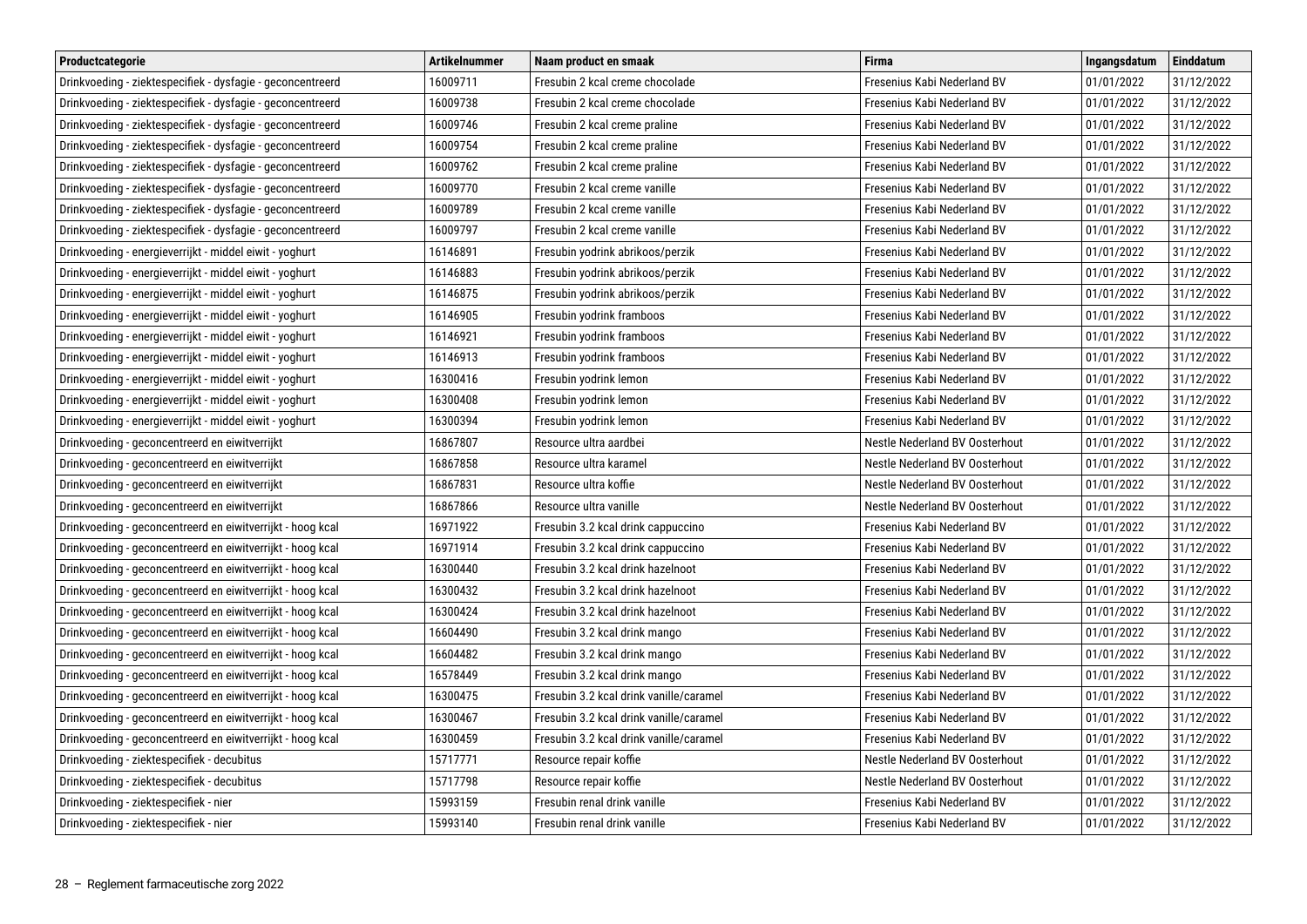| Productcategorie | Artikelnummer | Naam product en smaak | Firma | Ingangsdatum | Einddatum |
|---|---|---|---|---|---|
| Drinkvoeding - ziektespecifiek - dysfagie - geconcentreerd | 16009711 | Fresubin 2 kcal creme chocolade | Fresenius Kabi Nederland BV | 01/01/2022 | 31/12/2022 |
| Drinkvoeding - ziektespecifiek - dysfagie - geconcentreerd | 16009738 | Fresubin 2 kcal creme chocolade | Fresenius Kabi Nederland BV | 01/01/2022 | 31/12/2022 |
| Drinkvoeding - ziektespecifiek - dysfagie - geconcentreerd | 16009746 | Fresubin 2 kcal creme praline | Fresenius Kabi Nederland BV | 01/01/2022 | 31/12/2022 |
| Drinkvoeding - ziektespecifiek - dysfagie - geconcentreerd | 16009754 | Fresubin 2 kcal creme praline | Fresenius Kabi Nederland BV | 01/01/2022 | 31/12/2022 |
| Drinkvoeding - ziektespecifiek - dysfagie - geconcentreerd | 16009762 | Fresubin 2 kcal creme praline | Fresenius Kabi Nederland BV | 01/01/2022 | 31/12/2022 |
| Drinkvoeding - ziektespecifiek - dysfagie - geconcentreerd | 16009770 | Fresubin 2 kcal creme vanille | Fresenius Kabi Nederland BV | 01/01/2022 | 31/12/2022 |
| Drinkvoeding - ziektespecifiek - dysfagie - geconcentreerd | 16009789 | Fresubin 2 kcal creme vanille | Fresenius Kabi Nederland BV | 01/01/2022 | 31/12/2022 |
| Drinkvoeding - ziektespecifiek - dysfagie - geconcentreerd | 16009797 | Fresubin 2 kcal creme vanille | Fresenius Kabi Nederland BV | 01/01/2022 | 31/12/2022 |
| Drinkvoeding - energieverrijkt - middel eiwit - yoghurt | 16146891 | Fresubin yodrink abrikoos/perzik | Fresenius Kabi Nederland BV | 01/01/2022 | 31/12/2022 |
| Drinkvoeding - energieverrijkt - middel eiwit - yoghurt | 16146883 | Fresubin yodrink abrikoos/perzik | Fresenius Kabi Nederland BV | 01/01/2022 | 31/12/2022 |
| Drinkvoeding - energieverrijkt - middel eiwit - yoghurt | 16146875 | Fresubin yodrink abrikoos/perzik | Fresenius Kabi Nederland BV | 01/01/2022 | 31/12/2022 |
| Drinkvoeding - energieverrijkt - middel eiwit - yoghurt | 16146905 | Fresubin yodrink framboos | Fresenius Kabi Nederland BV | 01/01/2022 | 31/12/2022 |
| Drinkvoeding - energieverrijkt - middel eiwit - yoghurt | 16146921 | Fresubin yodrink framboos | Fresenius Kabi Nederland BV | 01/01/2022 | 31/12/2022 |
| Drinkvoeding - energieverrijkt - middel eiwit - yoghurt | 16146913 | Fresubin yodrink framboos | Fresenius Kabi Nederland BV | 01/01/2022 | 31/12/2022 |
| Drinkvoeding - energieverrijkt - middel eiwit - yoghurt | 16300416 | Fresubin yodrink lemon | Fresenius Kabi Nederland BV | 01/01/2022 | 31/12/2022 |
| Drinkvoeding - energieverrijkt - middel eiwit - yoghurt | 16300408 | Fresubin yodrink lemon | Fresenius Kabi Nederland BV | 01/01/2022 | 31/12/2022 |
| Drinkvoeding - energieverrijkt - middel eiwit - yoghurt | 16300394 | Fresubin yodrink lemon | Fresenius Kabi Nederland BV | 01/01/2022 | 31/12/2022 |
| Drinkvoeding - geconcentreerd en eiwitverrijkt | 16867807 | Resource ultra aardbei | Nestle Nederland BV Oosterhout | 01/01/2022 | 31/12/2022 |
| Drinkvoeding - geconcentreerd en eiwitverrijkt | 16867858 | Resource ultra karamel | Nestle Nederland BV Oosterhout | 01/01/2022 | 31/12/2022 |
| Drinkvoeding - geconcentreerd en eiwitverrijkt | 16867831 | Resource ultra koffie | Nestle Nederland BV Oosterhout | 01/01/2022 | 31/12/2022 |
| Drinkvoeding - geconcentreerd en eiwitverrijkt | 16867866 | Resource ultra vanille | Nestle Nederland BV Oosterhout | 01/01/2022 | 31/12/2022 |
| Drinkvoeding - geconcentreerd en eiwitverrijkt - hoog kcal | 16971922 | Fresubin 3.2 kcal drink cappuccino | Fresenius Kabi Nederland BV | 01/01/2022 | 31/12/2022 |
| Drinkvoeding - geconcentreerd en eiwitverrijkt - hoog kcal | 16971914 | Fresubin 3.2 kcal drink cappuccino | Fresenius Kabi Nederland BV | 01/01/2022 | 31/12/2022 |
| Drinkvoeding - geconcentreerd en eiwitverrijkt - hoog kcal | 16300440 | Fresubin 3.2 kcal drink hazelnoot | Fresenius Kabi Nederland BV | 01/01/2022 | 31/12/2022 |
| Drinkvoeding - geconcentreerd en eiwitverrijkt - hoog kcal | 16300432 | Fresubin 3.2 kcal drink hazelnoot | Fresenius Kabi Nederland BV | 01/01/2022 | 31/12/2022 |
| Drinkvoeding - geconcentreerd en eiwitverrijkt - hoog kcal | 16300424 | Fresubin 3.2 kcal drink hazelnoot | Fresenius Kabi Nederland BV | 01/01/2022 | 31/12/2022 |
| Drinkvoeding - geconcentreerd en eiwitverrijkt - hoog kcal | 16604490 | Fresubin 3.2 kcal drink mango | Fresenius Kabi Nederland BV | 01/01/2022 | 31/12/2022 |
| Drinkvoeding - geconcentreerd en eiwitverrijkt - hoog kcal | 16604482 | Fresubin 3.2 kcal drink mango | Fresenius Kabi Nederland BV | 01/01/2022 | 31/12/2022 |
| Drinkvoeding - geconcentreerd en eiwitverrijkt - hoog kcal | 16578449 | Fresubin 3.2 kcal drink mango | Fresenius Kabi Nederland BV | 01/01/2022 | 31/12/2022 |
| Drinkvoeding - geconcentreerd en eiwitverrijkt - hoog kcal | 16300475 | Fresubin 3.2 kcal drink vanille/caramel | Fresenius Kabi Nederland BV | 01/01/2022 | 31/12/2022 |
| Drinkvoeding - geconcentreerd en eiwitverrijkt - hoog kcal | 16300467 | Fresubin 3.2 kcal drink vanille/caramel | Fresenius Kabi Nederland BV | 01/01/2022 | 31/12/2022 |
| Drinkvoeding - geconcentreerd en eiwitverrijkt - hoog kcal | 16300459 | Fresubin 3.2 kcal drink vanille/caramel | Fresenius Kabi Nederland BV | 01/01/2022 | 31/12/2022 |
| Drinkvoeding - ziektespecifiek - decubitus | 15717771 | Resource repair koffie | Nestle Nederland BV Oosterhout | 01/01/2022 | 31/12/2022 |
| Drinkvoeding - ziektespecifiek - decubitus | 15717798 | Resource repair koffie | Nestle Nederland BV Oosterhout | 01/01/2022 | 31/12/2022 |
| Drinkvoeding - ziektespecifiek - nier | 15993159 | Fresubin renal drink vanille | Fresenius Kabi Nederland BV | 01/01/2022 | 31/12/2022 |
| Drinkvoeding - ziektespecifiek - nier | 15993140 | Fresubin renal drink vanille | Fresenius Kabi Nederland BV | 01/01/2022 | 31/12/2022 |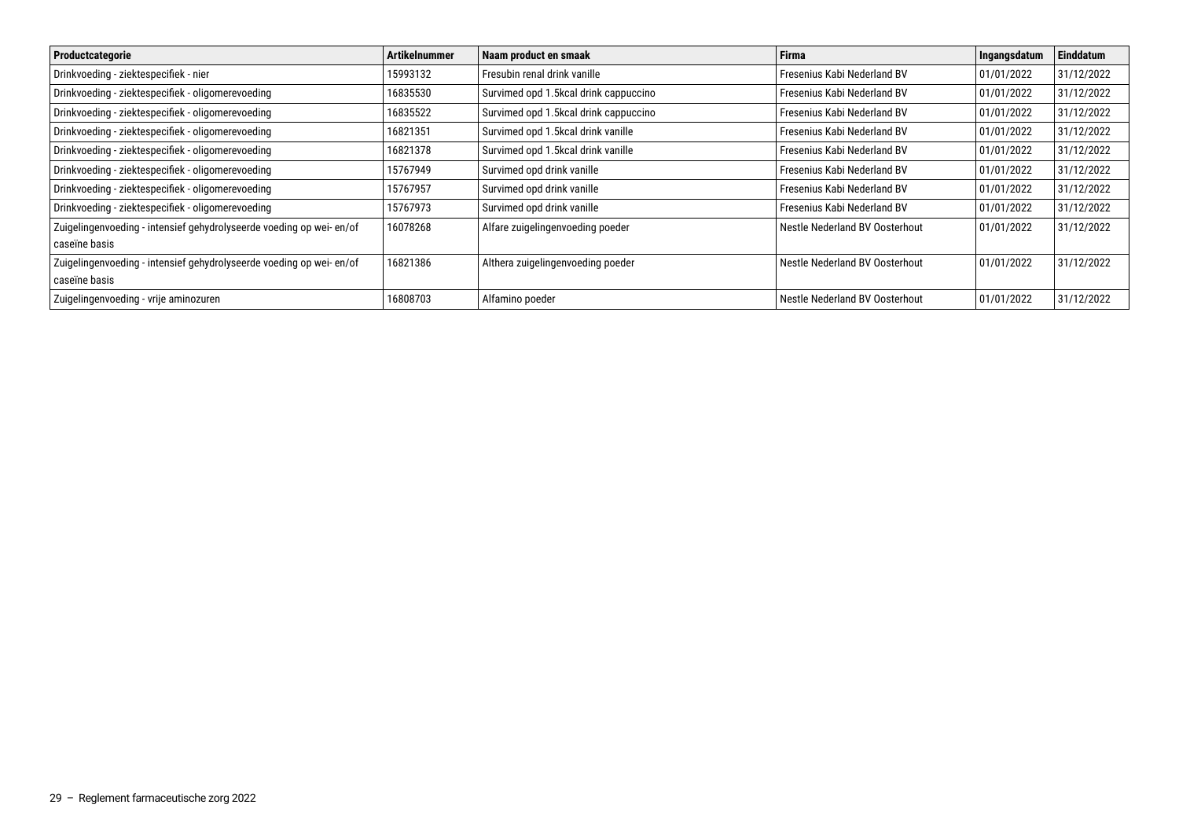| Productcategorie | Artikelnummer | Naam product en smaak | Firma | Ingangsdatum | Einddatum |
|---|---|---|---|---|---|
| Drinkvoeding - ziektespecifiek - nier | 15993132 | Fresubin renal drink vanille | Fresenius Kabi Nederland BV | 01/01/2022 | 31/12/2022 |
| Drinkvoeding - ziektespecifiek - oligomerevoeding | 16835530 | Survimed opd 1.5kcal drink cappuccino | Fresenius Kabi Nederland BV | 01/01/2022 | 31/12/2022 |
| Drinkvoeding - ziektespecifiek - oligomerevoeding | 16835522 | Survimed opd 1.5kcal drink cappuccino | Fresenius Kabi Nederland BV | 01/01/2022 | 31/12/2022 |
| Drinkvoeding - ziektespecifiek - oligomerevoeding | 16821351 | Survimed opd 1.5kcal drink vanille | Fresenius Kabi Nederland BV | 01/01/2022 | 31/12/2022 |
| Drinkvoeding - ziektespecifiek - oligomerevoeding | 16821378 | Survimed opd 1.5kcal drink vanille | Fresenius Kabi Nederland BV | 01/01/2022 | 31/12/2022 |
| Drinkvoeding - ziektespecifiek - oligomerevoeding | 15767949 | Survimed opd drink vanille | Fresenius Kabi Nederland BV | 01/01/2022 | 31/12/2022 |
| Drinkvoeding - ziektespecifiek - oligomerevoeding | 15767957 | Survimed opd drink vanille | Fresenius Kabi Nederland BV | 01/01/2022 | 31/12/2022 |
| Drinkvoeding - ziektespecifiek - oligomerevoeding | 15767973 | Survimed opd drink vanille | Fresenius Kabi Nederland BV | 01/01/2022 | 31/12/2022 |
| Zuigelingenvoeding - intensief gehydrolyseerde voeding op wei- en/of caseïne basis | 16078268 | Alfare zuigelingenvoeding poeder | Nestle Nederland BV Oosterhout | 01/01/2022 | 31/12/2022 |
| Zuigelingenvoeding - intensief gehydrolyseerde voeding op wei- en/of caseïne basis | 16821386 | Althera zuigelingenvoeding poeder | Nestle Nederland BV Oosterhout | 01/01/2022 | 31/12/2022 |
| Zuigelingenvoeding - vrije aminozuren | 16808703 | Alfamino poeder | Nestle Nederland BV Oosterhout | 01/01/2022 | 31/12/2022 |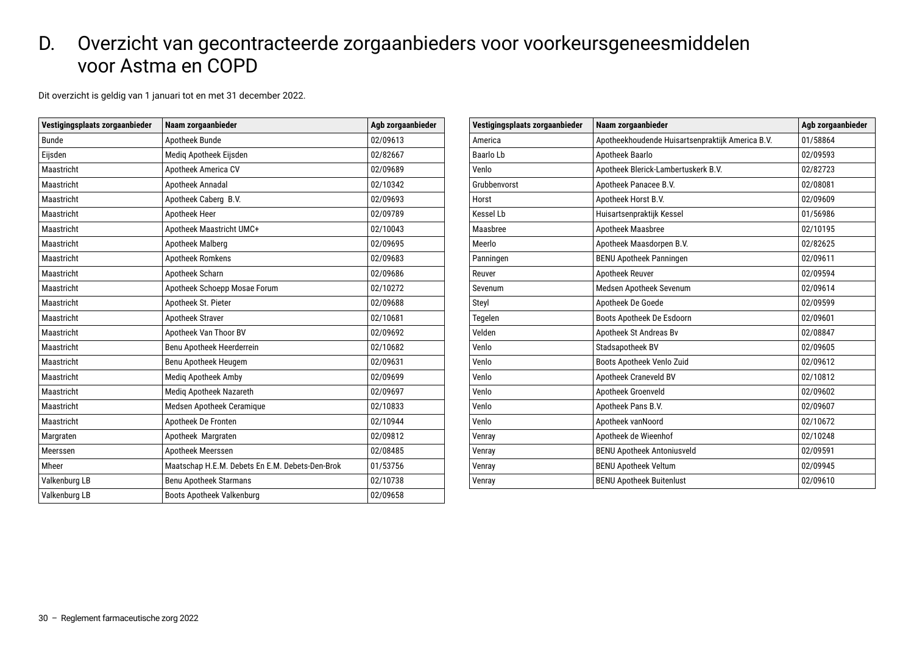# D. Overzicht van gecontracteerde zorgaanbieders voor voorkeursgeneesmiddelen voor Astma en COPD

Dit overzicht is geldig van 1 januari tot en met 31 december 2022.

| Vestigingsplaats zorgaanbieder | Naam zorgaanbieder | Agb zorgaanbieder |
|---|---|---|
| Bunde | Apotheek Bunde | 02/09613 |
| Eijsden | Mediq Apotheek Eijsden | 02/82667 |
| Maastricht | Apotheek America CV | 02/09689 |
| Maastricht | Apotheek Annadal | 02/10342 |
| Maastricht | Apotheek Caberg B.V. | 02/09693 |
| Maastricht | Apotheek Heer | 02/09789 |
| Maastricht | Apotheek Maastricht UMC+ | 02/10043 |
| Maastricht | Apotheek Malberg | 02/09695 |
| Maastricht | Apotheek Romkens | 02/09683 |
| Maastricht | Apotheek Scharn | 02/09686 |
| Maastricht | Apotheek Schoepp Mosae Forum | 02/10272 |
| Maastricht | Apotheek St. Pieter | 02/09688 |
| Maastricht | Apotheek Straver | 02/10681 |
| Maastricht | Apotheek Van Thoor BV | 02/09692 |
| Maastricht | Benu Apotheek Heerderrein | 02/10682 |
| Maastricht | Benu Apotheek Heugem | 02/09631 |
| Maastricht | Mediq Apotheek Amby | 02/09699 |
| Maastricht | Mediq Apotheek Nazareth | 02/09697 |
| Maastricht | Medsen Apotheek Ceramique | 02/10833 |
| Maastricht | Apotheek De Fronten | 02/10944 |
| Margraten | Apotheek Margraten | 02/09812 |
| Meerssen | Apotheek Meerssen | 02/08485 |
| Mheer | Maatschap H.E.M. Debets En E.M. Debets-Den-Brok | 01/53756 |
| Valkenburg LB | Benu Apotheek Starmans | 02/10738 |
| Valkenburg LB | Boots Apotheek Valkenburg | 02/09658 |
| America | Apotheekhoudende Huisartsenpraktijk America B.V. | 01/58864 |
| Baarlo Lb | Apotheek Baarlo | 02/09593 |
| Venlo | Apotheek Blerick-Lambertuskerk B.V. | 02/82723 |
| Grubbenvorst | Apotheek Panacee B.V. | 02/08081 |
| Horst | Apotheek Horst B.V. | 02/09609 |
| Kessel Lb | Huisartsenpraktijk Kessel | 01/56986 |
| Maasbree | Apotheek Maasbree | 02/10195 |
| Meerlo | Apotheek Maasdorpen B.V. | 02/82625 |
| Panningen | BENU Apotheek Panningen | 02/09611 |
| Reuver | Apotheek Reuver | 02/09594 |
| Sevenum | Medsen Apotheek Sevenum | 02/09614 |
| Steyl | Apotheek De Goede | 02/09599 |
| Tegelen | Boots Apotheek De Esdoorn | 02/09601 |
| Velden | Apotheek St Andreas Bv | 02/08847 |
| Venlo | Stadsapotheek BV | 02/09605 |
| Venlo | Boots Apotheek Venlo Zuid | 02/09612 |
| Venlo | Apotheek Craneveld BV | 02/10812 |
| Venlo | Apotheek Groenveld | 02/09602 |
| Venlo | Apotheek Pans B.V. | 02/09607 |
| Venlo | Apotheek vanNoord | 02/10672 |
| Venray | Apotheek de Wieenhof | 02/10248 |
| Venray | BENU Apotheek Antoniusveld | 02/09591 |
| Venray | BENU Apotheek Veltum | 02/09945 |
| Venray | BENU Apotheek Buitenlust | 02/09610 |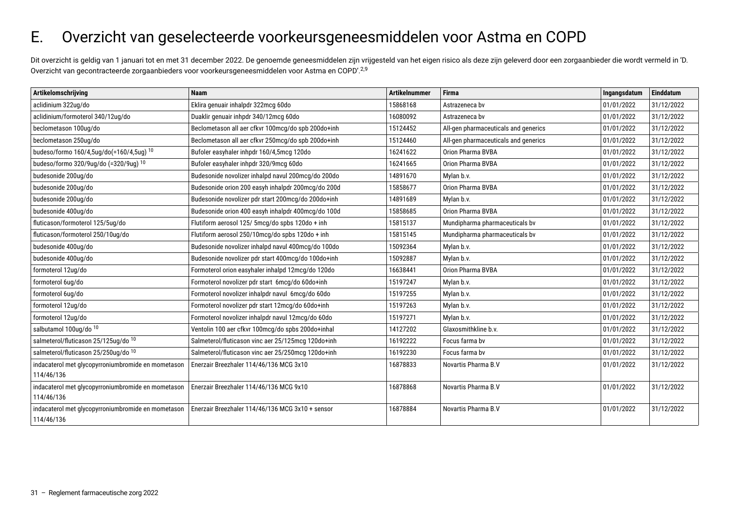# E. Overzicht van geselecteerde voorkeursgeneesmiddelen voor Astma en COPD

Dit overzicht is geldig van 1 januari tot en met 31 december 2022. De genoemde geneesmiddelen zijn vrijgesteld van het eigen risico als deze zijn geleverd door een zorgaanbieder die wordt vermeld in 'D. Overzicht van gecontracteerde zorgaanbieders voor voorkeursgeneesmiddelen voor Astma en COPD'.[2,9]

| Artikelomschrijving | Naam | Artikelnummer | Firma | Ingangsdatum | Einddatum |
|---|---|---|---|---|---|
| aclidinium 322ug/do | Eklira genuair inhalpdr 322mcg 60do | 15868168 | Astrazeneca bv | 01/01/2022 | 31/12/2022 |
| aclidinium/formoterol 340/12ug/do | Duaklir genuair inhpdr 340/12mcg 60do | 16080092 | Astrazeneca bv | 01/01/2022 | 31/12/2022 |
| beclometason 100ug/do | Beclometason all aer cfkvr 100mcg/do spb 200do+inh | 15124452 | All-gen pharmaceuticals and generics | 01/01/2022 | 31/12/2022 |
| beclometason 250ug/do | Beclometason all aer cfkvr 250mcg/do spb 200do+inh | 15124460 | All-gen pharmaceuticals and generics | 01/01/2022 | 31/12/2022 |
| budeso/formo 160/4,5ug/do(=160/4,5ug) [10] | Bufoler easyhaler inhpdr 160/4,5mcg 120do | 16241622 | Orion Pharma BVBA | 01/01/2022 | 31/12/2022 |
| budeso/formo 320/9ug/do (=320/9ug) [10] | Bufoler easyhaler inhpdr 320/9mcg 60do | 16241665 | Orion Pharma BVBA | 01/01/2022 | 31/12/2022 |
| budesonide 200ug/do | Budesonide novolizer inhalpd navul 200mcg/do 200do | 14891670 | Mylan b.v. | 01/01/2022 | 31/12/2022 |
| budesonide 200ug/do | Budesonide orion 200 easyh inhalpdr 200mcg/do 200d | 15858677 | Orion Pharma BVBA | 01/01/2022 | 31/12/2022 |
| budesonide 200ug/do | Budesonide novolizer pdr start 200mcg/do 200do+inh | 14891689 | Mylan b.v. | 01/01/2022 | 31/12/2022 |
| budesonide 400ug/do | Budesonide orion 400 easyh inhalpdr 400mcg/do 100d | 15858685 | Orion Pharma BVBA | 01/01/2022 | 31/12/2022 |
| fluticason/formoterol 125/5ug/do | Flutiform aerosol 125/ 5mcg/do spbs 120do + inh | 15815137 | Mundipharma pharmaceuticals bv | 01/01/2022 | 31/12/2022 |
| fluticason/formoterol 250/10ug/do | Flutiform aerosol 250/10mcg/do spbs 120do + inh | 15815145 | Mundipharma pharmaceuticals bv | 01/01/2022 | 31/12/2022 |
| budesonide 400ug/do | Budesonide novolizer inhalpd navul 400mcg/do 100do | 15092364 | Mylan b.v. | 01/01/2022 | 31/12/2022 |
| budesonide 400ug/do | Budesonide novolizer pdr start 400mcg/do 100do+inh | 15092887 | Mylan b.v. | 01/01/2022 | 31/12/2022 |
| formoterol 12ug/do | Formoterol orion easyhaler inhalpd 12mcg/do 120do | 16638441 | Orion Pharma BVBA | 01/01/2022 | 31/12/2022 |
| formoterol 6ug/do | Formoterol novolizer pdr start 6mcg/do 60do+inh | 15197247 | Mylan b.v. | 01/01/2022 | 31/12/2022 |
| formoterol 6ug/do | Formoterol novolizer inhalpdr navul 6mcg/do 60do | 15197255 | Mylan b.v. | 01/01/2022 | 31/12/2022 |
| formoterol 12ug/do | Formoterol novolizer pdr start 12mcg/do 60do+inh | 15197263 | Mylan b.v. | 01/01/2022 | 31/12/2022 |
| formoterol 12ug/do | Formoterol novolizer inhalpdr navul 12mcg/do 60do | 15197271 | Mylan b.v. | 01/01/2022 | 31/12/2022 |
| salbutamol 100ug/do [10] | Ventolin 100 aer cfkvr 100mcg/do spbs 200do+inhal | 14127202 | Glaxosmithkline b.v. | 01/01/2022 | 31/12/2022 |
| salmeterol/fluticason 25/125ug/do [10] | Salmeterol/fluticason vinc aer 25/125mcg 120do+inh | 16192222 | Focus farma bv | 01/01/2022 | 31/12/2022 |
| salmeterol/fluticason 25/250ug/do [10] | Salmeterol/fluticason vinc aer 25/250mcg 120do+inh | 16192230 | Focus farma bv | 01/01/2022 | 31/12/2022 |
| indacaterol met glycopyrroniumbromide en mometason 114/46/136 | Enerzair Breezhaler 114/46/136 MCG 3x10 | 16878833 | Novartis Pharma B.V | 01/01/2022 | 31/12/2022 |
| indacaterol met glycopyrroniumbromide en mometason 114/46/136 | Enerzair Breezhaler 114/46/136 MCG 9x10 | 16878868 | Novartis Pharma B.V | 01/01/2022 | 31/12/2022 |
| indacaterol met glycopyrroniumbromide en mometason 114/46/136 | Enerzair Breezhaler 114/46/136 MCG 3x10 + sensor | 16878884 | Novartis Pharma B.V | 01/01/2022 | 31/12/2022 |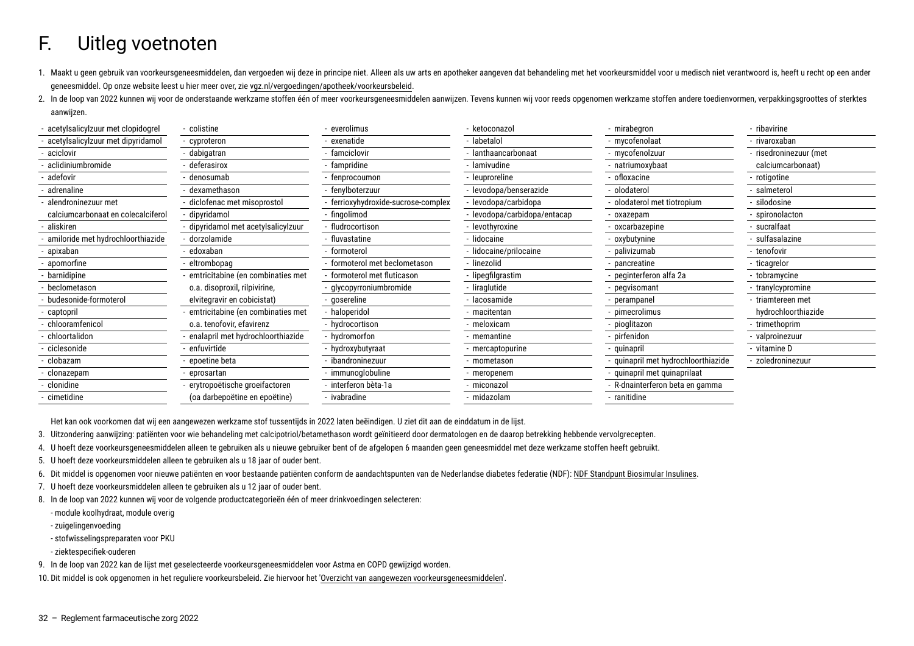# F. Uitleg voetnoten

1. Maakt u geen gebruik van voorkeursgeneesmiddelen, dan vergoeden wij deze in principe niet. Alleen als uw arts en apotheker aangeven dat behandeling met het voorkeursmiddel voor u medisch niet verantwoord is, heeft u recht op een ander geneesmiddel. Op onze website leest u hier meer over, zie vgz.nl/vergoedingen/apotheek/voorkeursbeleid.
2. In de loop van 2022 kunnen wij voor de onderstaande werkzame stoffen één of meer voorkeursgeneesmiddelen aanwijzen. Tevens kunnen wij voor reeds opgenomen werkzame stoffen andere toedienvormen, verpakkingsgroottes of sterktes aanwijzen.

- acetylsalicylzuur met clopidogrel
- acetylsalicylzuur met dipyridamol
- aciclovir
- aclidiniumbromide
- adefovir
- adrenaline
- alendroninezuur met calciumcarbonaat en colecalciferol
- aliskiren
- amiloride met hydrochloorthiazide
- apixaban
- apomorfine
- barnidipine
- beclometason
- budesonide-formoterol
- captopril
- chlooramfenicol
- chloortalidon
- ciclesonide
- clobazam
- clonazepam
- clonidine
- cimetidine
- colistine
- cyproteron
- dabigatran
- deferasirox
- denosumab
- dexamethason
- diclofenac met misoprostol
- dipyridamol
- dipyridamol met acetylsalicylzuur
- dorzolamide
- edoxaban
- eltrombopag
- emtricitabine (en combinaties met o.a. disoproxil, rilpivirine, elvitegravir en cobicistat)
- emtricitabine (en combinaties met o.a. tenofovir, efavirenz
- enalapril met hydrochloorthiazide
- enfuvirtide
- epoetine beta
- eprosartan
- erytropoëtische groeifactoren (oa darbepoëtine en epoëtine)
- everolimus
- exenatide
- famciclovir
- fampridine
- fenprocoumon
- fenylboterzuur
- ferrioxyhydroxide-sucrose-complex
- fingolimod
- fludrocortison
- fluvastatine
- formoterol
- formoterol met beclometason
- formoterol met fluticason
- glycopyrroniumbromide
- gosereline
- haloperidol
- hydrocortison
- hydromorfon
- hydroxybutyraat
- ibandroninezuur
- immunoglobuline
- interferon bèta-1a
- ivabradine
- ketoconazol
- labetalol
- lanthaancarbonaat
- lamivudine
- leuproreline
- levodopa/benserazide
- levodopa/carbidopa
- levodopa/carbidopa/entacap
- levothyroxine
- lidocaine
- lidocaine/prilocaine
- linezolid
- lipegfilgrastim
- liraglutide
- lacosamide
- macitentan
- meloxicam
- memantine
- mercaptopurine
- mometason
- meropenem
- miconazol
- midazolam
- mirabegron
- mycofenolaat
- mycofenolzuur
- natriumoxybaat
- ofloxacine
- olodaterol
- olodaterol met tiotropium
- oxazepam
- oxcarbazepine
- oxybutynine
- palivizumab
- pancreatine
- peginterferon alfa 2a
- pegvisomant
- perampanel
- pimecrolimus
- pioglitazon
- pirfenidon
- quinapril
- quinapril met hydrochloorthiazide
- quinapril met quinaprilaat
- R-dnainterferon beta en gamma
- ranitidine
- ribavirine
- rivaroxaban
- risedroninezuur (met calciumcarbonaat)
- rotigotine
- salmeterol
- silodosine
- spironolacton
- sucralfaat
- sulfasalazine
- tenofovir
- ticagrelor
- tobramycine
- tranylcypromine
- triamtereen met hydrochloorthiazide
- trimethoprim
- valproinezuur
- vitamine D
- zoledroninezuur

Het kan ook voorkomen dat wij een aangewezen werkzame stof tussentijds in 2022 laten beëindigen. U ziet dit aan de einddatum in de lijst.

3. Uitzondering aanwijzing: patiënten voor wie behandeling met calcipotriol/betamethason wordt geïnitieerd door dermatologen en de daarop betrekking hebbende vervolgrecepten.
4. U hoeft deze voorkeursgeneesmiddelen alleen te gebruiken als u nieuwe gebruiker bent of de afgelopen 6 maanden geen geneesmiddel met deze werkzame stoffen heeft gebruikt.
5. U hoeft deze voorkeursmiddelen alleen te gebruiken als u 18 jaar of ouder bent.
6. Dit middel is opgenomen voor nieuwe patiënten en voor bestaande patiënten conform de aandachtspunten van de Nederlandse diabetes federatie (NDF): NDF Standpunt Biosimular Insulines.
7. U hoeft deze voorkeursmiddelen alleen te gebruiken als u 12 jaar of ouder bent.
8. In de loop van 2022 kunnen wij voor de volgende productcategorieën één of meer drinkvoedingen selecteren:
   - module koolhydraat, module overig
   - zuigelingenvoeding
   - stofwisselingspreparaten voor PKU
   - ziektespecifiek-ouderen
9. In de loop van 2022 kan de lijst met geselecteerde voorkeursgeneesmiddelen voor Astma en COPD gewijzigd worden.
10. Dit middel is ook opgenomen in het reguliere voorkeursbeleid. Zie hiervoor het 'Overzicht van aangewezen voorkeursgeneesmiddelen'.